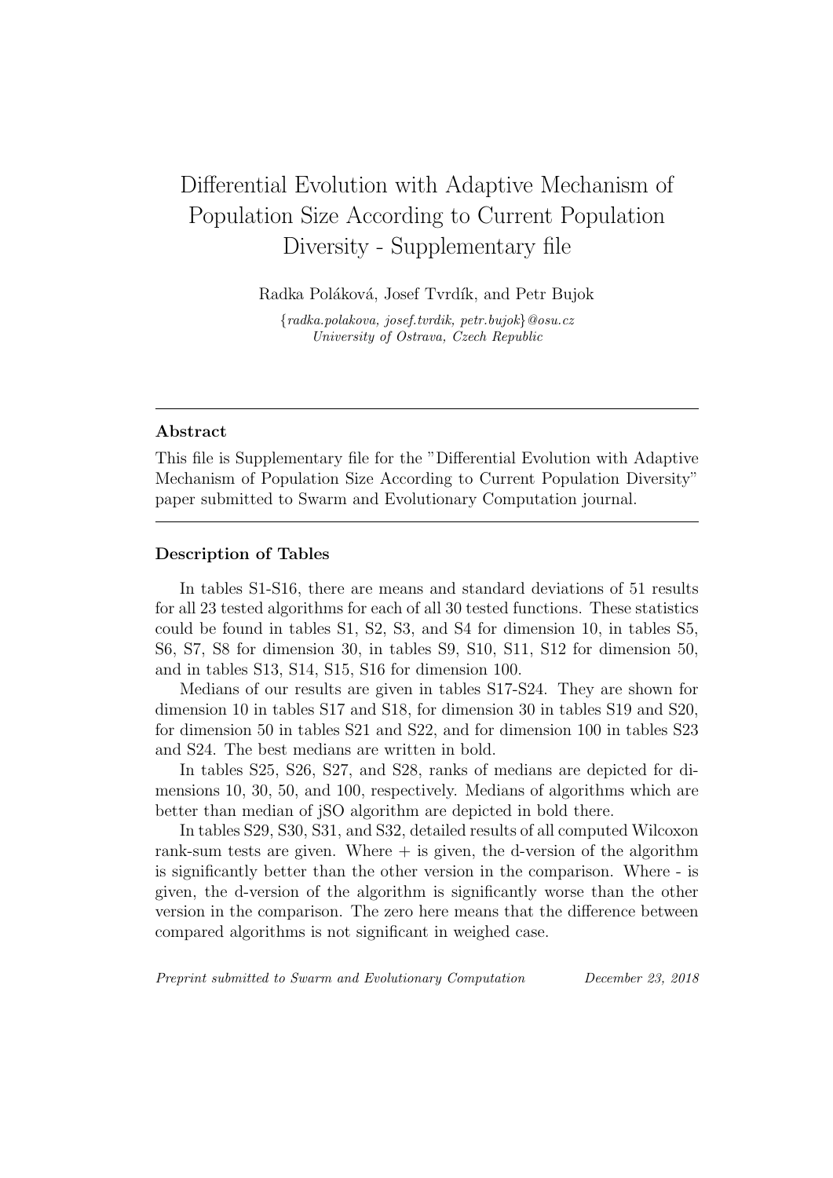# Differential Evolution with Adaptive Mechanism of Population Size According to Current Population Diversity - Supplementary file

Radka Poláková, Josef Tvrdík, and Petr Bujok

{*radka.polakova, josef.tvrdik, petr.bujok*}*@osu.cz*
*University of Ostrava, Czech Republic*

---

**Abstract**

This file is Supplementary file for the "Differential Evolution with Adaptive Mechanism of Population Size According to Current Population Diversity" paper submitted to Swarm and Evolutionary Computation journal.

---

### Description of Tables

In tables S1-S16, there are means and standard deviations of 51 results for all 23 tested algorithms for each of all 30 tested functions. These statistics could be found in tables S1, S2, S3, and S4 for dimension 10, in tables S5, S6, S7, S8 for dimension 30, in tables S9, S10, S11, S12 for dimension 50, and in tables S13, S14, S15, S16 for dimension 100.

Medians of our results are given in tables S17-S24. They are shown for dimension 10 in tables S17 and S18, for dimension 30 in tables S19 and S20, for dimension 50 in tables S21 and S22, and for dimension 100 in tables S23 and S24. The best medians are written in bold.

In tables S25, S26, S27, and S28, ranks of medians are depicted for dimensions 10, 30, 50, and 100, respectively. Medians of algorithms which are better than median of jSO algorithm are depicted in bold there.

In tables S29, S30, S31, and S32, detailed results of all computed Wilcoxon rank-sum tests are given. Where + is given, the d-version of the algorithm is significantly better than the other version in the comparison. Where - is given, the d-version of the algorithm is significantly worse than the other version in the comparison. The zero here means that the difference between compared algorithms is not significant in weighed case.

*Preprint submitted to Swarm and Evolutionary Computation* *December 23, 2018*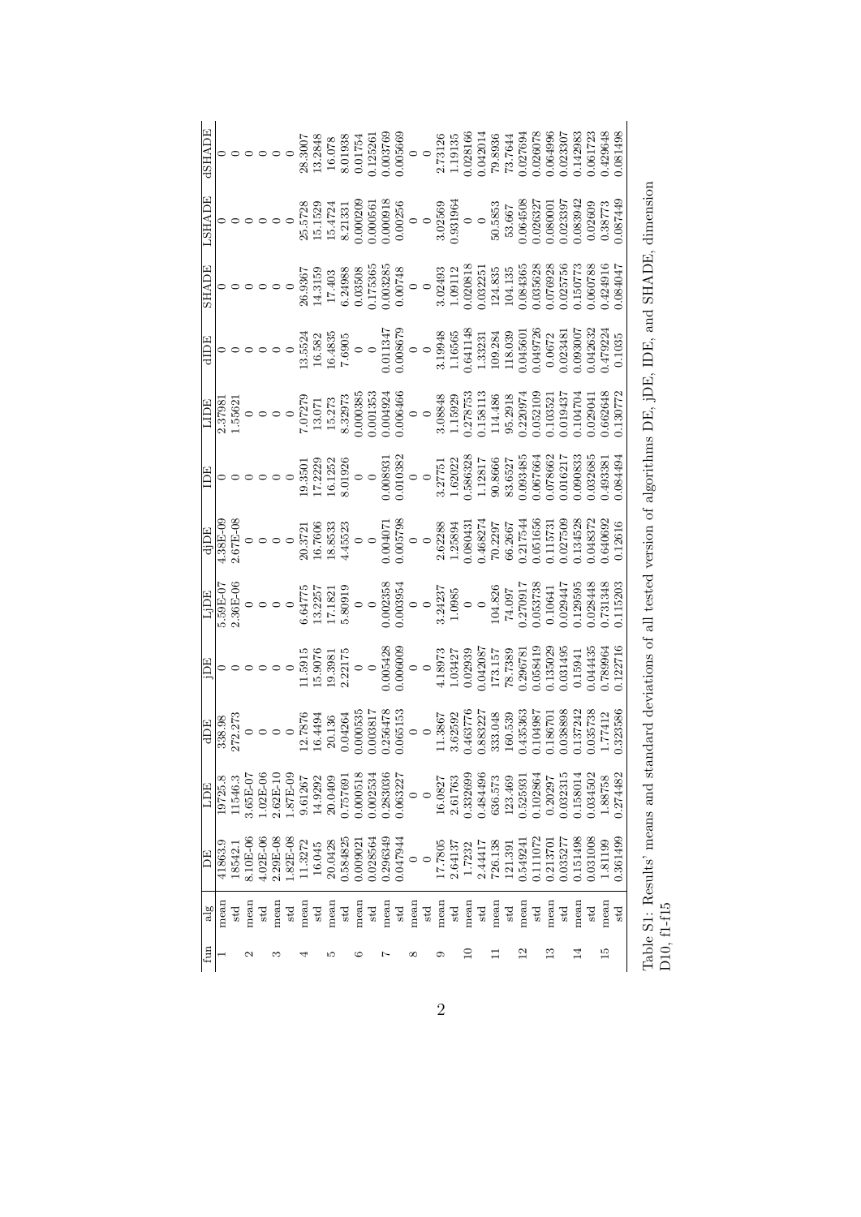| fun | alg | DE | LDE | dDE | jDE | LjDE | djDE | IDE | LIDE | dIDE | SHADE | LSHADE | dSHADE |
|---|---|---|---|---|---|---|---|---|---|---|---|---|---|
| 1 | mean | 41863.9 | 19725.8 | 338.98 | 0 | 5.59E-07 | 4.38E-09 | 0 | 2.37981 | 0 | 0 | 0 | 0 |
| | std | 18542.1 | 11546.3 | 272.273 | 0 | 2.36E-06 | 2.67E-08 | 0 | 1.55621 | 0 | 0 | 0 | 0 |
| 2 | mean | 8.10E-06 | 3.65E-07 | 0 | 0 | 0 | 0 | 0 | 0 | 0 | 0 | 0 | 0 |
| | std | 4.02E-06 | 1.02E-06 | 0 | 0 | 0 | 0 | 0 | 0 | 0 | 0 | 0 | 0 |
| 3 | mean | 2.29E-08 | 2.62E-10 | 0 | 0 | 0 | 0 | 0 | 0 | 0 | 0 | 0 | 0 |
| | std | 1.82E-08 | 1.87E-09 | 0 | 0 | 0 | 0 | 0 | 0 | 0 | 0 | 0 | 0 |
| 4 | mean | 11.3272 | 9.61267 | 12.7876 | 11.5915 | 6.64775 | 20.3721 | 19.3501 | 7.07279 | 13.5524 | 26.9367 | 25.5728 | 28.3007 |
| | std | 16.045 | 14.9292 | 16.4494 | 15.9076 | 13.2257 | 16.7606 | 17.2229 | 13.071 | 16.582 | 14.3159 | 15.1529 | 13.2848 |
| 5 | mean | 20.0428 | 20.0409 | 20.136 | 19.3981 | 17.1821 | 18.8533 | 16.1252 | 15.273 | 16.4835 | 17.403 | 15.4724 | 16.078 |
| | std | 0.584825 | 0.757691 | 0.04264 | 2.22175 | 5.80919 | 4.45523 | 8.01926 | 8.32973 | 7.6905 | 6.24988 | 8.21331 | 8.01938 |
| 6 | mean | 0.009021 | 0.000518 | 0.000535 | 0 | 0 | 0 | 0 | 0.000385 | 0 | 0.03508 | 0.000209 | 0.01754 |
| | std | 0.028564 | 0.002534 | 0.003817 | 0 | 0 | 0 | 0 | 0.001353 | 0 | 0.175365 | 0.000561 | 0.125261 |
| 7 | mean | 0.296349 | 0.283036 | 0.256478 | 0.005428 | 0.002358 | 0.004071 | 0.008931 | 0.004924 | 0.011347 | 0.003285 | 0.000918 | 0.003769 |
| | std | 0.047944 | 0.063227 | 0.065153 | 0.006009 | 0.003954 | 0.005798 | 0.010382 | 0.006466 | 0.008679 | 0.00748 | 0.00256 | 0.005669 |
| 8 | mean | 0 | 0 | 0 | 0 | 0 | 0 | 0 | 0 | 0 | 0 | 0 | 0 |
| | std | 0 | 0 | 0 | 0 | 0 | 0 | 0 | 0 | 0 | 0 | 0 | 0 |
| 9 | mean | 17.7805 | 16.0827 | 11.3867 | 4.18973 | 3.24237 | 2.62288 | 3.27751 | 3.08848 | 3.19948 | 3.02493 | 3.02569 | 2.73126 |
| | std | 2.64137 | 2.61763 | 3.62592 | 1.03427 | 1.0985 | 1.25894 | 1.62022 | 1.15929 | 1.16565 | 1.09112 | 0.931964 | 1.19135 |
| 10 | mean | 1.7232 | 0.332699 | 0.463776 | 0.02939 | 0 | 0.080431 | 0.586328 | 0.278753 | 0.641148 | 0.020818 | 0 | 0.028166 |
| | std | 2.44417 | 0.484496 | 0.883227 | 0.042087 | 0 | 0.468274 | 1.12817 | 0.158113 | 1.33231 | 0.032251 | 0 | 0.042014 |
| 11 | mean | 726.138 | 636.573 | 333.048 | 173.157 | 104.826 | 70.2297 | 90.8666 | 114.486 | 109.284 | 124.835 | 50.5853 | 79.8936 |
| | std | 121.391 | 123.469 | 160.539 | 78.7389 | 74.097 | 66.2667 | 83.6527 | 95.2918 | 118.039 | 104.135 | 53.667 | 73.7644 |
| 12 | mean | 0.549241 | 0.525931 | 0.435363 | 0.296781 | 0.270917 | 0.217544 | 0.093485 | 0.220974 | 0.045601 | 0.084365 | 0.064508 | 0.027694 |
| | std | 0.111072 | 0.102864 | 0.104987 | 0.058419 | 0.053738 | 0.051656 | 0.067664 | 0.052109 | 0.049726 | 0.035628 | 0.026327 | 0.026078 |
| 13 | mean | 0.213701 | 0.20297 | 0.186701 | 0.135029 | 0.10641 | 0.115731 | 0.078662 | 0.103521 | 0.0672 | 0.076928 | 0.080001 | 0.064996 |
| | std | 0.035277 | 0.032315 | 0.038898 | 0.031495 | 0.029447 | 0.027509 | 0.016217 | 0.019437 | 0.023481 | 0.025756 | 0.023397 | 0.023307 |
| 14 | mean | 0.151498 | 0.158014 | 0.137242 | 0.15941 | 0.129595 | 0.134528 | 0.090833 | 0.104704 | 0.093007 | 0.150773 | 0.083942 | 0.142983 |
| | std | 0.031008 | 0.034502 | 0.035738 | 0.044435 | 0.028448 | 0.048372 | 0.032685 | 0.029041 | 0.042632 | 0.060788 | 0.02609 | 0.061723 |
| 15 | mean | 1.81199 | 1.88758 | 1.77412 | 0.789964 | 0.731348 | 0.640692 | 0.493381 | 0.662648 | 0.479224 | 0.424916 | 0.38773 | 0.429648 |
| | std | 0.361499 | 0.274482 | 0.323586 | 0.122716 | 0.115203 | 0.12616 | 0.084494 | 0.130772 | 0.1035 | 0.084047 | 0.087449 | 0.081498 |

Table S1: Results' means and standard deviations of all tested version of algorithms DE, jDE, IDE, and SHADE, dimension D10, f1-f15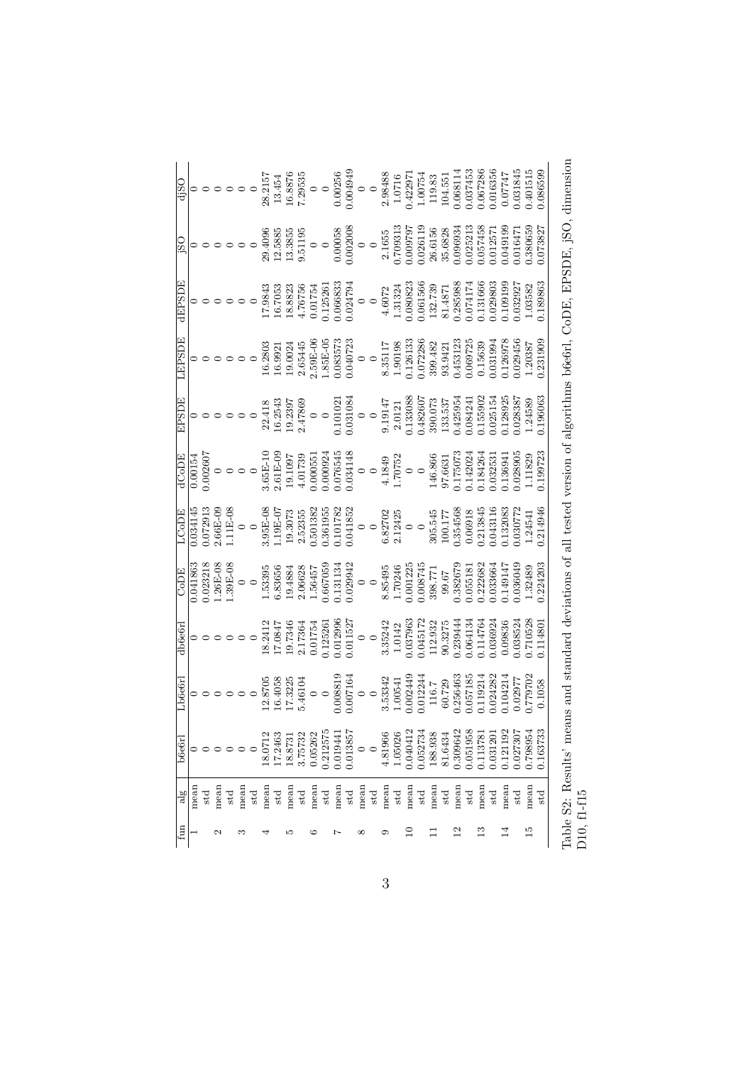| fun | alg | b6e6rl | Lb6e6rl | db6e6rl | CoDE | LCoDE | dCoDE | EPSDE | LEPSDE | dEPSDE | jSO | djSO |
|---|---|---|---|---|---|---|---|---|---|---|---|---|
| 1 | mean | 0 | 0 | 0 | 0.041863 | 0.034145 | 0.00154 | 0 | 0 | 0 | 0 | 0 |
| | std | 0 | 0 | 0 | 0.023218 | 0.072913 | 0.002607 | 0 | 0 | 0 | 0 | 0 |
| 2 | mean | 0 | 0 | 0 | 1.26E-08 | 2.66E-09 | 0 | 0 | 0 | 0 | 0 | 0 |
| | std | 0 | 0 | 0 | 1.39E-08 | 1.11E-08 | 0 | 0 | 0 | 0 | 0 | 0 |
| 3 | mean | 0 | 0 | 0 | 0 | 0 | 0 | 0 | 0 | 0 | 0 | 0 |
| | std | 0 | 0 | 0 | 0 | 0 | 0 | 0 | 0 | 0 | 0 | 0 |
| 4 | mean | 18.0712 | 12.8705 | 18.2412 | 1.53395 | 3.95E-08 | 3.65E-10 | 22.418 | 16.2803 | 17.9843 | 29.4096 | 28.2157 |
| | std | 17.2463 | 16.4058 | 17.0847 | 6.83656 | 1.19E-07 | 2.61E-09 | 16.2543 | 16.9921 | 16.7053 | 12.5885 | 13.454 |
| 5 | mean | 18.8731 | 17.3225 | 19.7346 | 19.4884 | 19.3073 | 19.1097 | 19.2397 | 19.0024 | 18.8823 | 13.3855 | 16.8876 |
| | std | 3.75732 | 5.46104 | 2.17364 | 2.06628 | 2.52355 | 4.01739 | 2.47869 | 2.65445 | 4.76756 | 9.51195 | 7.29535 |
| 6 | mean | 0.05262 | 0 | 0.01754 | 1.56457 | 0.501382 | 0.000551 | 0 | 2.59E-06 | 0.01754 | 0 | 0 |
| | std | 0.212575 | 0 | 0.125261 | 0.667059 | 0.361955 | 0.000924 | 0 | 1.85E-05 | 0.125261 | 0 | 0 |
| 7 | mean | 0.019441 | 0.008819 | 0.012996 | 0.131134 | 0.101782 | 0.076545 | 0.101021 | 0.083573 | 0.066833 | 0.00058 | 0.00256 |
| | std | 0.013857 | 0.007164 | 0.011527 | 0.029942 | 0.041852 | 0.034148 | 0.031084 | 0.040723 | 0.024794 | 0.002008 | 0.004949 |
| 8 | mean | 0 | 0 | 0 | 0 | 0 | 0 | 0 | 0 | 0 | 0 | 0 |
| | std | 0 | 0 | 0 | 0 | 0 | 0 | 0 | 0 | 0 | 0 | 0 |
| 9 | mean | 4.81966 | 3.53342 | 3.35242 | 8.85495 | 6.82702 | 4.1849 | 9.19147 | 8.35117 | 4.6072 | 2.1655 | 2.98488 |
| | std | 1.05026 | 1.00541 | 1.0142 | 1.70246 | 2.12425 | 1.70752 | 2.0121 | 1.90198 | 1.31324 | 0.709313 | 1.0716 |
| 10 | mean | 0.040412 | 0.002449 | 0.037963 | 0.001225 | 0 | 0 | 0.133088 | 0.126133 | 0.080823 | 0.009797 | 0.422971 |
| | std | 0.052734 | 0.012244 | 0.045172 | 0.008745 | 0 | 0 | 0.482607 | 0.072286 | 0.061566 | 0.026119 | 1.00754 |
| 11 | mean | 188.938 | 116.7 | 112.932 | 398.771 | 305.545 | 146.866 | 390.073 | 399.482 | 132.739 | 26.6156 | 119.83 |
| | std | 81.6434 | 60.729 | 90.3275 | 99.67 | 100.177 | 97.6631 | 133.537 | 93.9421 | 81.4871 | 35.6828 | 104.551 |
| 12 | mean | 0.309642 | 0.256463 | 0.239444 | 0.382679 | 0.354568 | 0.175073 | 0.425954 | 0.453123 | 0.285988 | 0.096934 | 0.068114 |
| | std | 0.051958 | 0.057185 | 0.064134 | 0.055181 | 0.06918 | 0.142024 | 0.084241 | 0.069725 | 0.074174 | 0.025213 | 0.037453 |
| 13 | mean | 0.113781 | 0.119214 | 0.114764 | 0.222682 | 0.213845 | 0.184264 | 0.155902 | 0.15639 | 0.131666 | 0.057458 | 0.067286 |
| | std | 0.031201 | 0.024282 | 0.036924 | 0.033664 | 0.043116 | 0.032531 | 0.025154 | 0.031994 | 0.029803 | 0.012571 | 0.016356 |
| 14 | mean | 0.121192 | 0.104214 | 0.09836 | 0.149147 | 0.132083 | 0.136941 | 0.128925 | 0.126978 | 0.109199 | 0.049199 | 0.07747 |
| | std | 0.027307 | 0.02977 | 0.038524 | 0.036049 | 0.030772 | 0.028905 | 0.028387 | 0.029456 | 0.032927 | 0.016471 | 0.031845 |
| 15 | mean | 0.798954 | 0.779702 | 0.710528 | 1.32489 | 1.24541 | 1.11829 | 1.24589 | 1.20387 | 1.03582 | 0.380659 | 0.401515 |
| | std | 0.163733 | 0.1058 | 0.114801 | 0.224203 | 0.214946 | 0.199723 | 0.196063 | 0.231909 | 0.189863 | 0.073827 | 0.086599 |

Table S2: Results' means and standard deviations of all tested version of algorithms b6e6rl, CoDE, EPSDE, jSO, dimension D10, f1-f15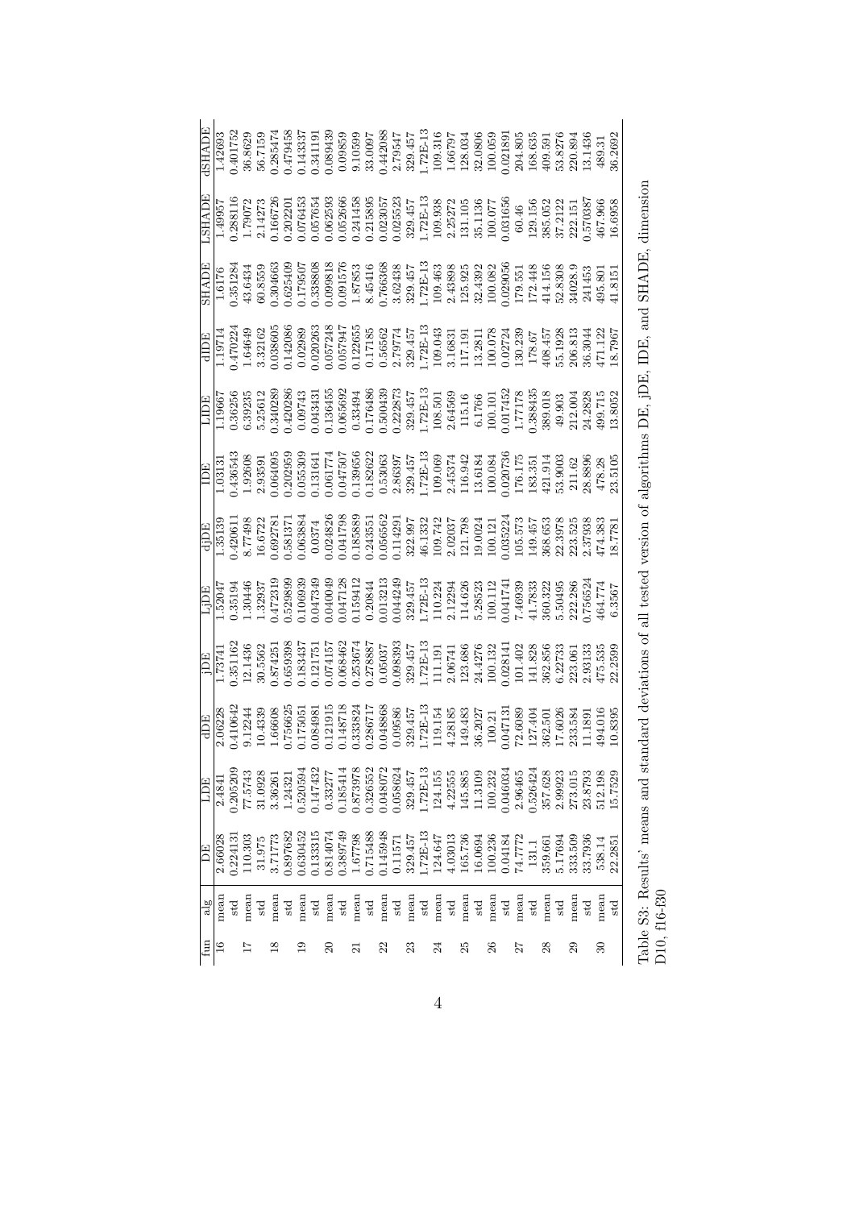| fun | alg | DE | LDE | dDE | jDE | LjDE | djDE | IDE | LIDE | dIDE | SHADE | LSHADE | dSHADE |
|---|---|---|---|---|---|---|---|---|---|---|---|---|---|
| 16 | mean | 2.66028 | 2.4841 | 2.06228 | 1.73741 | 1.52047 | 1.35139 | 1.03131 | 1.19667 | 1.19714 | 1.6176 | 1.49957 | 1.42693 |
| | std | 0.224131 | 0.205209 | 0.410642 | 0.351162 | 0.35194 | 0.420611 | 0.436543 | 0.36256 | 0.470224 | 0.351284 | 0.288116 | 0.401752 |
| 17 | mean | 110.303 | 77.5743 | 9.12244 | 12.1436 | 1.30446 | 8.77498 | 1.92608 | 6.39235 | 1.64649 | 43.6434 | 1.79072 | 36.8629 |
| | std | 31.975 | 31.0928 | 10.4339 | 30.5562 | 1.32937 | 16.6722 | 2.93591 | 5.25612 | 3.32162 | 60.8559 | 2.14273 | 56.7159 |
| 18 | mean | 3.71773 | 3.36261 | 1.66608 | 0.874251 | 0.472319 | 0.692781 | 0.064095 | 0.340289 | 0.038605 | 0.304663 | 0.166726 | 0.285474 |
| | std | 0.897682 | 1.24321 | 0.756625 | 0.659398 | 0.529899 | 0.581371 | 0.202959 | 0.420286 | 0.142086 | 0.625409 | 0.202201 | 0.479458 |
| 19 | mean | 0.630452 | 0.520594 | 0.175051 | 0.183437 | 0.106939 | 0.063884 | 0.055309 | 0.09743 | 0.02989 | 0.179507 | 0.076453 | 0.143337 |
| | std | 0.133315 | 0.147432 | 0.084981 | 0.121751 | 0.047349 | 0.0374 | 0.131641 | 0.043431 | 0.020263 | 0.338808 | 0.057654 | 0.341191 |
| 20 | mean | 0.814074 | 0.33277 | 0.121915 | 0.074157 | 0.040049 | 0.024826 | 0.061774 | 0.136455 | 0.057248 | 0.099818 | 0.062593 | 0.089439 |
| | std | 0.389749 | 0.185414 | 0.148718 | 0.068462 | 0.047128 | 0.041798 | 0.047507 | 0.065692 | 0.057947 | 0.091576 | 0.052666 | 0.09859 |
| 21 | mean | 1.67798 | 0.873978 | 0.333824 | 0.253674 | 0.159412 | 0.185889 | 0.139656 | 0.33494 | 0.122655 | 1.87853 | 0.241458 | 9.10599 |
| | std | 0.715488 | 0.326552 | 0.286717 | 0.278887 | 0.20844 | 0.243551 | 0.182622 | 0.176486 | 0.17185 | 8.45416 | 0.215895 | 33.0097 |
| 22 | mean | 0.145948 | 0.048072 | 0.048868 | 0.05037 | 0.013213 | 0.056562 | 0.53063 | 0.500439 | 0.56562 | 0.766368 | 0.023057 | 0.442088 |
| | std | 0.11571 | 0.058624 | 0.09586 | 0.098393 | 0.044249 | 0.114291 | 2.86397 | 0.222873 | 2.79774 | 3.62438 | 0.025523 | 2.79547 |
| 23 | mean | 329.457 | 329.457 | 329.457 | 329.457 | 329.457 | 322.997 | 329.457 | 329.457 | 329.457 | 329.457 | 329.457 | 329.457 |
| | std | 1.72E-13 | 1.72E-13 | 1.72E-13 | 1.72E-13 | 1.72E-13 | 46.1332 | 1.72E-13 | 1.72E-13 | 1.72E-13 | 1.72E-13 | 1.72E-13 | 1.72E-13 |
| 24 | mean | 124.647 | 124.155 | 119.154 | 111.191 | 110.224 | 109.742 | 109.069 | 108.501 | 109.043 | 109.463 | 109.938 | 109.316 |
| | std | 4.03013 | 4.22555 | 4.28185 | 2.06741 | 2.12294 | 2.02037 | 2.45374 | 2.64569 | 3.16831 | 2.43898 | 2.25272 | 1.66797 |
| 25 | mean | 165.736 | 145.885 | 149.483 | 123.686 | 114.626 | 121.798 | 116.942 | 115.16 | 117.191 | 125.925 | 131.105 | 128.034 |
| | std | 16.0694 | 11.3109 | 36.2027 | 24.4276 | 5.28523 | 19.0024 | 13.6184 | 6.1766 | 13.2811 | 32.4392 | 35.1136 | 32.0806 |
| 26 | mean | 100.236 | 100.232 | 100.21 | 100.132 | 100.112 | 100.121 | 100.084 | 100.101 | 100.078 | 100.082 | 100.077 | 100.059 |
| | std | 0.04184 | 0.046034 | 0.047131 | 0.028141 | 0.041741 | 0.035224 | 0.020736 | 0.017452 | 0.02724 | 0.029056 | 0.031656 | 0.021891 |
| 27 | mean | 74.7772 | 2.96465 | 72.6089 | 101.402 | 7.46939 | 105.573 | 176.175 | 1.77178 | 130.239 | 179.551 | 60.46 | 204.805 |
| | std | 131.1 | 0.526424 | 127.404 | 141.828 | 41.7833 | 149.457 | 183.351 | 0.388435 | 178.67 | 172.448 | 129.156 | 168.635 |
| 28 | mean | 359.661 | 357.628 | 362.501 | 362.856 | 360.322 | 368.653 | 421.914 | 389.018 | 408.457 | 414.156 | 385.052 | 409.591 |
| | std | 5.17694 | 2.99923 | 17.6026 | 6.22733 | 5.50495 | 22.3978 | 53.9003 | 49.903 | 55.1928 | 52.8308 | 37.2122 | 53.8276 |
| 29 | mean | 333.509 | 273.015 | 233.584 | 223.061 | 222.286 | 223.525 | 211.62 | 212.004 | 206.813 | 34028.9 | 222.151 | 220.894 |
| | std | 33.7936 | 23.8793 | 11.1891 | 2.93133 | 0.756524 | 2.37938 | 28.8896 | 24.2828 | 36.3044 | 241453 | 0.570387 | 13.1436 |
| 30 | mean | 538.14 | 512.198 | 494.016 | 475.535 | 464.774 | 474.383 | 478.28 | 499.715 | 471.122 | 495.801 | 467.966 | 489.31 |
| | std | 22.2851 | 15.7529 | 10.8395 | 22.2599 | 6.3567 | 18.7781 | 23.5105 | 13.8052 | 18.7967 | 41.8151 | 16.6958 | 36.2692 |

Table S3: Results' means and standard deviations of all tested version of algorithms DE, jDE, IDE, and SHADE, dimension D10, f16-f30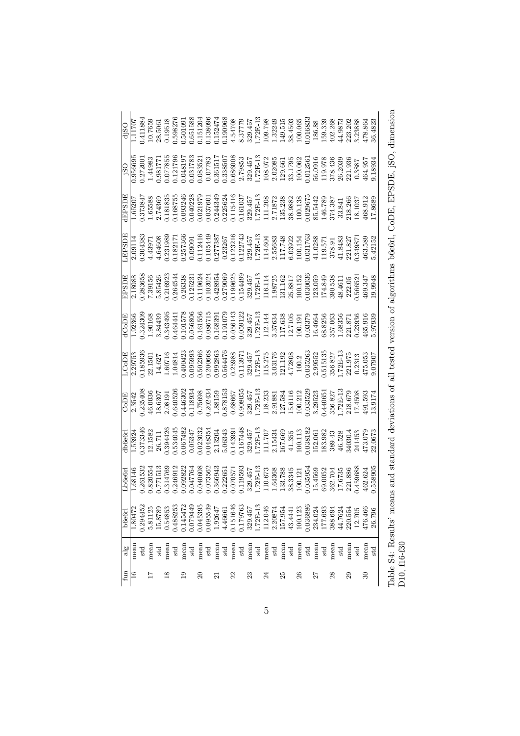| fun | alg | b6e6rl | Lb6e6rl | db6e6rl | CoDE | LCoDE | dCoDE | EPSDE | LEPSDE | dEPSDE | jSO | djSO |
|---|---|---|---|---|---|---|---|---|---|---|---|---|
| 16 | mean | 1.80472 | 1.68146 | 1.53924 | 2.3542 | 2.29753 | 1.92366 | 2.18088 | 2.09114 | 1.65207 | 0.956695 | 1.11707 |
| | std | 0.294452 | 0.261532 | 0.373346 | 0.235408 | 0.185936 | 0.324309 | 0.283658 | 0.304383 | 0.373847 | 0.272001 | 0.411884 |
| 17 | mean | 5.81125 | 0.820554 | 12.1582 | 46.0036 | 22.1501 | 1.90168 | 7.39156 | 4.43971 | 1.65588 | 1.44983 | 10.7659 |
| | std | 15.8789 | 0.771513 | 26.711 | 18.6307 | 14.627 | 3.84439 | 5.85426 | 4.64608 | 2.74369 | 0.981771 | 28.5061 |
| 18 | mean | 0.54853 | 0.314769 | 0.394426 | 2.08191 | 1.60716 | 0.343495 | 0.216923 | 0.231989 | 0.181835 | 0.077855 | 0.19518 |
| | std | 0.488253 | 0.246912 | 0.534045 | 0.640526 | 1.04814 | 0.464441 | 0.264544 | 0.182171 | 0.168755 | 0.121796 | 0.598276 |
| 19 | mean | 0.145472 | 0.092822 | 0.067482 | 0.446302 | 0.400423 | 0.101578 | 0.26338 | 0.257366 | 0.093246 | 0.048197 | 0.501091 |
| | std | 0.079449 | 0.047764 | 0.05347 | 0.118934 | 0.095993 | 0.056806 | 0.125231 | 0.09091 | 0.040228 | 0.031783 | 0.651588 |
| 20 | mean | 0.045395 | 0.040608 | 0.023032 | 0.75698 | 0.502366 | 0.161556 | 0.119624 | 0.112416 | 0.021979 | 0.083521 | 0.151204 |
| | std | 0.095549 | 0.073562 | 0.048354 | 0.202434 | 0.200668 | 0.086715 | 0.102024 | 0.105449 | 0.037601 | 0.07783 | 0.138096 |
| 21 | mean | 1.92647 | 0.366943 | 2.13204 | 1.88159 | 0.992863 | 0.168391 | 0.428954 | 0.277387 | 0.244349 | 0.361517 | 0.152474 |
| | std | 4.46661 | 0.222651 | 5.06343 | 0.878153 | 0.564476 | 0.191079 | 0.279069 | 0.23267 | 0.225624 | 0.338507 | 0.190968 |
| 22 | mean | 0.151646 | 0.070571 | 0.143991 | 0.68667 | 0.25988 | 0.056143 | 0.199625 | 0.123216 | 0.115416 | 0.686008 | 4.54708 |
| | std | 0.179763 | 0.119593 | 0.167448 | 0.908055 | 0.113971 | 0.059122 | 0.154499 | 0.122743 | 0.161037 | 2.79853 | 8.37779 |
| 23 | mean | 329.457 | 329.457 | 329.457 | 329.457 | 329.457 | 329.457 | 329.457 | 329.457 | 329.457 | 329.457 | 329.457 |
| | std | 1.72E-13 | 1.72E-13 | 1.72E-13 | 1.72E-13 | 1.72E-13 | 1.72E-13 | 1.72E-13 | 1.72E-13 | 1.72E-13 | 1.72E-13 | 1.72E-13 |
| 24 | mean | 112.046 | 110.673 | 111.707 | 118.233 | 115.275 | 112.144 | 116.114 | 114.604 | 111.208 | 108.072 | 109.798 |
| | std | 2.20874 | 1.64368 | 2.15434 | 2.91881 | 3.03176 | 3.37634 | 1.98725 | 2.55683 | 2.71872 | 2.02085 | 1.32249 |
| 25 | mean | 157.954 | 133.788 | 167.669 | 127.584 | 121.192 | 117.638 | 131.162 | 117.748 | 135.238 | 129.661 | 149.515 |
| | std | 43.4441 | 38.3345 | 41.355 | 15.6116 | 4.72808 | 12.7105 | 25.8817 | 6.03922 | 38.9882 | 33.1795 | 38.4503 |
| 26 | mean | 100.123 | 100.121 | 100.113 | 100.212 | 100.2 | 100.191 | 100.152 | 100.154 | 100.138 | 100.062 | 100.065 |
| | std | 0.036886 | 0.035954 | 0.038182 | 0.033529 | 0.035263 | 0.03379 | 0.030036 | 0.031763 | 0.029675 | 0.012561 | 0.016833 |
| 27 | mean | 234.024 | 15.4569 | 152.061 | 3.29523 | 2.99552 | 16.4664 | 123.059 | 41.0288 | 85.5442 | 56.0916 | 186.88 |
| | std | 177.693 | 69.0052 | 183.982 | 0.440651 | 0.515135 | 68.8256 | 174.849 | 119.571 | 146.789 | 119.978 | 159.339 |
| 28 | mean | 388.694 | 362.704 | 389.43 | 356.827 | 356.827 | 357.063 | 390.538 | 378.91 | 374.387 | 378.436 | 402.268 |
| | std | 44.7624 | 17.6735 | 46.528 | 1.72E-13 | 1.72E-13 | 1.68356 | 48.4611 | 41.8483 | 33.841 | 26.2039 | 44.9873 |
| 29 | mean | 220.554 | 221.886 | 34030.4 | 218.679 | 221.975 | 221.871 | 222.05 | 221.827 | 218.266 | 221.936 | 223.202 |
| | std | 12.705 | 0.459688 | 241453 | 17.4508 | 0.2313 | 0.23936 | 0.566521 | 0.349871 | 18.1037 | 0.3887 | 3.23888 |
| 30 | mean | 476.466 | 462.624 | 473.079 | 491.593 | 475.053 | 465.916 | 469.347 | 463.589 | 468.912 | 464.957 | 478.864 |
| | std | 26.796 | 0.558905 | 22.0673 | 13.9174 | 9.07907 | 5.97939 | 19.9948 | 5.42152 | 17.8689 | 9.18934 | 36.4823 |

Table S4: Results' means and standard deviations of all tested version of algorithms b6e6rl, CoDE, EPSDE, jSO, dimension D10, f16-f30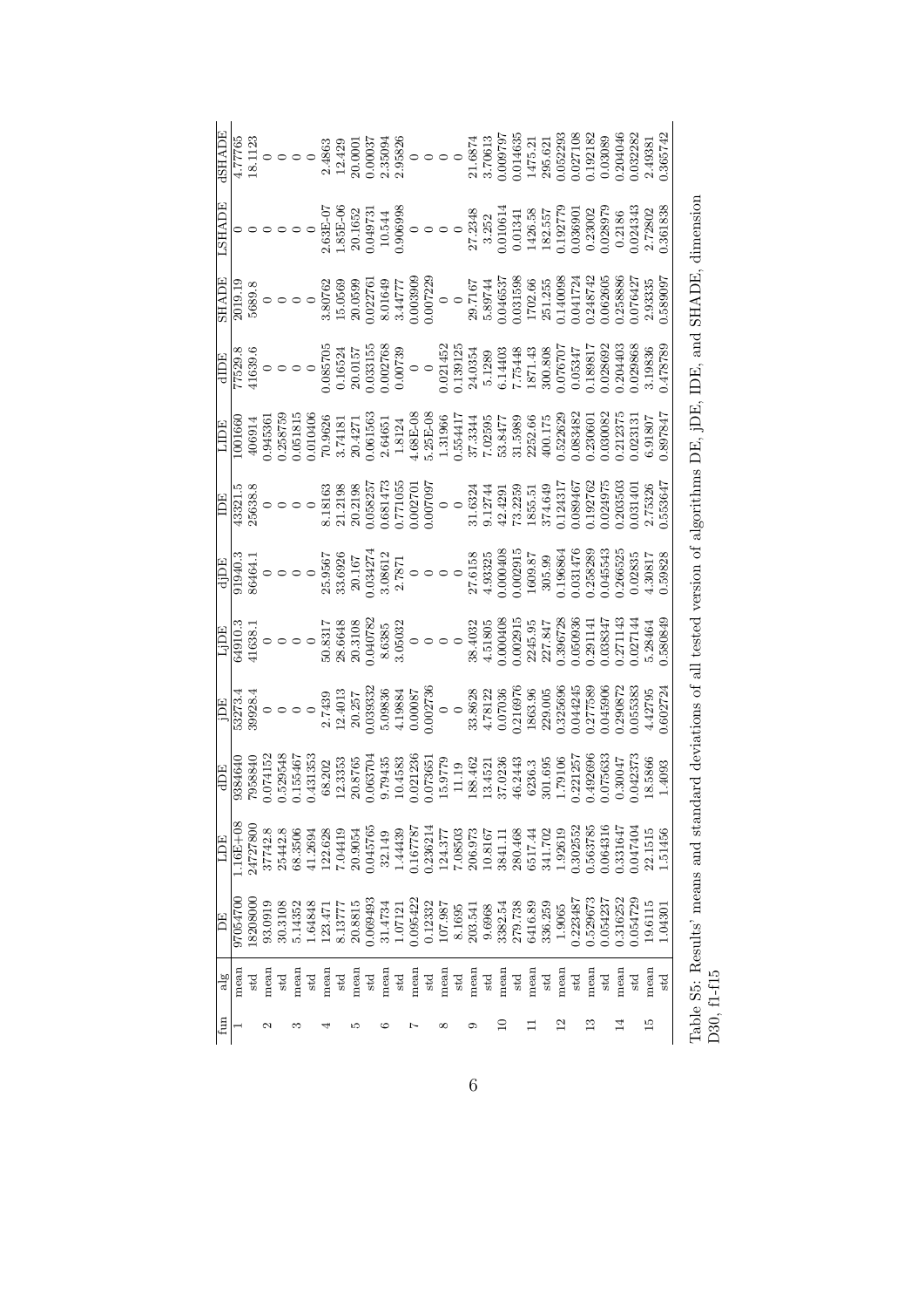| fun | alg | DE | LDE | dDE | jDE | LjDE | djDE | IDE | LIDE | dIDE | SHADE | LSHADE | dSHADE |
|---|---|---|---|---|---|---|---|---|---|---|---|---|---|
| 1 | mean | 97054700 | 1.16E+08 | 9384640 | 53273.4 | 64910.3 | 91940.3 | 43321.5 | 1001660 | 77529.8 | 2019.19 | 0 | 4.77765 |
| | std | 18208000 | 24727800 | 7958840 | 39928.4 | 41638.1 | 86464.1 | 25638.8 | 406914 | 41639.6 | 5689.8 | 0 | 18.1123 |
| 2 | mean | 93.0919 | 37742.8 | 0.074152 | 0 | 0 | 0 | 0 | 0.945361 | 0 | 0 | 0 | 0 |
| | std | 30.3108 | 25442.8 | 0.529548 | 0 | 0 | 0 | 0 | 0.258759 | 0 | 0 | 0 | 0 |
| 3 | mean | 5.14352 | 68.3506 | 0.155467 | 0 | 0 | 0 | 0 | 0.051815 | 0 | 0 | 0 | 0 |
| | std | 1.64848 | 41.2694 | 0.431353 | 0 | 0 | 0 | 0 | 0.010406 | 0 | 0 | 0 | 0 |
| 4 | mean | 123.471 | 122.628 | 68.202 | 2.7439 | 50.8317 | 25.9567 | 8.18163 | 70.9626 | 0.085705 | 3.80762 | 2.63E-07 | 2.4863 |
| | std | 8.13777 | 7.04419 | 12.3353 | 12.4013 | 28.6648 | 33.6926 | 21.2198 | 3.74181 | 0.16524 | 15.0569 | 1.85E-06 | 12.429 |
| 5 | mean | 20.8815 | 20.9054 | 20.8765 | 20.257 | 20.3108 | 20.167 | 20.2198 | 20.4271 | 20.0157 | 20.0599 | 20.1652 | 20.0001 |
| | std | 0.069493 | 0.045765 | 0.063704 | 0.039332 | 0.040782 | 0.034274 | 0.058257 | 0.061563 | 0.033155 | 0.022761 | 0.049731 | 0.00037 |
| 6 | mean | 31.4734 | 32.149 | 9.79435 | 5.09836 | 8.6385 | 3.08612 | 0.681473 | 2.64651 | 0.002768 | 8.01649 | 10.544 | 2.35094 |
| | std | 1.07121 | 1.44439 | 10.4583 | 4.19884 | 3.05032 | 2.7871 | 0.771055 | 1.8124 | 0.00739 | 3.44777 | 0.906998 | 2.95826 |
| 7 | mean | 0.095422 | 0.167787 | 0.021236 | 0.00087 | 0 | 0 | 0.002701 | 4.68E-08 | 0 | 0.003909 | 0 | 0 |
| | std | 0.12332 | 0.236214 | 0.073651 | 0.002736 | 0 | 0 | 0.007097 | 5.25E-08 | 0 | 0.007229 | 0 | 0 |
| 8 | mean | 107.987 | 124.377 | 15.9779 | 0 | 0 | 0 | 0 | 1.31966 | 0.021452 | 0 | 0 | 0 |
| | std | 8.1695 | 7.08503 | 11.19 | 0 | 0 | 0 | 0 | 0.554417 | 0.139125 | 0 | 0 | 0 |
| 9 | mean | 203.541 | 206.973 | 188.462 | 33.8628 | 38.4032 | 27.6158 | 31.6324 | 37.3344 | 24.0354 | 29.7167 | 27.2348 | 21.6874 |
| | std | 9.6968 | 10.8167 | 13.4521 | 4.78122 | 4.51805 | 4.93325 | 9.12744 | 7.02595 | 5.1289 | 5.89744 | 3.252 | 3.70613 |
| 10 | mean | 3382.54 | 3841.11 | 37.0236 | 0.07036 | 0.000408 | 0.000408 | 42.4291 | 53.8477 | 6.14403 | 0.046537 | 0.010614 | 0.009797 |
| | std | 279.738 | 280.468 | 46.2443 | 0.216976 | 0.002915 | 0.002915 | 73.2259 | 31.5989 | 7.75448 | 0.031598 | 0.01341 | 0.014635 |
| 11 | mean | 6416.89 | 6517.44 | 6236.3 | 1863.96 | 2245.95 | 1609.87 | 1855.51 | 2252.66 | 1871.43 | 1702.66 | 1426.58 | 1475.21 |
| | std | 336.259 | 341.702 | 301.695 | 229.005 | 227.847 | 305.99 | 374.649 | 400.175 | 300.808 | 251.255 | 182.557 | 295.621 |
| 12 | mean | 1.9065 | 1.92619 | 1.79106 | 0.325696 | 0.396728 | 0.196864 | 0.124317 | 0.522629 | 0.076707 | 0.140098 | 0.192779 | 0.052293 |
| | std | 0.223487 | 0.302552 | 0.221257 | 0.044245 | 0.050936 | 0.031476 | 0.089467 | 0.083482 | 0.05347 | 0.041724 | 0.036901 | 0.027108 |
| 13 | mean | 0.529673 | 0.563785 | 0.492696 | 0.277589 | 0.291141 | 0.258289 | 0.192762 | 0.230601 | 0.189817 | 0.248742 | 0.23002 | 0.192182 |
| | std | 0.054237 | 0.064316 | 0.075633 | 0.045906 | 0.038347 | 0.045543 | 0.024975 | 0.030082 | 0.028692 | 0.062605 | 0.028979 | 0.03089 |
| 14 | mean | 0.316252 | 0.331647 | 0.30047 | 0.290872 | 0.271143 | 0.266525 | 0.203503 | 0.212375 | 0.204403 | 0.258886 | 0.2186 | 0.204046 |
| | std | 0.054729 | 0.047404 | 0.042373 | 0.055383 | 0.027144 | 0.02835 | 0.031401 | 0.023131 | 0.029868 | 0.076427 | 0.024343 | 0.032282 |
| 15 | mean | 19.6115 | 22.1515 | 18.5866 | 4.42795 | 5.28464 | 4.30817 | 2.75326 | 6.91807 | 3.19836 | 2.93335 | 2.72802 | 2.49381 |
| | std | 1.04301 | 1.51456 | 1.4093 | 0.602724 | 0.580849 | 0.59828 | 0.553647 | 0.897847 | 0.478789 | 0.589097 | 0.361838 | 0.365742 |

Table S5: Results' means and standard deviations of all tested version of algorithms DE, jDE, IDE, and SHADE, dimension D30, f1-f15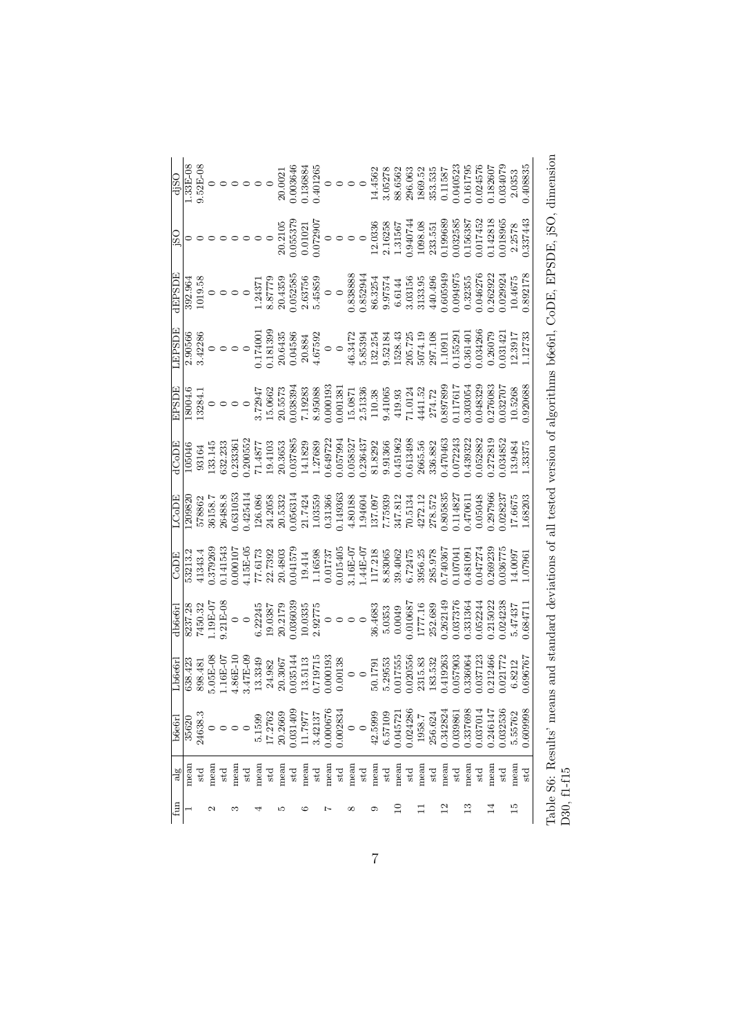| fun | alg | b6e6rl | Lb6e6rl | db6e6rl | CoDE | LCoDE | dCoDE | EPSDE | LEPSDE | dEPSDE | jSO | djSO |
|---|---|---|---|---|---|---|---|---|---|---|---|---|
| 1 | mean | 35620 | 638.423 | 8237.28 | 53213.2 | 1209820 | 105046 | 18004.6 | 2.90566 | 392.964 | 0 | 1.33E-08 |
|  | std | 24638.3 | 898.481 | 7450.32 | 41343.4 | 578862 | 93164 | 13284.1 | 3.42286 | 1019.58 | 0 | 9.52E-08 |
| 2 | mean | 0 | 5.05E-08 | 1.19E-07 | 0.379269 | 36158.7 | 133.145 | 0 | 0 | 0 | 0 | 0 |
|  | std | 0 | 1.16E-07 | 9.21E-08 | 0.141543 | 26488.8 | 632.233 | 0 | 0 | 0 | 0 | 0 |
| 3 | mean | 0 | 4.86E-10 | 0 | 0.000107 | 0.631053 | 0.233361 | 0 | 0 | 0 | 0 | 0 |
|  | std | 0 | 3.47E-09 | 0 | 4.15E-05 | 0.425414 | 0.200552 | 0 | 0 | 0 | 0 | 0 |
| 4 | mean | 5.1599 | 13.3349 | 6.22245 | 77.6173 | 126.086 | 71.4877 | 3.72947 | 0.174001 | 1.24371 | 0 | 0 |
|  | std | 17.2762 | 24.982 | 19.0387 | 22.7392 | 24.2058 | 19.4103 | 15.0662 | 0.181399 | 8.87779 | 0 | 0 |
| 5 | mean | 20.2669 | 20.3067 | 20.2179 | 20.4803 | 20.5332 | 20.3653 | 20.5573 | 20.6435 | 20.4359 | 20.2105 | 20.0021 |
|  | std | 0.031409 | 0.035144 | 0.036039 | 0.041579 | 0.056314 | 0.037885 | 0.038394 | 0.04586 | 0.052585 | 0.055379 | 0.003646 |
| 6 | mean | 11.7977 | 13.5113 | 10.0335 | 19.414 | 21.7424 | 14.1829 | 7.19283 | 20.884 | 2.63756 | 0.01021 | 0.136884 |
|  | std | 3.42137 | 0.719715 | 2.92775 | 1.16598 | 1.03559 | 1.27689 | 8.95088 | 4.67592 | 5.45859 | 0.072907 | 0.401265 |
| 7 | mean | 0.000676 | 0.000193 | 0 | 0.01737 | 0.31366 | 0.649722 | 0.000193 | 0 | 0 | 0 | 0 |
|  | std | 0.002834 | 0.00138 | 0 | 0.015405 | 0.149363 | 0.057994 | 0.001381 | 0 | 0 | 0 | 0 |
| 8 | mean | 0 | 0 | 0 | 3.16E-07 | 4.80188 | 0.058527 | 15.0871 | 46.3472 | 0.838888 | 0 | 0 |
|  | std | 0 | 0 | 0 | 1.44E-07 | 1.94604 | 0.236437 | 2.51336 | 5.85394 | 0.852944 | 0 | 0 |
| 9 | mean | 42.5999 | 50.1791 | 36.4683 | 117.218 | 137.097 | 81.8292 | 110.38 | 132.254 | 86.3254 | 12.0336 | 14.4562 |
|  | std | 6.57109 | 5.29553 | 5.0353 | 8.83065 | 7.75939 | 9.91366 | 9.41065 | 9.52184 | 9.97574 | 2.16258 | 3.05278 |
| 10 | mean | 0.045721 | 0.017555 | 0.0049 | 39.4062 | 347.812 | 0.451962 | 419.93 | 1528.43 | 6.6144 | 1.3156 | 88.6562 |
|  | std | 0.024286 | 0.020556 | 0.010687 | 6.72475 | 70.5134 | 0.613498 | 71.0124 | 205.725 | 3.03156 | 0.940744 | 296.063 |
| 11 | mean | 1958.7 | 2315.83 | 1777.16 | 3956.25 | 4272.12 | 2665.56 | 4441.52 | 5074.19 | 3133.95 | 1098.08 | 1869.52 |
|  | std | 256.624 | 183.532 | 252.689 | 285.978 | 278.572 | 336.882 | 274.72 | 297.108 | 440.496 | 233.551 | 353.535 |
| 12 | mean | 0.342824 | 0.419263 | 0.262149 | 0.740367 | 0.805835 | 0.470463 | 0.897899 | 1.10911 | 0.605949 | 0.199689 | 0.11587 |
|  | std | 0.039861 | 0.057903 | 0.037376 | 0.107041 | 0.114827 | 0.072243 | 0.117617 | 0.155291 | 0.094975 | 0.032585 | 0.040523 |
| 13 | mean | 0.337698 | 0.336064 | 0.331364 | 0.481091 | 0.470611 | 0.439322 | 0.303054 | 0.361401 | 0.32355 | 0.156387 | 0.161795 |
|  | std | 0.037014 | 0.037123 | 0.052244 | 0.047274 | 0.05048 | 0.052882 | 0.048329 | 0.034266 | 0.046276 | 0.017452 | 0.024576 |
| 14 | mean | 0.246147 | 0.212466 | 0.215022 | 0.269239 | 0.297966 | 0.272819 | 0.276083 | 0.26079 | 0.262922 | 0.142818 | 0.182607 |
|  | std | 0.032536 | 0.021772 | 0.024238 | 0.036775 | 0.028237 | 0.034852 | 0.032707 | 0.031421 | 0.029924 | 0.018965 | 0.034079 |
| 15 | mean | 5.55762 | 6.8212 | 5.47437 | 14.0097 | 17.6675 | 13.9484 | 10.5268 | 12.3917 | 10.4675 | 2.2578 | 2.0353 |
|  | std | 0.609998 | 0.696767 | 0.684711 | 1.07961 | 1.68203 | 1.33375 | 0.920688 | 1.12733 | 0.892178 | 0.337443 | 0.408835 |

Table S6: Results' means and standard deviations of all tested version of algorithms b6e6rl, CoDE, EPSDE, jSO, dimension D30, f1-f15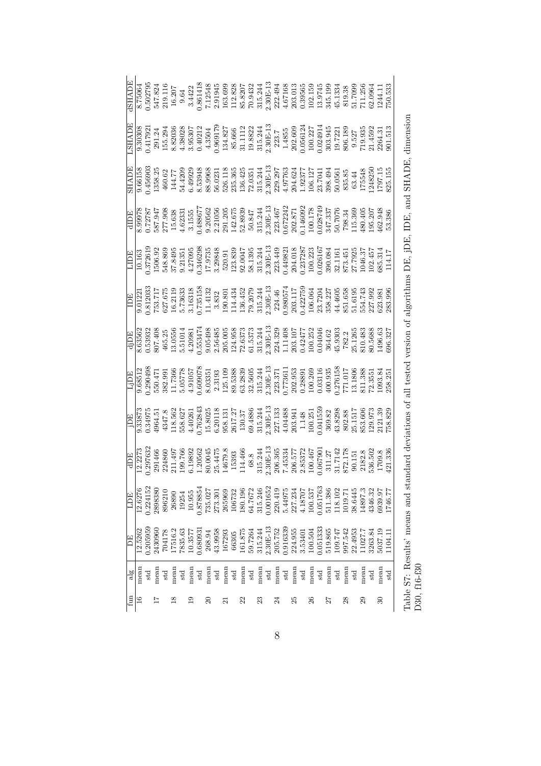| fun | alg | DE | LDE | dDE | jDE | LjDE | djDE | IDE | LIDE | dIDE | SHADE | LSHADE | dSHADE |
|---|---|---|---|---|---|---|---|---|---|---|---|---|---|
| 16 | mean | 12.5262 | 12.6276 | 12.2273 | 9.33873 | 9.68512 | 8.63562 | 9.01221 | 10.163 | 8.99978 | 9.66158 | 9.30308 | 8.75064 |
| | std | 0.205959 | 0.224152 | 0.297632 | 0.34975 | 0.290498 | 0.53932 | 0.812033 | 0.372619 | 0.72787 | 0.456903 | 0.417921 | 0.502795 |
| 17 | mean | 2430960 | 2898380 | 291466 | 4964.51 | 550.471 | 807.408 | 753.717 | 1506.92 | 587.947 | 1358.25 | 291.24 | 547.824 |
| | std | 704178 | 896210 | 224860 | 4347.8 | 382.991 | 465.25 | 627.675 | 548.869 | 277.908 | 460.62 | 155.294 | 219.116 |
| 18 | mean | 17516.2 | 26890 | 211.497 | 118.562 | 11.7366 | 13.0556 | 16.2119 | 37.8495 | 15.638 | 144.77 | 8.82036 | 16.207 |
| | std | 7835.63 | 19254 | 199.766 | 558.627 | 5.05778 | 5.51014 | 5.73633 | 9.21351 | 4.62331 | 54.4209 | 4.38028 | 9.64 |
| 19 | mean | 10.3577 | 10.955 | 6.19892 | 4.40261 | 4.91057 | 4.20981 | 3.16318 | 4.27095 | 3.1555 | 6.49929 | 3.95307 | 3.4422 |
| | std | 0.680931 | 0.878854 | 1.20562 | 0.762843 | 0.609078 | 0.553474 | 0.735158 | 0.346298 | 0.488677 | 8.53948 | 0.40212 | 0.861418 |
| 20 | mean | 268.94 | 735.027 | 80.0045 | 15.8025 | 8.03351 | 9.05498 | 11.4132 | 17.9735 | 9.20562 | 88.9968 | 4.3504 | 7.12548 |
| | std | 43.9958 | 273.301 | 25.4475 | 6.20118 | 2.3193 | 2.56485 | 3.832 | 3.29848 | 2.21056 | 56.0231 | 0.969179 | 2.91945 |
| 21 | mean | 167293 | 265969 | 14679.8 | 958.131 | 125.109 | 205.005 | 190.801 | 520.91 | 291.205 | 526.118 | 134.827 | 163.699 |
| | std | 66305 | 106732 | 15393 | 2617.27 | 89.5388 | 124.958 | 114.434 | 123.839 | 142.675 | 235.365 | 85.666 | 112.828 |
| 22 | mean | 161.875 | 180.196 | 114.466 | 130.37 | 63.2839 | 72.6373 | 136.452 | 92.0047 | 52.8939 | 136.425 | 31.1112 | 85.8207 |
| | std | 59.7264 | 64.7672 | 68.8 | 69.4886 | 32.5605 | 61.5373 | 79.2079 | 58.1395 | 50.847 | 72.0351 | 19.8822 | 70.9432 |
| 23 | mean | 315.244 | 315.246 | 315.244 | 315.244 | 315.244 | 315.244 | 315.244 | 315.244 | 315.244 | 315.244 | 315.244 | 315.244 |
| | std | 2.30E-13 | 0.001652 | 2.30E-13 | 2.30E-13 | 2.30E-13 | 2.30E-13 | 2.30E-13 | 2.30E-13 | 2.30E-13 | 2.30E-13 | 2.30E-13 | 2.30E-13 |
| 24 | mean | 205.752 | 220.419 | 206.365 | 227.133 | 223.371 | 224.329 | 224.46 | 223.449 | 223.467 | 229.297 | 223.7 | 222.494 |
| | std | 0.916339 | 5.44975 | 7.45334 | 4.04488 | 0.773611 | 1.11408 | 0.980574 | 0.449821 | 0.672242 | 4.97763 | 1.4855 | 4.67168 |
| 25 | mean | 224.955 | 227.234 | 206.577 | 203.941 | 202.953 | 203.107 | 203.117 | 204.018 | 202.871 | 204.624 | 202.609 | 203.013 |
| | std | 3.53401 | 4.18707 | 2.85372 | 1.148 | 0.28891 | 0.42477 | 0.422759 | 0.237287 | 0.146092 | 1.92377 | 0.056124 | 0.39565 |
| 26 | mean | 100.504 | 100.537 | 100.467 | 100.251 | 100.269 | 100.252 | 106.064 | 100.223 | 100.178 | 106.127 | 100.227 | 102.159 |
| | std | 0.051333 | 0.051763 | 0.067901 | 0.041559 | 0.03116 | 0.04046 | 23.7204 | 0.026167 | 0.028749 | 23.7041 | 0.024914 | 13.9745 |
| 27 | mean | 519.865 | 511.386 | 311.27 | 369.82 | 400.935 | 364.62 | 358.227 | 390.084 | 347.337 | 398.494 | 303.945 | 345.199 |
| | std | 109.747 | 118.102 | 31.7142 | 43.8298 | 0.276158 | 45.9303 | 44.4605 | 32.1161 | 50.7076 | 50.0561 | 19.7221 | 45.1334 |
| 28 | mean | 997.542 | 1019.71 | 872.178 | 802.88 | 771.017 | 782.2 | 851.658 | 873.451 | 798.34 | 835.85 | 806.189 | 819.38 |
| | std | 22.4953 | 38.6445 | 90.151 | 25.1517 | 13.1806 | 25.1265 | 51.6195 | 27.7925 | 115.369 | 63.44 | 9.527 | 51.7099 |
| 29 | mean | 11027.7 | 14897.3 | 2182.8 | 853.606 | 811.388 | 810.483 | 554.743 | 1046.37 | 480.405 | 175548 | 719.935 | 711.256 |
| | std | 3263.84 | 4346.32 | 536.502 | 129.973 | 72.3551 | 80.5688 | 227.992 | 102.457 | 195.207 | 1248250 | 21.4592 | 62.0964 |
| 30 | mean | 5037.19 | 6939.97 | 1709.8 | 2121.39 | 1093.84 | 1496.63 | 623.981 | 685.314 | 462.948 | 1797.15 | 2264.31 | 1244.11 |
| | std | 1104.11 | 1746.77 | 421.336 | 758.829 | 258.251 | 696.327 | 283.996 | 114.17 | 53.386 | 825.155 | 901.513 | 750.533 |

Table S7: Results' means and standard deviations of all tested version of algorithms DE, jDE, IDE, and SHADE, dimension D30, f16-f30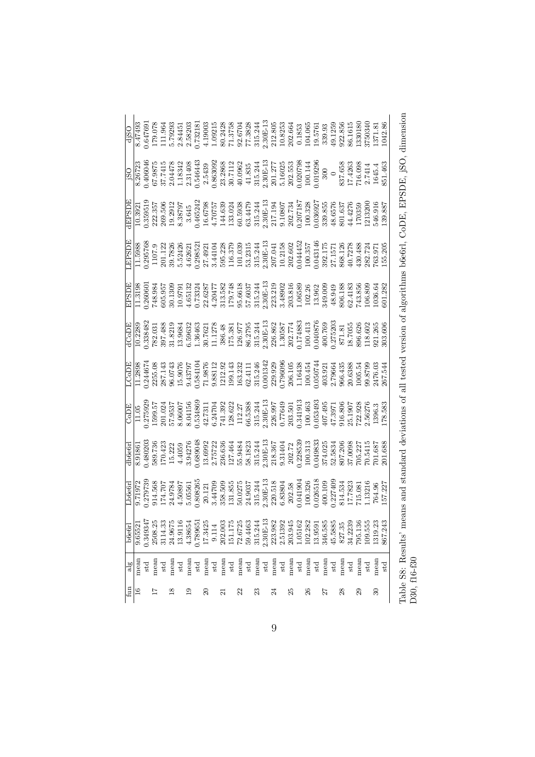| fun | alg | b6e6rl | Lb6e6rl | db6e6rl | CoDE | LCoDE | dCoDE | EPSDE | LEPSDE | dEPSDE | jSO | djSO |
|---|---|---|---|---|---|---|---|---|---|---|---|---|
| 16 | mean | 9.65521 | 9.71972 | 8.91861 | 11.05 | 11.2898 | 10.2289 | 11.3198 | 11.5988 | 10.3921 | 8.26723 | 8.47493 |
| | std | 0.349347 | 0.279739 | 0.480203 | 0.275929 | 0.244674 | 0.338482 | 0.260601 | 0.295768 | 0.359519 | 0.406046 | 0.647691 |
| 17 | mean | 2508.25 | 914.568 | 589.736 | 1599.57 | 2255.08 | 782.031 | 748.984 | 1107.9 | 222.357 | 67.9875 | 179.078 |
| | std | 3114.33 | 174.707 | 170.423 | 201.024 | 287.143 | 397.488 | 605.957 | 201.122 | 269.506 | 37.7415 | 111.964 |
| 18 | mean | 24.9675 | 24.9784 | 15.222 | 57.9537 | 96.0743 | 31.8219 | 30.1309 | 39.7826 | 19.2912 | 2.04478 | 5.79293 |
| | std | 13.9116 | 4.50897 | 4.4059 | 8.06007 | 15.9076 | 13.9684 | 10.9791 | 5.52426 | 8.38797 | 1.18342 | 2.84451 |
| 19 | mean | 4.38654 | 5.05561 | 3.94276 | 8.04156 | 9.43797 | 6.59632 | 4.65132 | 4.62621 | 3.645 | 2.31408 | 2.58203 |
| | std | 0.789651 | 0.808265 | 0.689048 | 0.534869 | 0.584104 | 1.36463 | 0.73324 | 0.298521 | 0.465242 | 0.546443 | 0.732181 |
| 20 | mean | 17.3425 | 20.121 | 13.6992 | 42.7311 | 71.9876 | 30.7621 | 22.6287 | 27.4921 | 16.6798 | 2.5439 | 4.19003 |
| | std | 9.114 | 3.44709 | 2.75722 | 6.24704 | 9.88112 | 11.1278 | 4.20477 | 3.44104 | 4.70757 | 0.863092 | 1.09215 |
| 21 | mean | 202.003 | 358.509 | 236.636 | 741.392 | 1212.92 | 386.48 | 313.582 | 595.228 | 144.639 | 23.2868 | 80.2428 |
| | std | 151.175 | 131.855 | 127.464 | 128.622 | 199.143 | 175.381 | 179.748 | 116.379 | 133.024 | 30.7112 | 71.3758 |
| 22 | mean | 72.6725 | 50.0275 | 55.9484 | 112.27 | 163.232 | 126.977 | 95.6618 | 101.039 | 60.5938 | 40.0962 | 92.6704 |
| | std | 59.4463 | 24.9037 | 58.1823 | 66.5388 | 62.4111 | 86.2795 | 57.6037 | 53.2315 | 63.4479 | 41.835 | 77.3828 |
| 23 | mean | 315.244 | 315.244 | 315.244 | 315.244 | 315.246 | 315.244 | 315.244 | 315.244 | 315.244 | 315.244 | 315.244 |
| | std | 2.30E-13 | 2.30E-13 | 2.30E-13 | 2.30E-13 | 0.001342 | 2.30E-13 | 2.30E-13 | 2.30E-13 | 2.30E-13 | 2.30E-13 | 2.30E-13 |
| 24 | mean | 223.982 | 220.518 | 218.367 | 226.997 | 229.929 | 226.862 | 223.219 | 207.041 | 217.194 | 201.277 | 212.805 |
| | std | 2.51392 | 6.83804 | 9.31404 | 0.77649 | 0.796096 | 1.30587 | 3.48902 | 10.2158 | 9.10807 | 5.16025 | 10.8253 |
| 25 | mean | 203.945 | 202.58 | 202.72 | 203.501 | 206.105 | 202.774 | 203.816 | 202.602 | 202.734 | 202.553 | 202.664 |
| | std | 1.05162 | 0.041904 | 0.228539 | 0.341913 | 1.16438 | 0.174883 | 1.06589 | 0.044452 | 0.207187 | 0.020798 | 0.1853 |
| 26 | mean | 102.282 | 100.326 | 100.313 | 100.463 | 100.454 | 100.413 | 102.26 | 100.357 | 100.328 | 100.144 | 104.065 |
| | std | 13.9591 | 0.026518 | 0.049833 | 0.053493 | 0.050744 | 0.040876 | 13.962 | 0.043146 | 0.036927 | 0.019296 | 19.5761 |
| 27 | mean | 346.585 | 400.109 | 374.025 | 407.495 | 403.921 | 400.769 | 349.009 | 392.175 | 339.855 | 300 | 339.93 |
| | std | 45.5885 | 0.227409 | 52.5834 | 47.3971 | 2.79664 | 0.275203 | 48.949 | 27.1571 | 48.6576 | 0 | 49.1259 |
| 28 | mean | 827.35 | 814.534 | 807.206 | 916.806 | 966.435 | 871.81 | 806.188 | 868.126 | 801.637 | 837.658 | 922.856 |
| | std | 34.2239 | 17.7823 | 37.0098 | 25.1907 | 20.6388 | 18.7055 | 62.4183 | 40.7278 | 44.4276 | 17.4263 | 86.1615 |
| 29 | mean | 795.136 | 715.081 | 705.227 | 722.928 | 1005.54 | 896.626 | 743.856 | 430.488 | 170359 | 716.098 | 1330180 |
| | std | 109.555 | 1.13216 | 70.5415 | 2.56276 | 99.8799 | 118.602 | 106.809 | 282.724 | 1213200 | 2.7414 | 3750340 |
| 30 | mean | 1319.23 | 764.96 | 701.687 | 1396.3 | 2476.03 | 921.265 | 1036.64 | 763.971 | 546.916 | 1645.4 | 1371.81 |
| | std | 867.243 | 157.227 | 201.688 | 178.583 | 267.544 | 303.606 | 601.282 | 155.205 | 139.887 | 851.463 | 1042.86 |

Table S8: Results' means and standard deviations of all tested version of algorithms b6e6rl, CoDE, EPSDE, jSO, dimension D30, f16-f30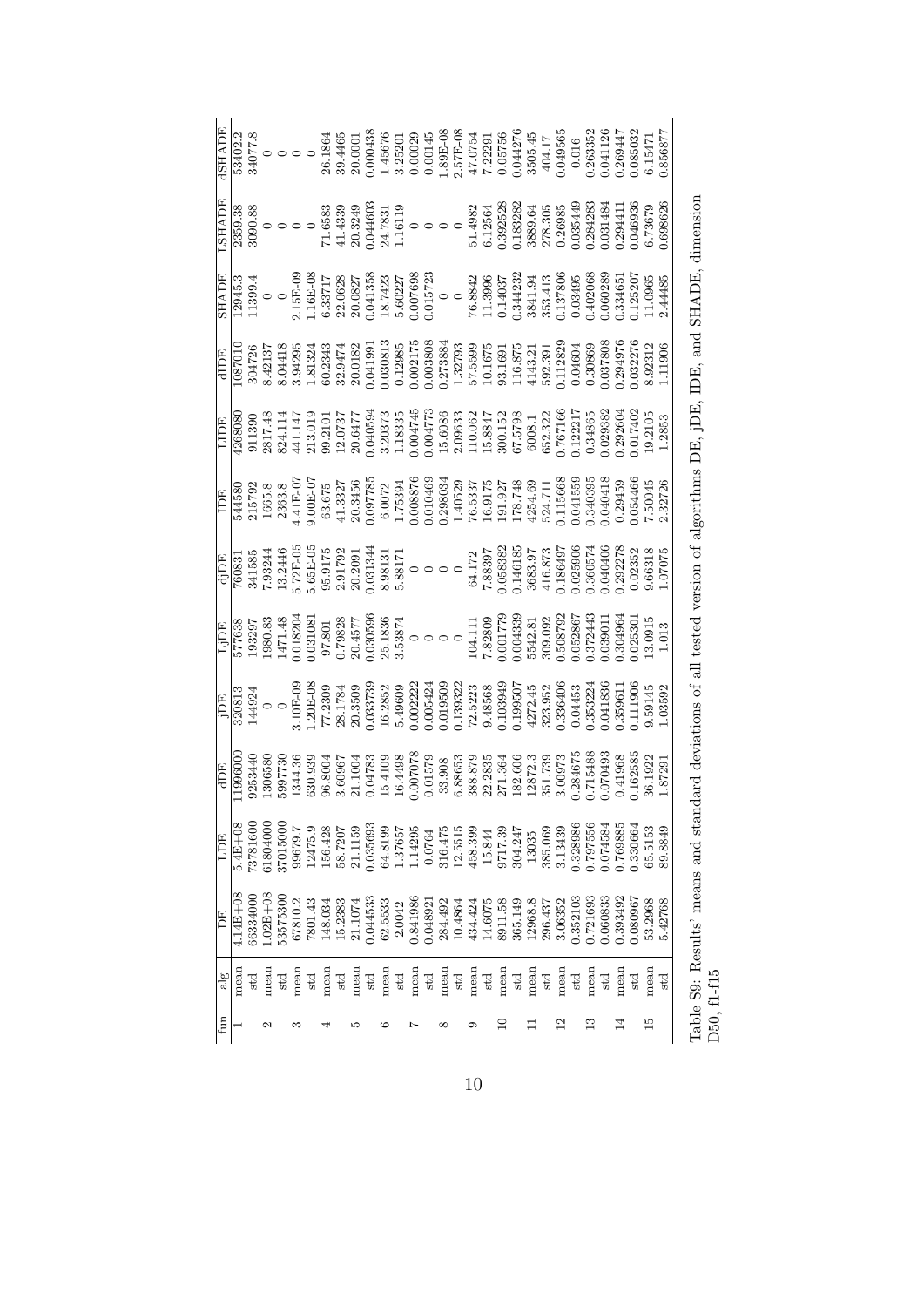| fun | alg | DE | LDE | dDE | jDE | LjDE | djDE | IDE | LIDE | dIDE | SHADE | LSHADE | dSHADE |
|---|---|---|---|---|---|---|---|---|---|---|---|---|---|
| 1 | mean | 4.14E+08 | 5.4E+08 | 11996000 | 320813 | 577638 | 760831 | 544580 | 4268080 | 1087010 | 12945.3 | 2359.38 | 53402.2 |
| | std | 66334000 | 73781600 | 9253440 | 144924 | 193297 | 341585 | 215792 | 911390 | 304726 | 11399.4 | 3090.88 | 34077.8 |
| 2 | mean | 1.02E+08 | 61804000 | 1306580 | 0 | 1980.83 | 7.93244 | 1665.8 | 2817.48 | 8.42137 | 0 | 0 | 0 |
| | std | 53575300 | 37015000 | 5997730 | 0 | 1471.48 | 13.2446 | 2363.8 | 824.114 | 8.04418 | 0 | 0 | 0 |
| 3 | mean | 67810.2 | 99679.7 | 1344.36 | 3.10E-09 | 0.018204 | 5.72E-05 | 4.41E-07 | 441.147 | 3.94295 | 2.15E-09 | 0 | 0 |
| | std | 7801.43 | 12475.9 | 630.939 | 1.20E-08 | 0.031081 | 5.65E-05 | 9.00E-07 | 213.019 | 1.81324 | 1.16E-08 | 0 | 0 |
| 4 | mean | 148.034 | 156.428 | 96.8004 | 77.2309 | 97.801 | 95.9175 | 63.675 | 99.2101 | 60.2343 | 6.33717 | 71.6583 | 26.1864 |
| | std | 15.2383 | 58.7207 | 3.60967 | 28.1784 | 0.79828 | 2.91792 | 41.3327 | 12.0737 | 32.9474 | 22.0628 | 41.4339 | 39.4465 |
| 5 | mean | 21.1074 | 21.1159 | 21.1004 | 20.3509 | 20.4577 | 20.2091 | 20.3456 | 20.6477 | 20.0182 | 20.0827 | 20.3249 | 20.0001 |
| | std | 0.044533 | 0.035693 | 0.04783 | 0.033739 | 0.030596 | 0.031344 | 0.097785 | 0.040594 | 0.041991 | 0.041358 | 0.044603 | 0.000438 |
| 6 | mean | 62.5533 | 64.8199 | 15.4109 | 16.2852 | 25.1836 | 8.98131 | 6.0072 | 3.20373 | 0.030813 | 18.7423 | 24.7831 | 1.45676 |
| | std | 2.0042 | 1.37657 | 16.4498 | 5.49609 | 3.53874 | 5.88171 | 1.75394 | 1.18335 | 0.12985 | 5.60227 | 1.16119 | 3.25201 |
| 7 | mean | 0.841986 | 1.14295 | 0.007078 | 0.002222 | 0 | 0 | 0.008876 | 0.004745 | 0.002175 | 0.007698 | 0 | 0.00029 |
| | std | 0.048921 | 0.0764 | 0.01579 | 0.005424 | 0 | 0 | 0.010469 | 0.004773 | 0.003808 | 0.015723 | 0 | 0.00145 |
| 8 | mean | 284.492 | 316.475 | 33.908 | 0.019509 | 0 | 0 | 0.298034 | 15.6086 | 0.273884 | 0 | 0 | 1.89E-08 |
| | std | 10.4864 | 12.5515 | 6.88653 | 0.139322 | 0 | 0 | 1.40529 | 2.09633 | 1.32793 | 0 | 0 | 2.57E-08 |
| 9 | mean | 434.424 | 458.399 | 388.879 | 72.5223 | 104.111 | 64.172 | 76.5337 | 110.062 | 57.5599 | 76.8842 | 51.4982 | 47.0754 |
| | std | 14.6075 | 15.844 | 22.2835 | 9.48568 | 7.82809 | 7.88397 | 16.9175 | 15.8847 | 10.1675 | 11.3996 | 6.12564 | 7.22291 |
| 10 | mean | 8911.58 | 9717.39 | 271.364 | 0.103949 | 0.001779 | 0.058382 | 191.927 | 300.152 | 93.1691 | 0.14037 | 0.392528 | 0.05756 |
| | std | 365.149 | 304.247 | 182.606 | 0.199507 | 0.004339 | 0.146185 | 178.748 | 67.5798 | 116.875 | 0.344232 | 0.183282 | 0.044276 |
| 11 | mean | 12968.8 | 13035 | 12872.3 | 4272.45 | 5542.81 | 3683.97 | 4254.69 | 6008.1 | 4143.21 | 3841.94 | 3889.64 | 3505.45 |
| | std | 296.437 | 385.069 | 351.739 | 323.952 | 309.092 | 416.873 | 524.711 | 652.322 | 592.391 | 353.413 | 278.305 | 404.17 |
| 12 | mean | 3.06352 | 3.13439 | 3.00973 | 0.336406 | 0.508792 | 0.186497 | 0.115668 | 0.767166 | 0.112829 | 0.137806 | 0.26985 | 0.049565 |
| | std | 0.352103 | 0.328986 | 0.284675 | 0.04453 | 0.052867 | 0.025906 | 0.041559 | 0.122217 | 0.04604 | 0.03495 | 0.035449 | 0.016 |
| 13 | mean | 0.721693 | 0.797556 | 0.715488 | 0.353224 | 0.372443 | 0.360574 | 0.340395 | 0.34865 | 0.30869 | 0.402068 | 0.284283 | 0.263352 |
| | std | 0.060833 | 0.074584 | 0.070493 | 0.041836 | 0.039011 | 0.040406 | 0.040418 | 0.029382 | 0.037808 | 0.060289 | 0.031484 | 0.041126 |
| 14 | mean | 0.393492 | 0.769885 | 0.41968 | 0.359611 | 0.304964 | 0.292278 | 0.29459 | 0.292604 | 0.294976 | 0.334651 | 0.294411 | 0.269447 |
| | std | 0.080967 | 0.330664 | 0.162585 | 0.111906 | 0.025301 | 0.02352 | 0.054466 | 0.017402 | 0.032276 | 0.125207 | 0.046936 | 0.085032 |
| 15 | mean | 53.2968 | 65.5153 | 36.1922 | 9.59145 | 13.0915 | 9.66318 | 7.50045 | 19.2105 | 8.92312 | 11.0965 | 6.73679 | 6.15471 |
| | std | 5.42768 | 89.8849 | 1.87291 | 1.03592 | 1.013 | 1.07075 | 2.32726 | 1.2853 | 1.11906 | 2.44485 | 0.698626 | 0.856877 |

Table S9: Results' means and standard deviations of all tested version of algorithms DE, jDE, IDE, and SHADE, dimension D50, f1-f15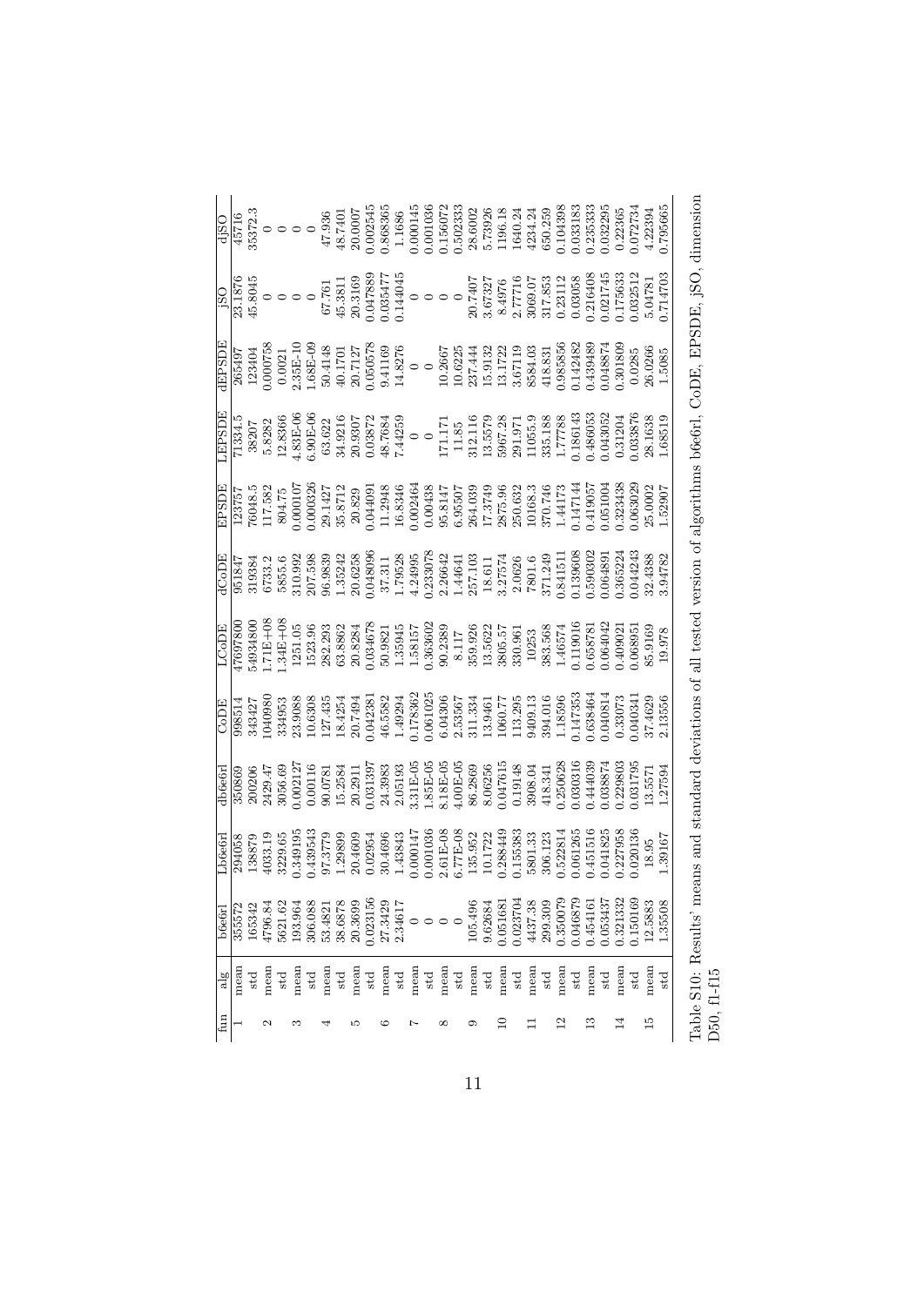| fun | alg | b6e6rl | Lb6e6rl | db6e6rl | CoDE | LCoDE | dCoDE | EPSDE | LEPSDE | dEPSDE | jSO | djSO |
|---|---|---|---|---|---|---|---|---|---|---|---|---|
| 1 | mean | 355572 | 294058 | 350869 | 998514 | 47697800 | 951847 | 123757 | 71334.5 | 265497 | 23.1876 | 45716 |
| | std | 165342 | 138879 | 200206 | 343427 | 54934800 | 319384 | 76048.5 | 38207 | 123404 | 45.8045 | 35372.3 |
| 2 | mean | 4796.84 | 4033.19 | 2429.47 | 1040980 | 1.71E+08 | 6733.2 | 117.582 | 5.8282 | 0.000758 | 0 | 0 |
| | std | 5621.62 | 3229.65 | 3056.69 | 334953 | 1.34E+08 | 5855.6 | 804.75 | 12.8366 | 0.0021 | 0 | 0 |
| 3 | mean | 193.964 | 0.349195 | 0.002127 | 23.9088 | 1251.05 | 310.992 | 0.000107 | 4.83E-06 | 2.35E-10 | 0 | 0 |
| | std | 306.088 | 0.439543 | 0.00116 | 10.6308 | 1523.96 | 207.598 | 0.000326 | 6.90E-06 | 1.68E-09 | 0 | 0 |
| 4 | mean | 53.4821 | 97.3779 | 90.0781 | 127.435 | 282.293 | 96.9839 | 29.1427 | 63.622 | 50.4148 | 67.761 | 47.936 |
| | std | 38.6878 | 1.29899 | 15.2584 | 18.4254 | 63.8862 | 1.35242 | 35.8712 | 34.9216 | 40.1701 | 45.3811 | 48.7401 |
| 5 | mean | 20.3699 | 20.4609 | 20.2911 | 20.7494 | 20.8284 | 20.6258 | 20.829 | 20.9307 | 20.7127 | 20.3169 | 20.0007 |
| | std | 0.023156 | 0.02954 | 0.031397 | 0.042381 | 0.034678 | 0.048096 | 0.044091 | 0.03872 | 0.050578 | 0.047889 | 0.002545 |
| 6 | mean | 27.3429 | 30.4696 | 24.3983 | 46.5582 | 50.9821 | 37.311 | 11.2948 | 48.7684 | 9.41169 | 0.035477 | 0.868365 |
| | std | 2.34617 | 1.43843 | 2.05193 | 1.49294 | 1.35945 | 1.79528 | 16.8346 | 7.44259 | 14.8276 | 0.144045 | 1.1686 |
| 7 | mean | 0 | 0.000147 | 3.31E-05 | 0.178362 | 1.58157 | 4.24995 | 0.002464 | 0 | 0 | 0 | 0.000145 |
| | std | 0 | 0.001036 | 1.85E-05 | 0.061025 | 0.363602 | 0.233078 | 0.00438 | 0 | 0 | 0 | 0.001036 |
| 8 | mean | 0 | 2.61E-08 | 8.18E-05 | 6.04306 | 90.2389 | 2.26642 | 95.8147 | 171.171 | 10.2667 | 0 | 0.156072 |
| | std | 0 | 6.77E-08 | 4.00E-05 | 2.53567 | 8.117 | 1.44641 | 6.95507 | 11.85 | 10.6225 | 0 | 0.502333 |
| 9 | mean | 105.496 | 135.952 | 86.2869 | 311.334 | 359.926 | 257.103 | 264.039 | 312.116 | 237.444 | 20.7407 | 28.6002 |
| | std | 9.62684 | 10.1722 | 8.06256 | 13.9461 | 13.5622 | 18.611 | 17.3749 | 13.5579 | 15.9132 | 3.67327 | 5.73926 |
| 10 | mean | 0.051681 | 0.288449 | 0.047615 | 1060.77 | 3805.57 | 3.27574 | 2875.96 | 5967.28 | 13.1722 | 8.4976 | 1196.18 |
| | std | 0.023704 | 0.155383 | 0.19148 | 113.295 | 330.961 | 2.0626 | 250.632 | 291.971 | 3.67119 | 2.77716 | 1640.24 |
| 11 | mean | 4437.38 | 5801.33 | 3908.04 | 9409.13 | 10253 | 7801.6 | 10168.3 | 11055.9 | 8584.03 | 3069.07 | 4234.24 |
| | std | 299.309 | 306.123 | 418.341 | 394.016 | 383.568 | 371.249 | 370.746 | 335.188 | 418.831 | 317.853 | 650.259 |
| 12 | mean | 0.350079 | 0.522814 | 0.250628 | 1.18596 | 1.46574 | 0.841511 | 1.44173 | 1.77788 | 0.985856 | 0.23112 | 0.104398 |
| | std | 0.046879 | 0.061265 | 0.030316 | 0.147353 | 0.119016 | 0.139608 | 0.147144 | 0.186143 | 0.142482 | 0.03058 | 0.033183 |
| 13 | mean | 0.454161 | 0.451516 | 0.444039 | 0.638464 | 0.658781 | 0.590302 | 0.419057 | 0.486053 | 0.439489 | 0.216408 | 0.235333 |
| | std | 0.053437 | 0.041825 | 0.038874 | 0.040814 | 0.064042 | 0.064891 | 0.051004 | 0.043052 | 0.048874 | 0.021745 | 0.032295 |
| 14 | mean | 0.321332 | 0.227958 | 0.229803 | 0.33073 | 0.409021 | 0.365224 | 0.323438 | 0.31204 | 0.301809 | 0.175633 | 0.22365 |
| | std | 0.150169 | 0.020136 | 0.031795 | 0.040341 | 0.068951 | 0.044243 | 0.063029 | 0.033876 | 0.0285 | 0.032512 | 0.072734 |
| 15 | mean | 12.5883 | 18.95 | 13.5571 | 37.4629 | 85.9169 | 32.4388 | 25.0002 | 28.1638 | 26.0266 | 5.04781 | 4.22394 |
| | std | 1.35508 | 1.39167 | 1.27594 | 2.13556 | 19.978 | 3.94782 | 1.52907 | 1.68519 | 1.5085 | 0.714703 | 0.795665 |

Table S10: Results' means and standard deviations of all tested version of algorithms b6e6rl, CoDE, EPSDE, jSO, dimension D50, f1-f15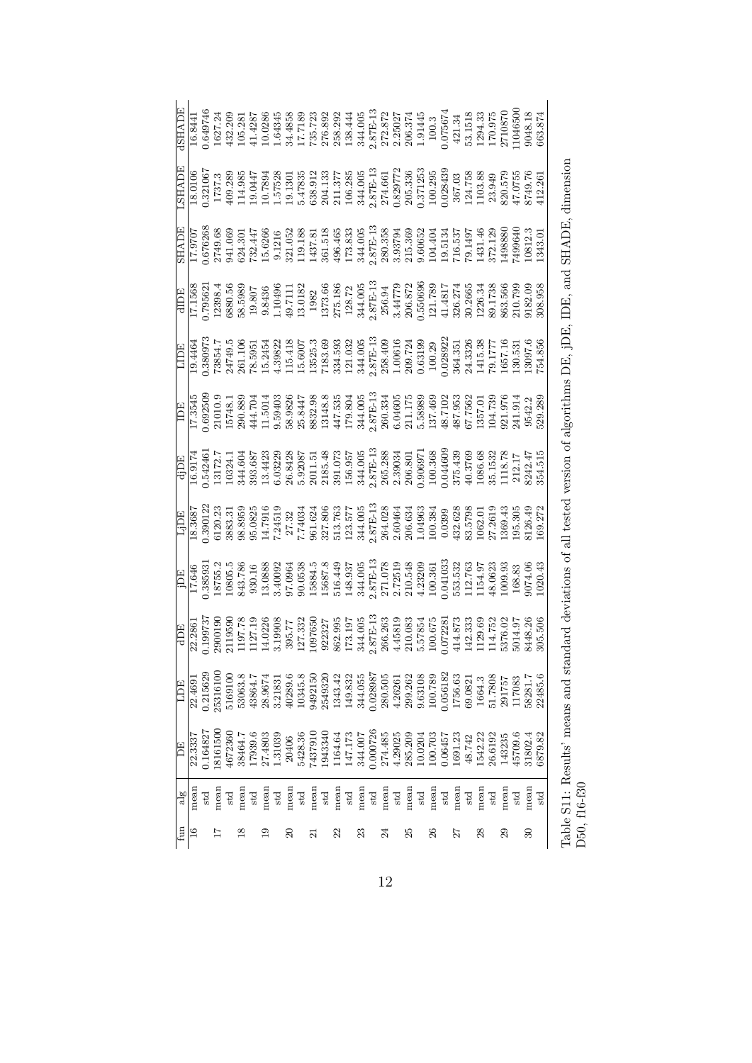| fun | alg | DE | LDE | dDE | jDE | LjDE | djDE | IDE | LIDE | dIDE | SHADE | LSHADE | dSHADE |
|---|---|---|---|---|---|---|---|---|---|---|---|---|---|
| 16 | mean | 22.3337 | 22.4691 | 22.2861 | 17.646 | 18.3687 | 16.9174 | 17.3545 | 19.4464 | 17.1568 | 17.9707 | 18.0106 | 16.8441 |
| | std | 0.164827 | 0.215629 | 0.199737 | 0.385931 | 0.390122 | 0.542461 | 0.692509 | 0.380973 | 0.795621 | 0.676268 | 0.321067 | 0.649746 |
| 17 | mean | 18161500 | 25316100 | 2900190 | 18755.2 | 6120.23 | 13172.7 | 21010.9 | 73854.7 | 12398.4 | 2749.68 | 1737.3 | 1627.24 |
| | std | 4672360 | 5169100 | 2119590 | 10805.5 | 3883.31 | 10324.1 | 15748.1 | 24749.5 | 6880.56 | 941.069 | 409.289 | 432.209 |
| 18 | mean | 38464.7 | 53063.8 | 1197.78 | 843.786 | 98.8959 | 344.604 | 290.889 | 261.106 | 58.5989 | 624.301 | 114.985 | 105.281 |
| | std | 17939.6 | 43864.7 | 1127.19 | 930.16 | 95.0825 | 393.687 | 444.704 | 78.5951 | 19.807 | 732.447 | 19.0447 | 41.4287 |
| 19 | mean | 27.4803 | 28.9674 | 14.0226 | 13.0888 | 14.7916 | 13.4423 | 11.5014 | 15.2454 | 9.8436 | 15.6266 | 10.7894 | 10.0286 |
| | std | 1.31039 | 3.21831 | 3.19908 | 3.40092 | 7.24519 | 6.03229 | 9.59403 | 4.39822 | 1.10496 | 9.1216 | 1.57528 | 1.64345 |
| 20 | mean | 20406 | 40289.6 | 395.77 | 97.0964 | 27.32 | 26.8428 | 58.9826 | 115.418 | 49.7111 | 321.052 | 19.1301 | 34.4858 |
| | std | 5428.36 | 10345.8 | 127.332 | 90.0538 | 7.74034 | 5.92087 | 25.8447 | 15.6007 | 13.0182 | 119.188 | 5.47835 | 17.7189 |
| 21 | mean | 7437910 | 9492150 | 1097650 | 15884.5 | 961.624 | 2011.51 | 8832.98 | 13525.3 | 1982 | 1437.81 | 638.912 | 735.723 |
| | std | 1943340 | 2549320 | 922327 | 15687.8 | 327.806 | 2185.48 | 13148.8 | 7183.69 | 1373.66 | 361.518 | 204.133 | 276.892 |
| 22 | mean | 1164.64 | 1343.42 | 862.995 | 516.449 | 513.763 | 391.073 | 447.535 | 334.593 | 275.186 | 496.465 | 211.377 | 258.292 |
| | std | 147.173 | 149.832 | 173.197 | 148.937 | 123.577 | 156.957 | 179.804 | 121.032 | 128.72 | 173.833 | 106.285 | 138.444 |
| 23 | mean | 344.007 | 344.055 | 344.005 | 344.005 | 344.005 | 344.005 | 344.005 | 344.005 | 344.005 | 344.005 | 344.005 | 344.005 |
| | std | 0.000726 | 0.028987 | 2.87E-13 | 2.87E-13 | 2.87E-13 | 2.87E-13 | 2.87E-13 | 2.87E-13 | 2.87E-13 | 2.87E-13 | 2.87E-13 | 2.87E-13 |
| 24 | mean | 274.485 | 280.505 | 266.263 | 271.078 | 264.028 | 265.288 | 260.334 | 258.409 | 256.94 | 280.358 | 274.661 | 272.872 |
| | std | 4.29025 | 4.26261 | 4.45819 | 2.72519 | 2.60464 | 2.39034 | 6.04605 | 1.00616 | 3.44779 | 3.93794 | 0.829772 | 2.25027 |
| 25 | mean | 285.209 | 299.262 | 210.083 | 210.548 | 206.634 | 206.801 | 211.175 | 209.724 | 206.872 | 215.369 | 205.336 | 206.374 |
| | std | 10.0204 | 9.63108 | 5.57854 | 4.23209 | 1.04963 | 0.906971 | 5.58989 | 0.63199 | 0.550696 | 9.60652 | 0.371253 | 1.91445 |
| 26 | mean | 100.703 | 100.789 | 100.675 | 100.361 | 100.384 | 100.368 | 137.469 | 100.29 | 121.789 | 104.404 | 100.295 | 100.3 |
| | std | 0.06457 | 0.056182 | 0.072281 | 0.041033 | 0.0399 | 0.044609 | 48.7102 | 0.028922 | 41.4817 | 19.5134 | 0.028439 | 0.075674 |
| 27 | mean | 1691.23 | 1756.63 | 414.873 | 553.532 | 432.628 | 375.439 | 487.953 | 364.351 | 326.274 | 716.537 | 367.03 | 421.34 |
| | std | 48.742 | 69.0821 | 142.333 | 112.763 | 83.5798 | 40.3769 | 67.7562 | 24.3326 | 30.2665 | 79.1497 | 124.758 | 53.1518 |
| 28 | mean | 1542.22 | 1664.3 | 1129.69 | 1154.97 | 1062.01 | 1086.68 | 1357.01 | 1415.38 | 1226.34 | 1431.46 | 1103.88 | 1294.33 |
| | std | 26.6192 | 51.7808 | 114.752 | 48.0623 | 27.2619 | 35.1532 | 104.739 | 79.1777 | 89.1738 | 372.129 | 23.949 | 170.975 |
| 29 | mean | 143235 | 291757 | 5376.02 | 1009.93 | 1369.43 | 1118.78 | 921.976 | 1657.16 | 863.566 | 1498880 | 820.579 | 2710870 |
| | std | 45709.6 | 117083 | 5014.97 | 168.83 | 195.305 | 212.17 | 241.914 | 130.531 | 210.799 | 7499640 | 47.0755 | 11046500 |
| 30 | mean | 31802.4 | 58281.7 | 8448.26 | 9074.06 | 8126.49 | 8242.47 | 9542.2 | 13097.6 | 9182.09 | 10812.3 | 8749.76 | 9048.18 |
| | std | 6879.82 | 22485.6 | 305.506 | 1020.43 | 169.272 | 354.515 | 529.289 | 754.856 | 308.958 | 1343.01 | 412.261 | 663.874 |

Table S11: Results' means and standard deviations of all tested version of algorithms DE, jDE, IDE, and SHADE, dimension D50, f16-f30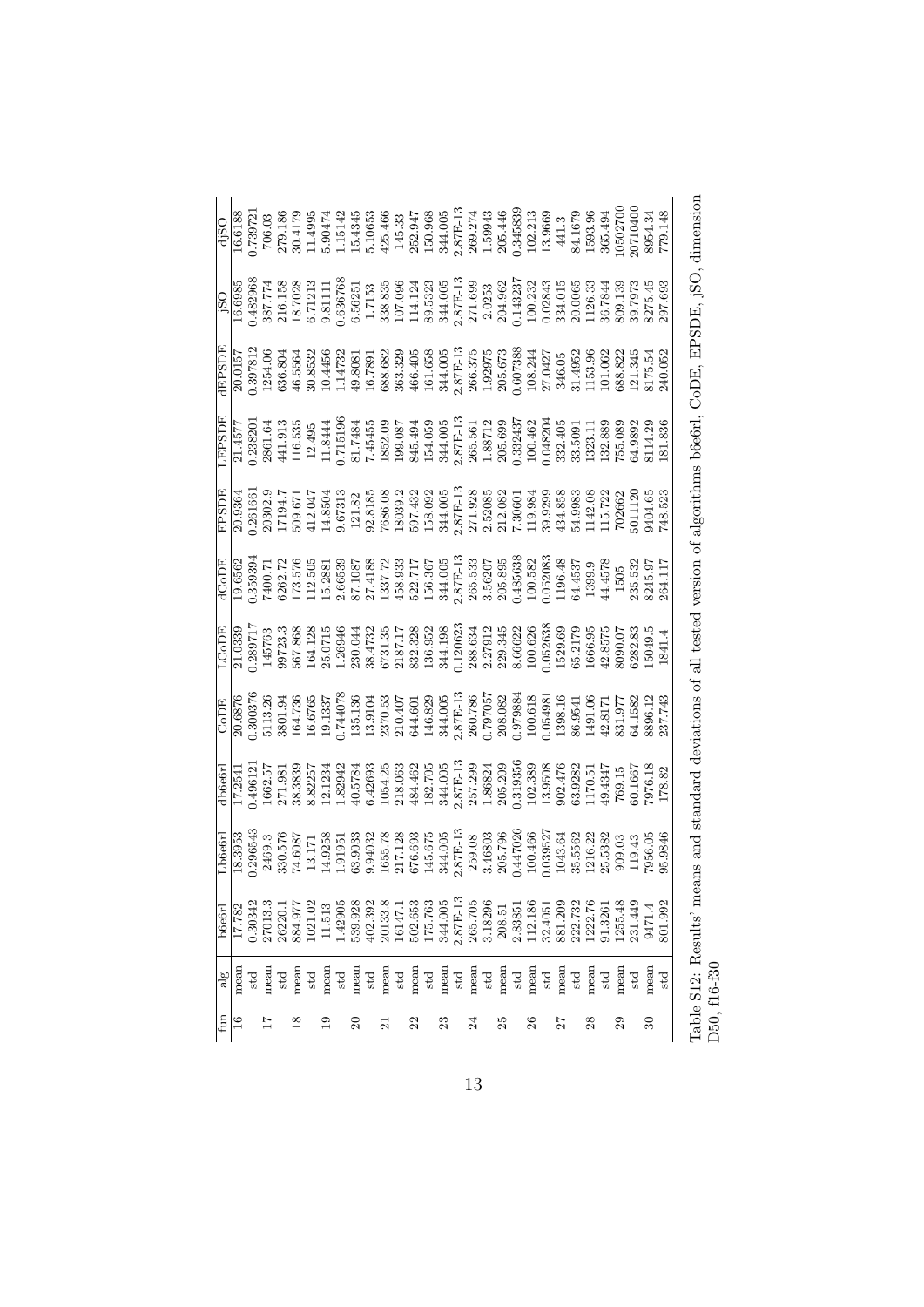| fun | alg | b6e6rl | Lb6e6rl | db6e6rl | CoDE | LCoDE | dCoDE | EPSDE | LEPSDE | dEPSDE | jSO | djSO |
|---|---|---|---|---|---|---|---|---|---|---|---|---|
| 16 | mean | 17.782 | 18.3953 | 17.2541 | 20.6876 | 21.0339 | 19.6562 | 20.9364 | 21.4577 | 20.0157 | 16.6985 | 16.6188 |
| | std | 0.30342 | 0.296543 | 0.496121 | 0.300376 | 0.289717 | 0.359394 | 0.261661 | 0.238201 | 0.397812 | 0.482968 | 0.739721 |
| 17 | mean | 27013.3 | 2469.3 | 1662.57 | 5113.26 | 145763 | 7400.71 | 20302.9 | 2861.64 | 1254.06 | 387.774 | 706.03 |
| | std | 26220.1 | 330.576 | 271.981 | 3801.94 | 99723.3 | 6262.72 | 17194.7 | 441.913 | 636.804 | 216.158 | 279.186 |
| 18 | mean | 884.977 | 74.6087 | 38.3839 | 164.736 | 567.868 | 173.576 | 509.671 | 116.535 | 46.5564 | 18.7028 | 30.4179 |
| | std | 1021.02 | 13.171 | 8.82257 | 16.6765 | 164.128 | 112.505 | 412.047 | 12.495 | 30.8532 | 6.71213 | 11.4995 |
| 19 | mean | 11.513 | 14.9258 | 12.1234 | 19.1337 | 25.0715 | 15.2881 | 14.8504 | 11.8444 | 10.4456 | 9.81111 | 5.90474 |
| | std | 1.42905 | 1.91951 | 1.82942 | 0.744078 | 1.26946 | 2.66539 | 9.67313 | 0.715196 | 1.14732 | 0.636768 | 1.15142 |
| 20 | mean | 539.928 | 63.9033 | 40.5784 | 135.136 | 230.044 | 87.1087 | 121.82 | 81.7484 | 49.8081 | 6.56251 | 15.4345 |
| | std | 402.392 | 9.94032 | 6.42693 | 13.9104 | 38.4732 | 27.4188 | 92.8185 | 7.45455 | 16.7891 | 1.7153 | 5.10653 |
| 21 | mean | 20133.8 | 1655.78 | 1054.25 | 2370.53 | 6731.35 | 1337.72 | 7686.08 | 1852.09 | 688.682 | 338.835 | 425.466 |
| | std | 16147.1 | 217.128 | 218.063 | 210.407 | 2187.17 | 458.933 | 18039.2 | 199.087 | 363.329 | 107.096 | 145.33 |
| 22 | mean | 502.653 | 676.693 | 484.462 | 644.601 | 832.328 | 522.717 | 597.432 | 845.494 | 466.405 | 114.124 | 252.947 |
| | std | 175.763 | 145.675 | 182.705 | 146.829 | 136.952 | 156.367 | 158.092 | 154.059 | 161.658 | 89.5323 | 150.968 |
| 23 | mean | 344.005 | 344.005 | 344.005 | 344.005 | 344.198 | 344.005 | 344.005 | 344.005 | 344.005 | 344.005 | 344.005 |
| | std | 2.87E-13 | 2.87E-13 | 2.87E-13 | 2.87E-13 | 0.120623 | 2.87E-13 | 2.87E-13 | 2.87E-13 | 2.87E-13 | 2.87E-13 | 2.87E-13 |
| 24 | mean | 265.705 | 259.08 | 257.299 | 260.786 | 288.634 | 265.533 | 271.928 | 265.561 | 266.375 | 271.699 | 269.274 |
| | std | 3.18296 | 3.46803 | 1.86824 | 0.797057 | 2.27912 | 3.56207 | 2.52085 | 1.88712 | 1.92975 | 2.0253 | 1.59943 |
| 25 | mean | 208.51 | 205.796 | 205.209 | 208.082 | 229.345 | 205.895 | 212.082 | 205.699 | 205.673 | 204.962 | 205.446 |
| | std | 2.83851 | 0.447026 | 0.319356 | 0.979884 | 8.66622 | 0.485638 | 7.30601 | 0.332437 | 0.607388 | 0.143237 | 0.345839 |
| 26 | mean | 112.186 | 100.466 | 102.389 | 100.618 | 100.626 | 100.582 | 119.984 | 100.462 | 108.244 | 100.232 | 102.213 |
| | std | 32.4051 | 0.039527 | 13.9508 | 0.05498 | 0.052638 | 0.052083 | 39.9299 | 0.048204 | 27.0427 | 0.02843 | 13.9669 |
| 27 | mean | 881.209 | 1043.64 | 902.476 | 1398.16 | 1529.69 | 1196.48 | 434.858 | 332.405 | 346.05 | 334.015 | 441.3 |
| | std | 222.732 | 35.5562 | 63.9282 | 86.9541 | 65.2179 | 64.4537 | 54.9983 | 33.5091 | 31.4952 | 20.0065 | 84.1679 |
| 28 | mean | 1222.76 | 1216.22 | 1170.51 | 1491.06 | 1666.95 | 1399.9 | 1142.08 | 1323.11 | 1153.96 | 1126.33 | 1593.96 |
| | std | 91.3261 | 25.5382 | 49.4347 | 42.8171 | 42.8575 | 44.4578 | 115.722 | 132.889 | 101.062 | 36.7844 | 365.494 |
| 29 | mean | 1255.48 | 909.03 | 769.15 | 831.977 | 8090.07 | 1505 | 702662 | 755.089 | 688.822 | 809.139 | 10502700 |
| | std | 231.449 | 119.43 | 60.1667 | 64.1582 | 6282.83 | 235.532 | 5011120 | 64.9892 | 121.345 | 39.7973 | 20710400 |
| 30 | mean | 9471.4 | 7956.05 | 7976.18 | 8896.12 | 15049.5 | 8245.97 | 9404.65 | 8114.29 | 8175.54 | 8275.45 | 8954.34 |
| | std | 801.992 | 95.9846 | 178.82 | 237.743 | 1841.4 | 264.117 | 748.523 | 181.836 | 240.052 | 297.693 | 779.148 |

Table S12: Results' means and standard deviations of all tested version of algorithms b6e6rl, CoDE, EPSDE, jSO, dimension D50, f16-f30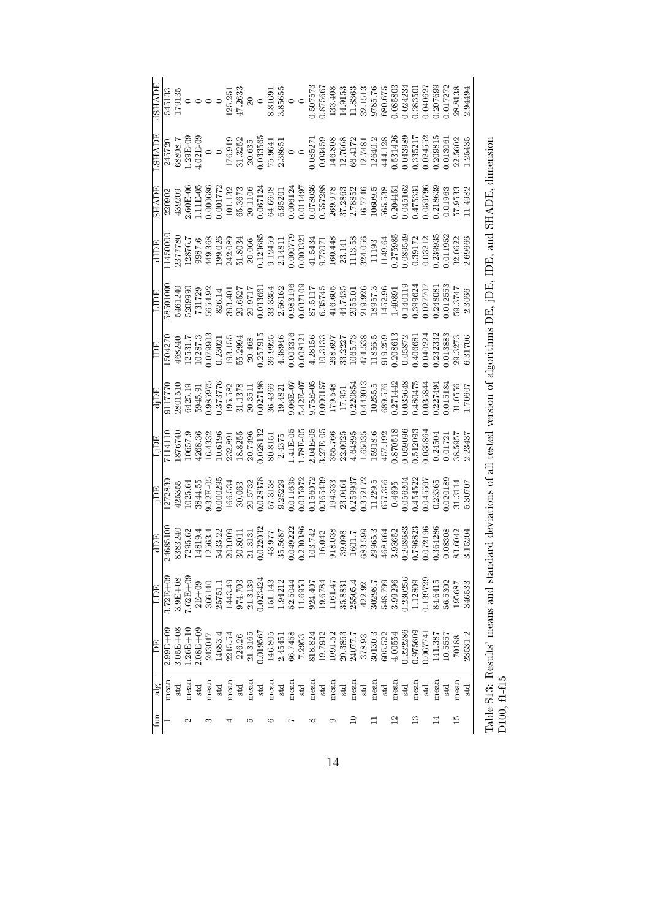| fun | alg | DE | LDE | dDE | jDE | LjDE | djDE | IDE | LIDE | dIDE | SHADE | LSHADE | dSHADE |
|---|---|---|---|---|---|---|---|---|---|---|---|---|---|
| 1 | mean | 2.99E+09 | 3.72E+09 | 24685100 | 1272830 | 7114110 | 9117770 | 1504270 | 58501000 | 11450000 | 220902 | 245720 | 545133 |
|  | std | 3.05E+08 | 3.9E+08 | 8383240 | 425355 | 1876740 | 2801510 | 468240 | 5461240 | 2377780 | 439209 | 68808.7 | 179135 |
| 2 | mean | 1.26E+10 | 7.62E+09 | 7295.62 | 1025.64 | 10657.9 | 6425.19 | 12531.7 | 5209990 | 12876.7 | 2.60E-06 | 1.29E-09 | 0 |
|  | std | 2.08E+09 | 2E+09 | 14819.4 | 3844.55 | 4268.36 | 5945.91 | 10287.3 | 731729 | 9987.6 | 1.11E-05 | 4.02E-09 | 0 |
| 3 | mean | 243047 | 366140 | 12563.4 | 9.32E-05 | 16.4332 | 0.985975 | 0.079903 | 5654.92 | 449.368 | 0.000686 | 0 | 0 |
|  | std | 14683.4 | 25751.1 | 5433.22 | 0.000295 | 10.6196 | 0.373776 | 0.23021 | 826.14 | 199.026 | 0.001772 | 0 | 0 |
| 4 | mean | 2215.54 | 1443.49 | 203.009 | 166.534 | 232.891 | 195.582 | 193.155 | 393.401 | 242.089 | 101.132 | 176.919 | 125.251 |
|  | std | 226.26 | 974.703 | 30.8011 | 30.063 | 18.8255 | 31.1378 | 55.2994 | 20.6527 | 51.8034 | 65.3673 | 31.3252 | 47.2633 |
| 5 | mean | 21.3165 | 21.3139 | 21.3131 | 20.5732 | 20.7496 | 20.3511 | 20.468 | 20.9717 | 20.066 | 20.1106 | 20.635 | 20 |
|  | std | 0.019567 | 0.023424 | 0.022032 | 0.028378 | 0.028132 | 0.027198 | 0.257915 | 0.033661 | 0.123685 | 0.067124 | 0.033565 | 0 |
| 6 | mean | 146.805 | 151.143 | 43.977 | 57.3138 | 80.8151 | 36.4366 | 36.9925 | 33.3354 | 9.12459 | 64.6608 | 75.9641 | 8.81691 |
|  | std | 2.45451 | 1.94212 | 35.5687 | 9.25229 | 2.4375 | 19.4821 | 4.38946 | 2.66162 | 2.14811 | 6.95201 | 2.38651 | 3.85655 |
| 7 | mean | 66.7458 | 52.5044 | 0.049222 | 0.011635 | 1.41E-05 | 9.06E-07 | 0.003376 | 0.983196 | 0.000779 | 0.006124 | 0 | 0 |
|  | std | 7.2953 | 11.6953 | 0.230386 | 0.035972 | 1.78E-05 | 5.42E-07 | 0.008121 | 0.037109 | 0.003321 | 0.011497 | 0 | 0 |
| 8 | mean | 818.824 | 924.407 | 103.742 | 0.156072 | 2.04E-05 | 9.75E-05 | 4.28156 | 87.5117 | 41.5434 | 0.078036 | 0.085271 | 0.507573 |
|  | std | 19.7932 | 19.6784 | 16.042 | 0.365439 | 3.27E-05 | 0.000157 | 10.3133 | 6.35745 | 9.73071 | 0.557288 | 0.03459 | 0.875667 |
| 9 | mean | 1091.52 | 1161.47 | 918.038 | 194.333 | 355.766 | 179.548 | 268.697 | 416.605 | 160.448 | 269.978 | 146.808 | 133.408 |
|  | std | 20.3863 | 35.8831 | 39.098 | 23.0464 | 22.0025 | 17.951 | 33.2227 | 44.7435 | 23.141 | 37.2863 | 12.7668 | 14.9153 |
| 10 | mean | 24077.7 | 25505.4 | 1601.7 | 0.259937 | 4.64895 | 0.220854 | 1065.73 | 2055.01 | 1113.58 | 2.78852 | 66.4172 | 11.8363 |
|  | std | 378.93 | 422.92 | 683.599 | 0.352172 | 1.65035 | 0.443013 | 474.538 | 219.926 | 324.056 | 16.7746 | 12.7481 | 32.1513 |
| 11 | mean | 30130.3 | 30298.7 | 29965.3 | 11229.5 | 15918.6 | 10255.5 | 11856.5 | 18957.3 | 11193 | 10609.5 | 12640.2 | 9785.76 |
|  | std | 605.522 | 548.799 | 468.664 | 657.356 | 457.192 | 689.576 | 919.259 | 1452.96 | 1149.64 | 565.538 | 444.128 | 680.675 |
| 12 | mean | 4.00554 | 3.99296 | 3.93652 | 0.4695 | 0.870518 | 0.271442 | 0.208613 | 1.40891 | 0.275985 | 0.204451 | 0.531426 | 0.085803 |
|  | std | 0.222286 | 0.230256 | 0.208683 | 0.056204 | 0.059096 | 0.035648 | 0.05872 | 0.140119 | 0.089549 | 0.045162 | 0.043989 | 0.024234 |
| 13 | mean | 0.975609 | 1.12809 | 0.796823 | 0.454522 | 0.512093 | 0.480475 | 0.406681 | 0.399624 | 0.39172 | 0.475331 | 0.335217 | 0.383501 |
|  | std | 0.067741 | 0.139729 | 0.072196 | 0.045597 | 0.035864 | 0.035844 | 0.040224 | 0.027707 | 0.03212 | 0.059796 | 0.024552 | 0.040627 |
| 14 | mean | 141.387 | 84.6415 | 0.364286 | 0.23365 | 0.24504 | 0.227494 | 0.232332 | 0.248081 | 0.239935 | 0.218639 | 0.209815 | 0.207699 |
|  | std | 10.5557 | 56.5302 | 0.08308 | 0.020189 | 0.01721 | 0.015184 | 0.013883 | 0.012553 | 0.011952 | 0.01963 | 0.013061 | 0.017272 |
| 15 | mean | 70188 | 195687 | 83.6042 | 31.3114 | 38.5957 | 31.0556 | 29.3273 | 59.3747 | 32.0622 | 57.9533 | 22.5602 | 28.8138 |
|  | std | 23531.2 | 346533 | 3.15204 | 5.30707 | 2.23437 | 1.70607 | 6.31706 | 2.3066 | 2.69666 | 11.4982 | 1.25435 | 2.94494 |

Table S13: Results' means and standard deviations of all tested version of algorithms DE, jDE, IDE, and SHADE, dimension D100, f1-f15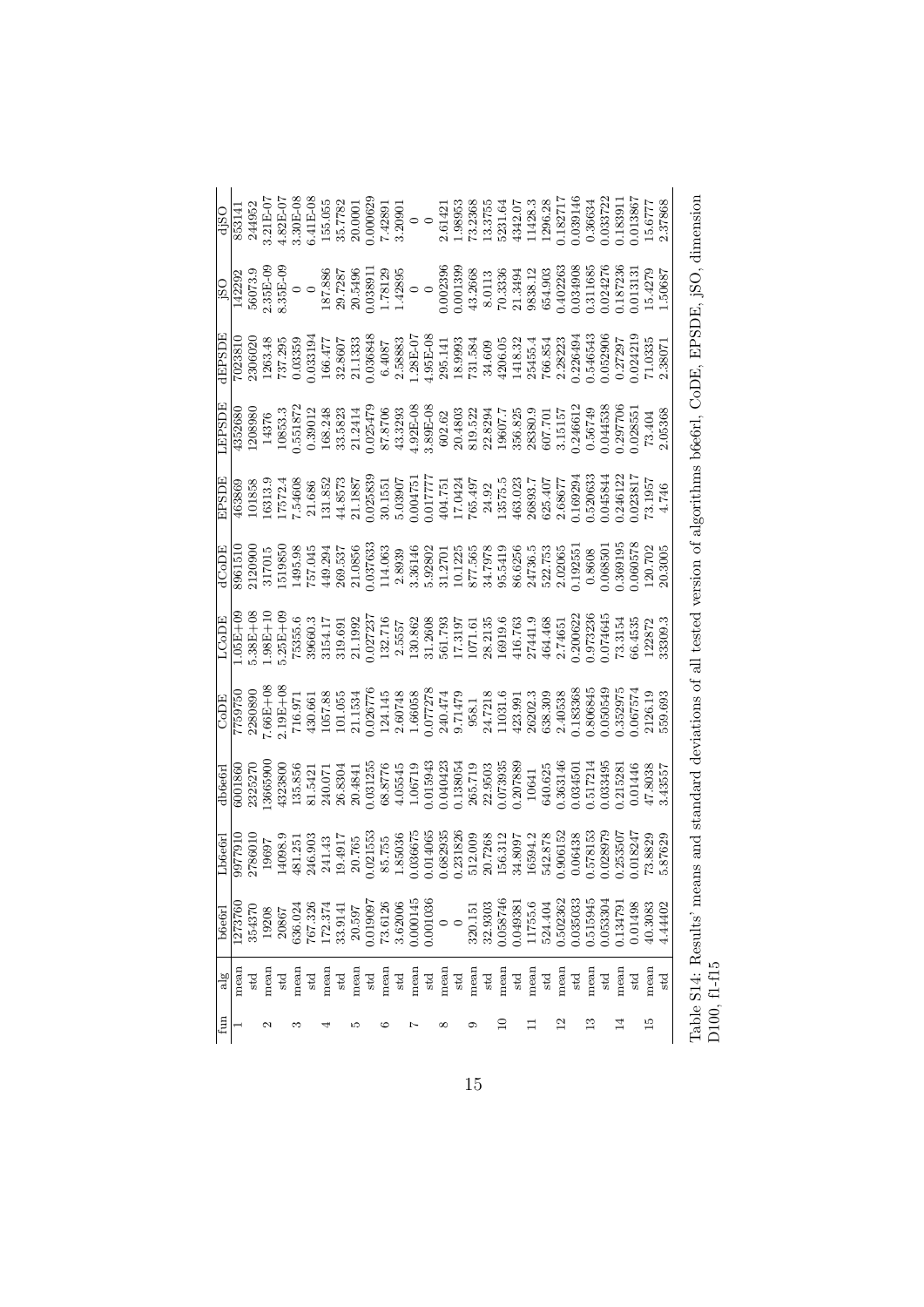| fun | alg | b6e6rl | Lb6e6rl | db6e6rl | CoDE | LCoDE | dCoDE | EPSDE | LEPSDE | dEPSDE | jSO | djSO |
|---|---|---|---|---|---|---|---|---|---|---|---|---|
| 1 | mean | 1273760 | 9977910 | 6001860 | 7759750 | 1.05E+09 | 8961510 | 463869 | 4352680 | 7023810 | 142292 | 853141 |
|  | std | 354370 | 2786010 | 2325270 | 2280890 | 5.38E+08 | 2120900 | 101858 | 1208980 | 2306020 | 56073.9 | 244952 |
| 2 | mean | 19208 | 19697 | 13665900 | 7.66E+08 | 1.98E+10 | 317015 | 16313.9 | 14376 | 1263.48 | 2.35E-09 | 3.21E-07 |
|  | std | 20867 | 14098.9 | 4323800 | 2.19E+08 | 5.25E+09 | 1519850 | 17572.4 | 10853.3 | 737.295 | 8.35E-09 | 4.82E-07 |
| 3 | mean | 636.024 | 481.251 | 135.856 | 716.971 | 75355.6 | 1495.98 | 7.54608 | 0.551872 | 0.03359 | 0 | 3.30E-08 |
|  | std | 767.326 | 246.903 | 81.5421 | 430.661 | 39660.3 | 757.045 | 21.686 | 0.39012 | 0.033194 | 0 | 6.41E-08 |
| 4 | mean | 172.374 | 241.43 | 240.071 | 1057.88 | 3154.17 | 449.294 | 131.852 | 168.248 | 166.477 | 187.886 | 155.055 |
|  | std | 33.9141 | 19.4917 | 26.8304 | 101.055 | 319.691 | 269.537 | 44.8573 | 33.5823 | 32.8607 | 29.7287 | 35.7782 |
| 5 | mean | 20.597 | 20.765 | 20.4841 | 21.1534 | 21.1992 | 21.0856 | 21.1887 | 21.2414 | 21.1333 | 20.5496 | 20.0001 |
|  | std | 0.019097 | 0.021553 | 0.031255 | 0.026776 | 0.027237 | 0.037633 | 0.025839 | 0.025479 | 0.036848 | 0.038911 | 0.000629 |
| 6 | mean | 73.6126 | 85.755 | 68.8776 | 124.145 | 132.716 | 114.063 | 30.1551 | 87.8706 | 6.4087 | 1.78129 | 7.42891 |
|  | std | 3.62006 | 1.85036 | 4.05545 | 2.60748 | 2.5557 | 2.8939 | 5.03907 | 43.3293 | 2.58883 | 1.42895 | 3.20901 |
| 7 | mean | 0.000145 | 0.036675 | 1.06719 | 1.66058 | 130.862 | 3.36146 | 0.004751 | 4.92E-08 | 1.28E-07 | 0 | 0 |
|  | std | 0.001036 | 0.014065 | 0.015943 | 0.077278 | 31.2608 | 5.92802 | 0.017777 | 3.89E-08 | 4.95E-08 | 0 | 0 |
| 8 | mean | 0 | 0.682935 | 0.040423 | 240.474 | 561.793 | 31.2701 | 404.751 | 602.62 | 295.141 | 0.002396 | 2.61421 |
|  | std | 0 | 0.231826 | 0.138054 | 9.71479 | 17.3197 | 10.1225 | 17.0424 | 20.4803 | 18.9993 | 0.001399 | 1.98953 |
| 9 | mean | 320.151 | 512.009 | 265.719 | 958.1 | 1071.61 | 877.565 | 765.497 | 819.522 | 731.584 | 43.2668 | 73.2368 |
|  | std | 32.9303 | 20.7268 | 22.9503 | 24.7218 | 28.2135 | 34.7978 | 24.92 | 22.8294 | 34.609 | 8.0113 | 13.3755 |
| 10 | mean | 0.058746 | 156.312 | 0.073935 | 11031.6 | 16919.6 | 95.5419 | 13575.5 | 19607.7 | 4206.05 | 70.3336 | 5231.64 |
|  | std | 0.049381 | 34.8097 | 0.207889 | 423.991 | 416.763 | 86.6256 | 463.023 | 356.825 | 1418.32 | 21.3494 | 4342.07 |
| 11 | mean | 11755.6 | 16594.2 | 10641 | 26202.3 | 27441.9 | 24736.5 | 26893.7 | 28380.9 | 25455.4 | 9838.12 | 11428.3 |
|  | std | 524.404 | 542.878 | 640.625 | 638.309 | 464.468 | 522.753 | 625.407 | 607.701 | 766.854 | 654.903 | 1296.28 |
| 12 | mean | 0.502362 | 0.906152 | 0.363146 | 2.40538 | 2.74651 | 2.02065 | 2.68677 | 3.15157 | 2.28223 | 0.402263 | 0.182717 |
|  | std | 0.035033 | 0.06438 | 0.034501 | 0.183368 | 0.200622 | 0.192551 | 0.169294 | 0.246612 | 0.226494 | 0.034908 | 0.039146 |
| 13 | mean | 0.515945 | 0.578153 | 0.517214 | 0.806845 | 0.973236 | 0.8608 | 0.520633 | 0.56749 | 0.546543 | 0.311685 | 0.36634 |
|  | std | 0.053304 | 0.028979 | 0.033495 | 0.050549 | 0.074645 | 0.068501 | 0.045844 | 0.044538 | 0.052906 | 0.024276 | 0.033722 |
| 14 | mean | 0.134791 | 0.253507 | 0.215281 | 0.352975 | 73.3154 | 0.369195 | 0.246122 | 0.297706 | 0.27297 | 0.187236 | 0.183911 |
|  | std | 0.01498 | 0.018247 | 0.01446 | 0.067574 | 66.4535 | 0.060578 | 0.023817 | 0.028551 | 0.024219 | 0.013131 | 0.013867 |
| 15 | mean | 40.3083 | 73.8829 | 47.8038 | 2126.19 | 122872 | 120.702 | 73.1957 | 73.404 | 71.0335 | 15.4279 | 15.6777 |
|  | std | 4.44402 | 5.87629 | 3.43557 | 559.693 | 33309.3 | 20.3005 | 4.746 | 2.05368 | 2.38071 | 1.50687 | 2.37868 |

Table S14: Results' means and standard deviations of all tested version of algorithms b6e6rl, CoDE, EPSDE, jSO, dimension D100, f1-f15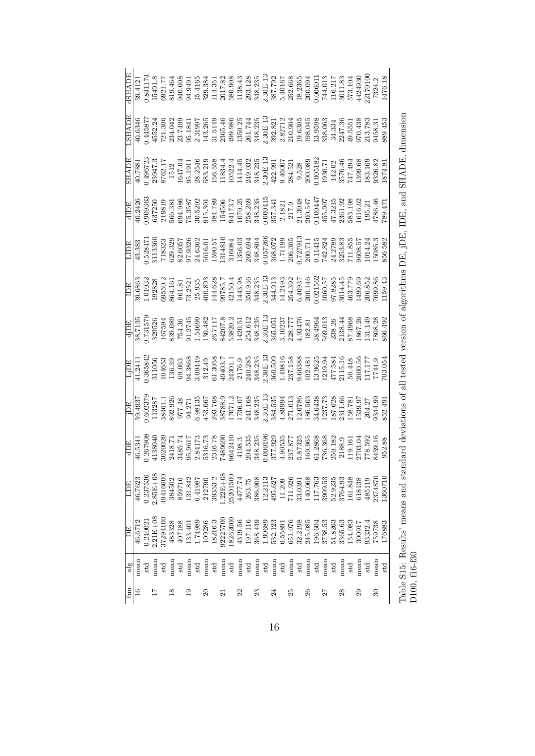| fun | alg | DE | LDE | dDE | jDE | LjDE | djDE | IDE | LIDE | dIDE | SHADE | LSHADE | dSHADE |
|---|---|---|---|---|---|---|---|---|---|---|---|---|---|
| 16 | mean | 46.6712 | 46.7623 | 46.5341 | 39.4937 | 41.2411 | 38.7135 | 39.6863 | 43.383 | 40.2426 | 40.7881 | 40.6346 | 39.4121 |
| | std | 0.240021 | 0.237536 | 0.267908 | 0.602379 | 0.365842 | 0.731579 | 1.01032 | 0.528471 | 0.909363 | 0.496723 | 0.445877 | 0.841174 |
| 17 | mean | 2.21E+08 | 2.85E+08 | 4138040 | 113287 | 311056 | 329526 | 192828 | 3113360 | 637250 | 23947.3 | 4552.24 | 15491.8 |
| | std | 37294100 | 49416600 | 3020020 | 38461.1 | 104653 | 167594 | 69550.2 | 718323 | 219819 | 8762.17 | 721.306 | 6921.77 |
| 18 | mean | 483328 | 384502 | 2418.71 | 892.926 | 136.39 | 839.089 | 864.161 | 629.329 | 566.381 | 1512 | 234.042 | 819.464 |
| | std | 407188 | 859716 | 3485.74 | 977.48 | 69.063 | 754.36 | 861.81 | 82.6057 | 694.986 | 1647.04 | 23.7499 | 940.608 |
| 19 | mean | 133.401 | 131.842 | 95.9617 | 94.271 | 94.3868 | 91.2745 | 73.2521 | 97.9326 | 75.3587 | 95.1911 | 95.1841 | 94.9491 |
| | std | 1.74989 | 6.41987 | 2.84173 | 6.98135 | 3.09449 | 1.54699 | 25.935 | 24.6362 | 30.5292 | 28.2546 | 2.31997 | 15.4165 |
| 20 | mean | 109286 | 212790 | 5316.73 | 453.067 | 312.49 | 130.482 | 400.893 | 5616.01 | 915.301 | 583.219 | 143.265 | 329.384 |
| | std | 18216.3 | 39353.2 | 2316.78 | 293.768 | 61.3058 | 26.7117 | 144.628 | 1590.57 | 484.789 | 156.558 | 31.5149 | 114.351 |
| 21 | mean | 92225700 | 1.22E+08 | 7489690 | 38788.9 | 49403.7 | 84207.8 | 99785.7 | 1314810 | 154506 | 11834.4 | 2365.46 | 2017.82 |
| | std | 18262000 | 25201500 | 9642410 | 17071.2 | 24301.1 | 53820.2 | 42150.4 | 316084 | 94173.7 | 10522.4 | 499.986 | 580.908 |
| 22 | mean | 4319.56 | 4477.74 | 4198.3 | 1736.07 | 2176.9 | 1420.51 | 1443.98 | 1356.03 | 1070.25 | 1414.45 | 1350.25 | 1138.43 |
| | std | 197.116 | 263.75 | 204.535 | 241.168 | 240.285 | 254.612 | 350.936 | 260.694 | 258.269 | 249.032 | 261.744 | 293.128 |
| 23 | mean | 368.449 | 386.908 | 348.235 | 348.235 | 348.235 | 348.235 | 348.235 | 348.804 | 348.235 | 348.235 | 348.235 | 348.235 |
| | std | 1.90689 | 12.2113 | 0.000196 | 2.30E-13 | 2.30E-13 | 2.30E-13 | 2.30E-13 | 0.057266 | 0.000415 | 2.30E-13 | 2.30E-13 | 2.30E-13 |
| 24 | mean | 532.123 | 495.627 | 377.929 | 384.535 | 360.509 | 365.051 | 344.913 | 368.072 | 357.341 | 422.991 | 392.821 | 387.792 |
| | std | 6.55891 | 11.209 | 4.90535 | 4.89994 | 1.49816 | 3.10237 | 14.2493 | 1.71199 | 2.1821 | 9.46007 | 2.82712 | 5.40167 |
| 25 | mean | 651.076 | 711.926 | 237.877 | 271.013 | 237.158 | 228.777 | 254.392 | 206.305 | 217.9 | 284.521 | 210.904 | 252.668 |
| | std | 32.2198 | 33.0391 | 5.87325 | 12.6786 | 9.66388 | 4.93476 | 6.46937 | 0.727913 | 21.3048 | 9.528 | 19.6305 | 18.2365 |
| 26 | mean | 245.085 | 140.068 | 169.965 | 186.503 | 102.481 | 182.81 | 200.146 | 200.711 | 200.547 | 200.089 | 198.045 | 200.094 |
| | std | 196.604 | 117.763 | 61.2868 | 34.6438 | 13.9625 | 38.4964 | 0.021562 | 0.11415 | 0.100447 | 0.005182 | 13.9598 | 0.006011 |
| 27 | mean | 3738.53 | 3909.53 | 736.368 | 1237.73 | 1219.94 | 569.013 | 1060.57 | 742.824 | 455.907 | 1930.71 | 338.063 | 744.013 |
| | std | 54.8263 | 52.9235 | 250.182 | 187.628 | 477.584 | 238.26 | 97.8285 | 24.2789 | 47.3215 | 142.02 | 34.334 | 116.217 |
| 28 | mean | 3365.63 | 3764.93 | 2188.9 | 2311.66 | 2115.16 | 2138.44 | 3014.45 | 3253.83 | 2361.92 | 3576.46 | 2247.36 | 3011.83 |
| | std | 154.083 | 161.848 | 119.161 | 158.781 | 50.448 | 87.4968 | 463.779 | 711.855 | 583.198 | 747.494 | 49.5551 | 573.104 |
| 29 | mean | 300917 | 618138 | 2793.04 | 1539.97 | 2000.56 | 1867.26 | 1499.69 | 9608.57 | 1616.62 | 1399.68 | 970.438 | 4424930 |
| | std | 93332.4 | 485119 | 778.592 | 204.27 | 117.177 | 131.149 | 206.852 | 1014.24 | 195.21 | 183.169 | 213.783 | 22170100 |
| 30 | mean | 759738 | 2374870 | 8439.16 | 9344.99 | 7744.9 | 7808.28 | 7699.86 | 15085.3 | 4786.46 | 9326.82 | 9458.31 | 7324.2 |
| | std | 176883 | 1360710 | 952.88 | 852.491 | 703.054 | 866.492 | 1159.43 | 856.582 | 789.471 | 1874.81 | 889.453 | 1476.18 |

Table S15: Results' means and standard deviations of all tested version of algorithms DE, jDE, IDE, and SHADE, dimension D100, f16-f30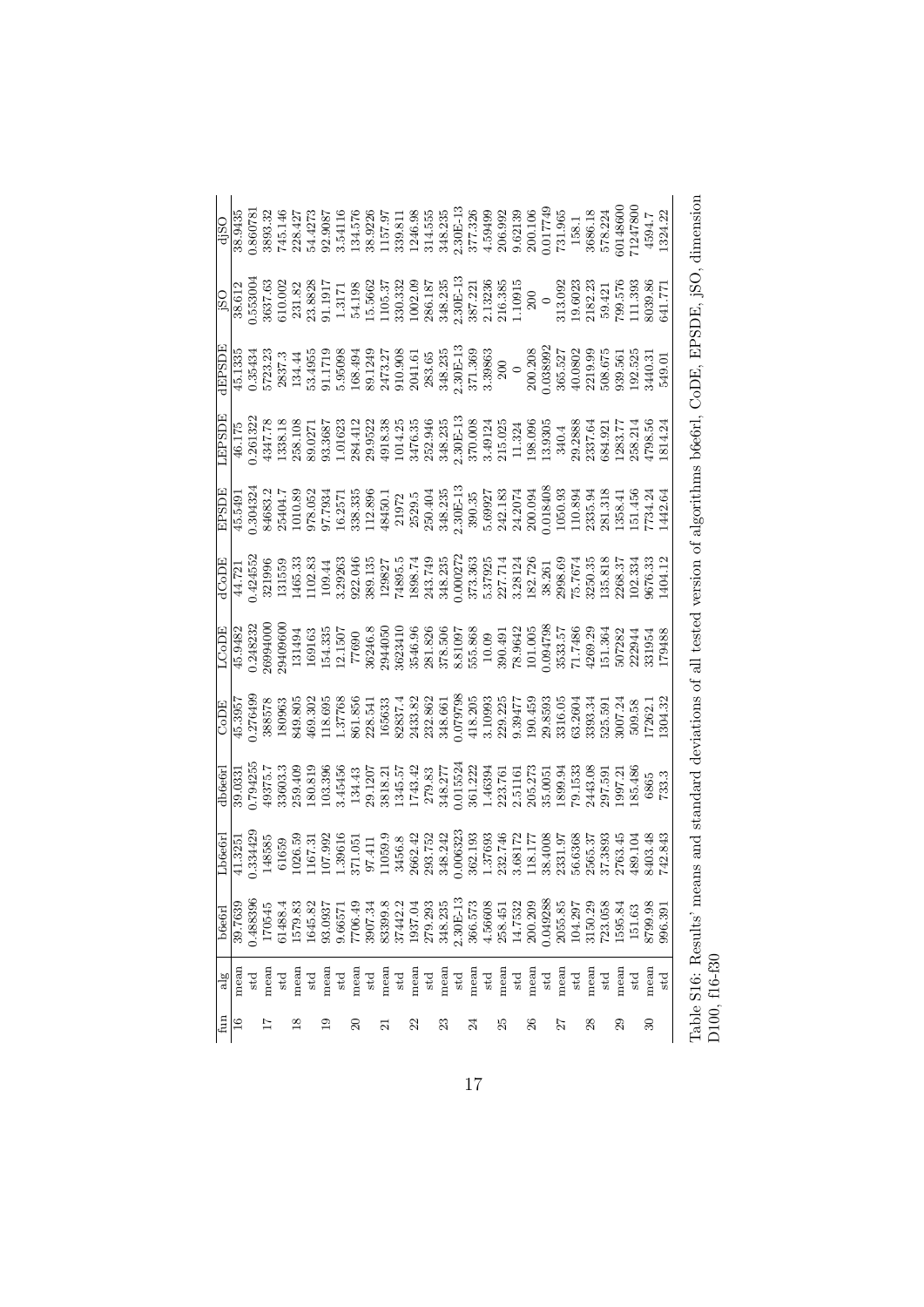| fun | alg | b6e6rl | Lb6e6rl | db6e6rl | CoDE | LCoDE | dCoDE | EPSDE | LEPSDE | dEPSDE | jSO | djSO |
|---|---|---|---|---|---|---|---|---|---|---|---|---|
| 16 | mean | 39.7639 | 41.3251 | 39.0331 | 45.3957 | 45.9482 | 44.721 | 45.5491 | 46.175 | 45.1335 | 38.612 | 38.9435 |
| | std | 0.488396 | 0.334429 | 0.794255 | 0.276499 | 0.248232 | 0.424552 | 0.304324 | 0.261322 | 0.35434 | 0.553004 | 0.860781 |
| 17 | mean | 170545 | 148585 | 49375.7 | 388578 | 26994000 | 321996 | 84683.2 | 4347.78 | 5723.23 | 3637.63 | 3893.32 |
| | std | 61488.4 | 61659 | 33603.3 | 180963 | 29409600 | 131559 | 25404.7 | 1338.18 | 2837.3 | 610.002 | 745.146 |
| 18 | mean | 1579.83 | 1026.59 | 259.409 | 849.805 | 131494 | 1465.33 | 1010.89 | 258.108 | 134.44 | 231.82 | 228.427 |
| | std | 1645.82 | 1167.31 | 180.819 | 469.302 | 169163 | 1102.83 | 978.052 | 89.0271 | 53.4955 | 23.8828 | 54.4273 |
| 19 | mean | 93.0937 | 107.992 | 103.396 | 118.695 | 154.335 | 109.44 | 97.7934 | 93.3687 | 91.1719 | 91.1917 | 92.9087 |
| | std | 9.66571 | 1.39616 | 3.45456 | 1.37768 | 12.1507 | 3.29263 | 16.2571 | 1.01623 | 5.95098 | 1.3171 | 3.54116 |
| 20 | mean | 7706.49 | 371.051 | 134.43 | 861.856 | 77690 | 922.046 | 338.335 | 284.412 | 168.494 | 54.198 | 134.576 |
| | std | 3907.34 | 97.411 | 29.1207 | 228.541 | 36246.8 | 389.135 | 112.896 | 29.9522 | 89.1249 | 15.5662 | 38.9226 |
| 21 | mean | 83399.8 | 11059.9 | 3818.21 | 165633 | 2944050 | 129827 | 48450.1 | 4918.38 | 2473.27 | 1105.37 | 1157.97 |
| | std | 37442.2 | 3456.8 | 1345.57 | 82837.4 | 3623410 | 74895.5 | 21972 | 1014.25 | 910.908 | 330.332 | 339.811 |
| 22 | mean | 1937.04 | 2662.42 | 1743.42 | 2433.82 | 3546.96 | 1898.74 | 2529.5 | 3476.35 | 2041.61 | 1002.09 | 1246.98 |
| | std | 279.293 | 293.752 | 279.83 | 232.862 | 281.826 | 243.749 | 250.404 | 252.946 | 283.65 | 286.187 | 314.555 |
| 23 | mean | 348.235 | 348.242 | 348.277 | 348.661 | 378.506 | 348.235 | 348.235 | 348.235 | 348.235 | 348.235 | 348.235 |
| | std | 2.30E-13 | 0.006323 | 0.015524 | 0.079798 | 8.81097 | 0.000272 | 2.30E-13 | 2.30E-13 | 2.30E-13 | 2.30E-13 | 2.30E-13 |
| 24 | mean | 366.573 | 362.193 | 361.222 | 418.205 | 555.868 | 373.363 | 390.35 | 370.008 | 371.369 | 387.221 | 377.326 |
| | std | 4.56608 | 1.37693 | 1.46394 | 3.10993 | 10.09 | 5.37925 | 5.69927 | 3.49124 | 3.39863 | 2.13236 | 4.59499 |
| 25 | mean | 258.451 | 232.746 | 223.761 | 229.225 | 390.491 | 227.714 | 242.183 | 215.025 | 200 | 216.385 | 206.992 |
| | std | 14.7532 | 3.68172 | 2.51161 | 9.39477 | 78.9642 | 3.28124 | 24.2074 | 11.324 | 0 | 1.10915 | 9.62139 |
| 26 | mean | 200.209 | 118.177 | 205.273 | 190.459 | 101.005 | 182.726 | 200.094 | 198.096 | 200.208 | 200 | 200.106 |
| | std | 0.049288 | 38.4008 | 35.0051 | 29.8593 | 0.094798 | 38.261 | 0.018408 | 13.9305 | 0.038992 | 0 | 0.017749 |
| 27 | mean | 2055.85 | 2331.97 | 1899.94 | 3316.05 | 3533.57 | 2998.69 | 1050.93 | 340.4 | 365.527 | 313.092 | 731.965 |
| | std | 104.297 | 56.6368 | 79.1533 | 63.2604 | 71.7486 | 75.7674 | 110.894 | 29.2888 | 40.0802 | 19.6023 | 158.1 |
| 28 | mean | 3150.29 | 2565.37 | 2443.08 | 3393.34 | 4269.29 | 3250.35 | 2335.94 | 2337.64 | 2219.99 | 2182.23 | 3686.18 |
| | std | 723.058 | 37.3893 | 297.591 | 525.591 | 151.364 | 135.818 | 281.318 | 684.921 | 508.675 | 59.421 | 578.224 |
| 29 | mean | 1595.84 | 2763.45 | 1997.21 | 3007.24 | 507282 | 2268.37 | 1358.41 | 1283.77 | 939.561 | 799.576 | 60148600 |
| | std | 151.63 | 489.104 | 185.486 | 509.58 | 222944 | 102.334 | 151.456 | 258.214 | 192.525 | 111.393 | 71247800 |
| 30 | mean | 8799.98 | 8403.48 | 6865 | 17262.1 | 331954 | 9676.33 | 7734.24 | 4798.56 | 3440.31 | 8039.86 | 4594.7 |
| | std | 996.391 | 742.843 | 733.3 | 1304.32 | 179488 | 1404.12 | 1442.64 | 1814.24 | 549.01 | 641.771 | 1324.22 |

Table S16: Results' means and standard deviations of all tested version of algorithms b6e6rl, CoDE, EPSDE, jSO, dimension D100, f16-f30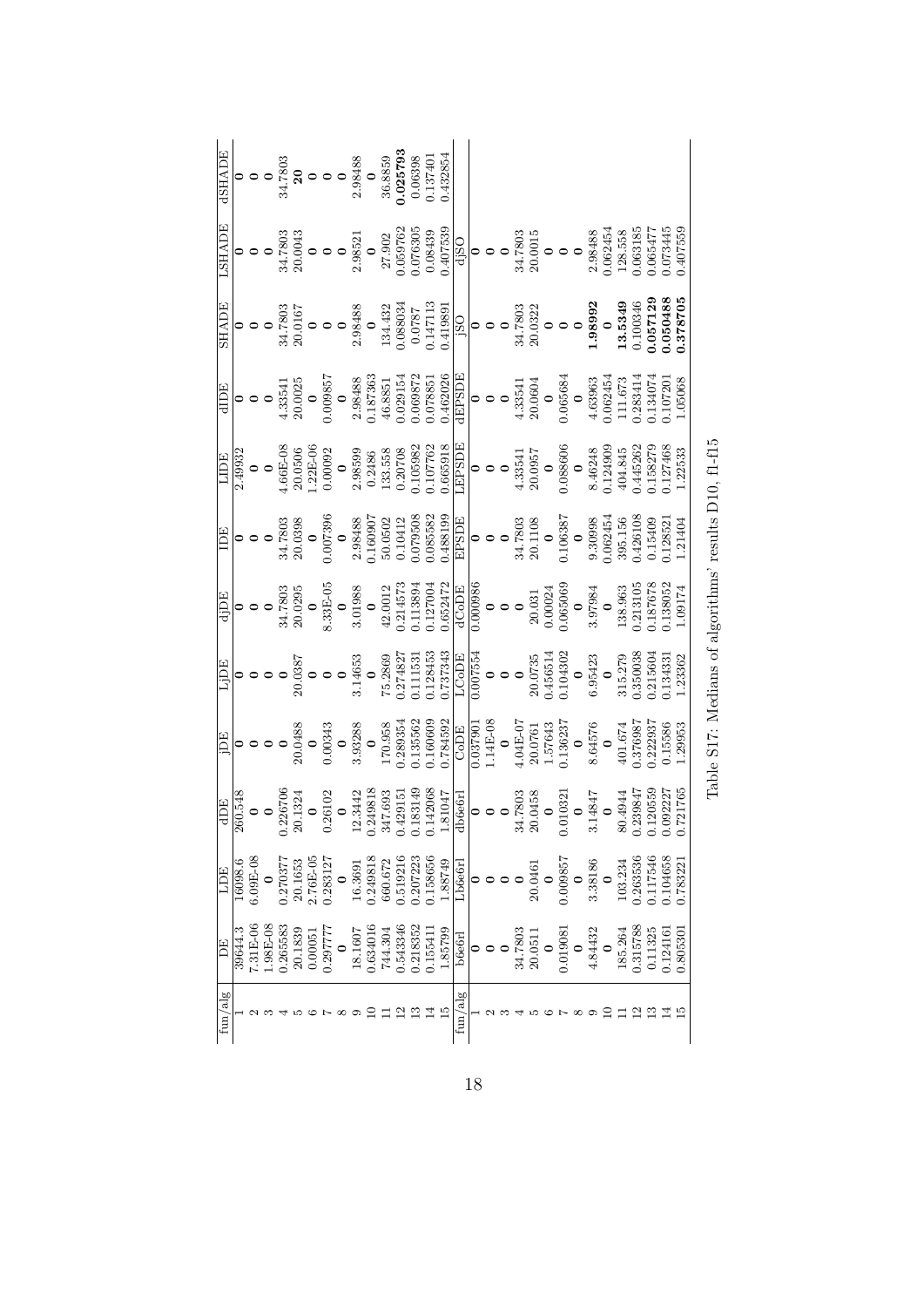| fun/alg | DE | LDE | dDE | jDE | LjDE | djDE | IDE | LIDE | dIDE | SHADE | LSHADE | dSHADE |
|---|---|---|---|---|---|---|---|---|---|---|---|---|
| 1 | 39644.3 | 16098.6 | 260.548 | 0 | 0 | 0 | 0 | 2.49932 | 0 | 0 | 0 | 0 |
| 2 | 7.31E-06 | 6.09E-08 | 0 | 0 | 0 | 0 | 0 | 0 | 0 | 0 | 0 | 0 |
| 3 | 1.98E-08 | 0 | 0 | 0 | 0 | 0 | 0 | 0 | 0 | 0 | 0 | 0 |
| 4 | 0.265583 | 0.270377 | 0.226706 | 0 | 0 | 34.7803 | 34.7803 | 4.66E-08 | 4.33541 | 34.7803 | 34.7803 | 34.7803 |
| 5 | 20.1839 | 20.1653 | 20.1324 | 20.0488 | 20.0387 | 20.0295 | 20.0398 | 20.0506 | 20.0025 | 20.0167 | 20.0043 | **20** |
| 6 | 0.00051 | 2.76E-05 | 0 | 0 | 0 | 0 | 0 | 1.22E-06 | 0 | 0 | 0 | 0 |
| 7 | 0.297777 | 0.283127 | 0.26102 | 0.00343 | 0 | 8.33E-05 | 0.007396 | 0.00092 | 0.009857 | 0 | 0 | 0 |
| 8 | 0 | 0 | 0 | 0 | 0 | 0 | 0 | 0 | 0 | 0 | 0 | 0 |
| 9 | 18.1607 | 16.3691 | 12.3442 | 3.93288 | 3.14653 | 3.01988 | 2.98488 | 2.98599 | 2.98488 | 2.98488 | 2.98521 | 2.98488 |
| 10 | 0.634016 | 0.249818 | 0.249818 | 0 | 0 | 0 | 0.160907 | 0.2486 | 0.187363 | 0 | 0 | 0 |
| 11 | 744.304 | 660.672 | 347.693 | 170.958 | 75.2869 | 42.0012 | 50.0502 | 133.558 | 46.8851 | 134.432 | 27.902 | 36.8859 |
| 12 | 0.543346 | 0.519216 | 0.429151 | 0.289354 | 0.274827 | 0.214573 | 0.10412 | 0.20708 | 0.029154 | 0.088034 | 0.059762 | **0.025793** |
| 13 | 0.218352 | 0.207223 | 0.183149 | 0.135562 | 0.111531 | 0.113894 | 0.079508 | 0.105982 | 0.069872 | 0.0787 | 0.076305 | 0.06398 |
| 14 | 0.155411 | 0.158656 | 0.142068 | 0.160609 | 0.128453 | 0.127004 | 0.085582 | 0.107762 | 0.078851 | 0.147113 | 0.08439 | 0.137401 |
| 15 | 1.85799 | 1.88749 | 1.81047 | 0.784592 | 0.737343 | 0.652472 | 0.488199 | 0.665918 | 0.462026 | 0.419891 | 0.407539 | 0.432854 |

| fun/alg | b6e6rl | Lb6e6rl | db6e6rl | CoDE | LCoDE | dCoDE | EPSDE | LEPSDE | dEPSDE | jSO | djSO |
|---|---|---|---|---|---|---|---|---|---|---|---|
| 1 | 0 | 0 | 0 | 0.037901 | 0.007554 | 0.000986 | 0 | 0 | 0 | 0 | 0 |
| 2 | 0 | 0 | 0 | 1.14E-08 | 0 | 0 | 0 | 0 | 0 | 0 | 0 |
| 3 | 0 | 0 | 0 | 0 | 0 | 0 | 0 | 0 | 0 | 0 | 0 |
| 4 | 34.7803 | 0 | 34.7803 | 4.04E-07 | 0 | 0 | 34.7803 | 4.33541 | 4.33541 | 34.7803 | 34.7803 |
| 5 | 20.0511 | 20.0461 | 20.0458 | 20.0761 | 20.0735 | 20.031 | 20.1108 | 20.0957 | 20.0604 | 20.0322 | 20.0015 |
| 6 | 0 | 0 | 0 | 1.57643 | 0.456514 | 0.00024 | 0 | 0 | 0 | 0 | 0 |
| 7 | 0.019081 | 0.009857 | 0.010321 | 0.136237 | 0.104302 | 0.065069 | 0.106387 | 0.088606 | 0.065684 | 0 | 0 |
| 8 | 0 | 0 | 0 | 0 | 0 | 0 | 0 | 0 | 0 | 0 | 0 |
| 9 | 4.84432 | 3.38186 | 3.14847 | 8.64576 | 6.95423 | 3.97984 | 9.30998 | 8.46248 | 4.63963 | **1.98992** | 2.98488 |
| 10 | 0 | 0 | 0 | 0 | 0 | 0 | 0.062454 | 0.124909 | 0.062454 | 0 | 0.062454 |
| 11 | 185.264 | 103.234 | 80.4944 | 401.674 | 315.279 | 138.963 | 395.156 | 404.845 | 111.673 | **13.5349** | 128.558 |
| 12 | 0.315788 | 0.263536 | 0.239847 | 0.376987 | 0.350038 | 0.213105 | 0.426108 | 0.445262 | 0.283414 | 0.100346 | 0.063185 |
| 13 | 0.11325 | 0.117546 | 0.120559 | 0.222937 | 0.215604 | 0.187678 | 0.15409 | 0.158279 | 0.134074 | **0.057129** | 0.065477 |
| 14 | 0.124161 | 0.104658 | 0.092227 | 0.15586 | 0.134331 | 0.138052 | 0.128521 | 0.127468 | 0.107201 | **0.050488** | 0.073445 |
| 15 | 0.805301 | 0.783221 | 0.721765 | 1.29953 | 1.23362 | 1.09174 | 1.21404 | 1.22533 | 1.05068 | **0.378705** | 0.407559 |

Table S17: Medians of algorithms' results D10, f1-f15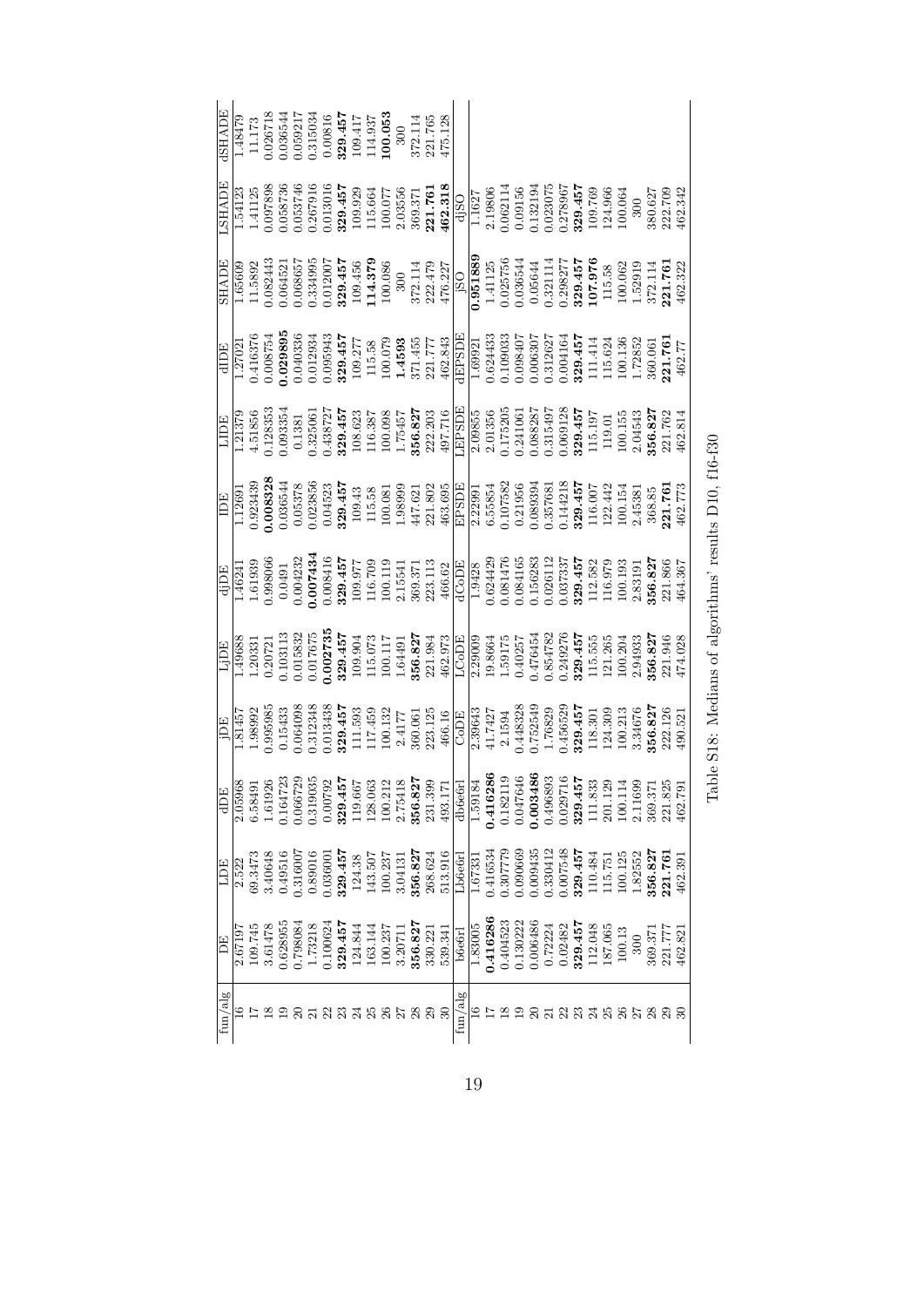| fun/alg | DE | LDE | dDE | jDE | LjDE | djDE | IDE | LIDE | dIDE | SHADE | LSHADE | dSHADE |
|---|---|---|---|---|---|---|---|---|---|---|---|---|
| 16 | 2.67197 | 2.522 | 2.05968 | 1.81457 | 1.49688 | 1.46241 | 1.12691 | 1.21379 | 1.27021 | 1.65609 | 1.54123 | 1.48479 |
| 17 | 109.745 | 69.3473 | 6.58491 | 1.98992 | 1.20331 | 1.61939 | 0.923439 | 4.51856 | 0.416376 | 11.5892 | 1.41125 | 11.173 |
| 18 | 3.61478 | 3.40648 | 1.61926 | 0.995985 | 0.20721 | 0.998066 | **0.008328** | 0.128353 | 0.008754 | 0.082443 | 0.097898 | 0.026718 |
| 19 | 0.628955 | 0.49516 | 0.164723 | 0.15433 | 0.103113 | 0.0491 | 0.036544 | 0.093354 | **0.029895** | 0.064521 | 0.058736 | 0.036544 |
| 20 | 0.798084 | 0.316007 | 0.066729 | 0.064098 | 0.015832 | 0.004232 | 0.05378 | 0.1381 | 0.040336 | 0.068657 | 0.053746 | 0.059217 |
| 21 | 1.73218 | 0.89016 | 0.319035 | 0.312348 | 0.017675 | **0.007434** | 0.023856 | 0.325061 | 0.012934 | 0.334995 | 0.267916 | 0.315034 |
| 22 | 0.100624 | 0.036001 | 0.00792 | 0.013438 | **0.002735** | 0.008416 | 0.04523 | 0.438727 | 0.095943 | 0.012007 | 0.013016 | 0.00816 |
| 23 | **329.457** | **329.457** | **329.457** | **329.457** | **329.457** | **329.457** | **329.457** | **329.457** | **329.457** | **329.457** | **329.457** | **329.457** |
| 24 | 124.844 | 124.38 | 119.667 | 111.593 | 109.904 | 109.977 | 109.43 | 108.623 | 109.277 | 109.456 | 109.929 | 109.417 |
| 25 | 163.144 | 143.507 | 128.063 | 117.459 | 115.073 | 116.709 | 115.58 | 116.387 | 115.58 | **114.379** | 115.664 | 114.937 |
| 26 | 100.237 | 100.237 | 100.212 | 100.132 | 100.117 | 100.119 | 100.081 | 100.098 | 100.079 | 100.086 | 100.077 | **100.053** |
| 27 | 3.20711 | 3.04131 | 2.75418 | 2.4177 | 1.64491 | 2.15541 | 1.98999 | 1.75457 | **1.4593** | 300 | 2.03556 | 300 |
| 28 | **356.827** | **356.827** | **356.827** | 360.061 | **356.827** | 369.371 | 447.621 | **356.827** | 371.455 | 372.114 | 369.371 | 372.114 |
| 29 | 330.221 | 268.624 | 231.399 | 223.125 | 221.984 | 223.113 | 221.802 | 222.203 | 221.777 | 222.479 | **221.761** | 221.765 |
| 30 | 539.341 | 513.916 | 493.171 | 466.16 | 462.973 | 466.62 | 463.695 | 497.716 | 462.843 | 476.227 | **462.318** | 475.128 |
| fun/alg | b6e6rl | Lb6e6rl | db6e6rl | CoDE | LCoDE | dCoDE | EPSDE | LEPSDE | dEPSDE | jSO | djSO | |
| 16 | 1.83005 | 1.67331 | 1.59184 | 2.39643 | 2.29009 | 1.9428 | 2.22991 | 2.09855 | 1.69921 | **0.951889** | 1.1627 | |
| 17 | **0.416286** | 0.416534 | **0.416286** | 41.7427 | 19.8664 | 0.624429 | 6.55854 | 2.01356 | 0.624433 | 1.41125 | 2.19806 | |
| 18 | 0.404523 | 0.307779 | 0.182119 | 2.1594 | 1.59175 | 0.081476 | 0.107582 | 0.175205 | 0.109033 | 0.025756 | 0.062114 | |
| 19 | 0.130222 | 0.090669 | 0.047646 | 0.448328 | 0.40257 | 0.084165 | 0.21956 | 0.241061 | 0.098407 | 0.036544 | 0.09156 | |
| 20 | 0.006486 | 0.009435 | **0.003486** | 0.752549 | 0.476454 | 0.156283 | 0.089394 | 0.088287 | 0.006307 | 0.05644 | 0.132194 | |
| 21 | 0.72224 | 0.330412 | 0.496893 | 1.76829 | 0.854782 | 0.026112 | 0.357681 | 0.315497 | 0.312627 | 0.321114 | 0.023075 | |
| 22 | 0.02482 | 0.007548 | 0.029716 | 0.456529 | 0.249276 | 0.037337 | 0.144218 | 0.069128 | 0.004164 | 0.298277 | 0.278967 | |
| 23 | **329.457** | **329.457** | **329.457** | **329.457** | **329.457** | **329.457** | **329.457** | **329.457** | **329.457** | **329.457** | **329.457** | |
| 24 | 112.048 | 110.484 | 111.833 | 118.301 | 115.555 | 112.582 | 116.007 | 115.197 | 111.414 | **107.976** | 109.769 | |
| 25 | 187.065 | 115.751 | 201.129 | 124.309 | 121.265 | 116.979 | 122.442 | 119.01 | 115.624 | 115.58 | 124.966 | |
| 26 | 100.13 | 100.125 | 100.114 | 100.213 | 100.204 | 100.193 | 100.154 | 100.155 | 100.136 | 100.062 | 100.064 | |
| 27 | 300 | 1.82552 | 2.11699 | 3.34676 | 2.94933 | 2.83191 | 2.45381 | 2.04543 | 1.72852 | 1.52919 | 300 | |
| 28 | 369.371 | **356.827** | 369.371 | **356.827** | **356.827** | **356.827** | 368.85 | **356.827** | 360.061 | 372.114 | 380.627 | |
| 29 | 221.777 | **221.761** | 221.825 | 222.126 | 221.946 | 221.866 | **221.761** | 221.762 | **221.761** | **221.761** | 222.709 | |
| 30 | 462.821 | 462.391 | 462.791 | 490.521 | 474.028 | 464.367 | 462.773 | 462.814 | 462.77 | 462.322 | 462.342 | |

Table S18: Medians of algorithms' results D10, f16-f30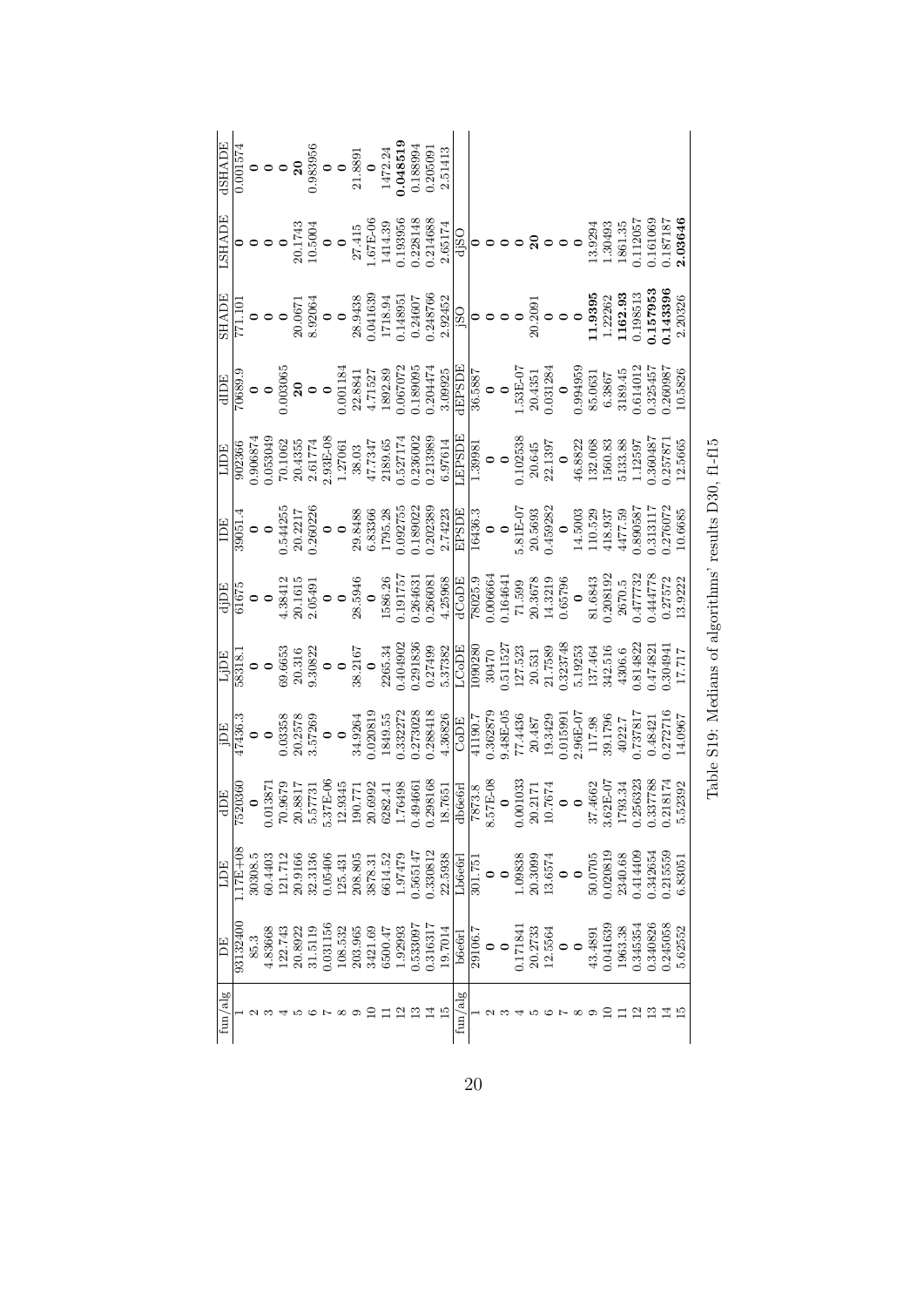| fun/alg | DE | LDE | dDE | jDE | LjDE | djDE | IDE | LIDE | dIDE | SHADE | LSHADE | dSHADE |
|---|---|---|---|---|---|---|---|---|---|---|---|---|
| 1 | 93132400 | 1.17E+08 | 7520360 | 47436.3 | 58318.1 | 61675 | 39051.4 | 902366 | 70689.9 | 771.101 | **0** | 0.001574 |
| 2 | 85.3 | 30308.5 | **0** | **0** | **0** | **0** | **0** | 0.906874 | **0** | **0** | **0** | **0** |
| 3 | 4.83668 | 60.4403 | 0.013871 | **0** | **0** | **0** | **0** | 0.053049 | **0** | **0** | **0** | **0** |
| 4 | 122.743 | 121.712 | 70.9679 | 0.03358 | 69.6653 | 4.38412 | 0.544255 | 70.1062 | 0.003065 | **0** | **0** | **0** |
| 5 | 20.8922 | 20.9166 | 20.8817 | 20.2578 | 20.316 | 20.1615 | 20.2217 | 20.4355 | **20** | 20.0671 | 20.1743 | **20** |
| 6 | 31.5119 | 32.3136 | 5.57731 | 3.57269 | 9.30822 | 2.05491 | 0.260226 | 2.61774 | **0** | 8.92064 | 10.5004 | 0.983956 |
| 7 | 0.031156 | 0.05406 | 5.37E-06 | **0** | **0** | **0** | **0** | 2.93E-08 | **0** | **0** | **0** | **0** |
| 8 | 108.532 | 125.431 | 12.9345 | **0** | **0** | **0** | **0** | 1.27061 | 0.001184 | **0** | **0** | **0** |
| 9 | 203.965 | 208.805 | 190.771 | 34.9264 | 38.2167 | 28.5946 | 29.8488 | 38.03 | 22.8841 | 28.9438 | 27.415 | 21.8891 |
| 10 | 3421.69 | 3878.31 | 20.6992 | 0.020819 | **0** | **0** | 6.83366 | 47.7347 | 4.71527 | 0.041639 | 1.67E-06 | **0** |
| 11 | 6500.47 | 6614.52 | 6282.41 | 1849.55 | 2265.34 | 1586.26 | 1795.28 | 2189.65 | 1892.89 | 1718.94 | 1414.39 | 1472.24 |
| 12 | 1.92993 | 1.97479 | 1.76498 | 0.332272 | 0.404902 | 0.191757 | 0.092755 | 0.527174 | 0.067072 | 0.148951 | 0.193956 | **0.048519** |
| 13 | 0.533097 | 0.565147 | 0.494661 | 0.273028 | 0.291836 | 0.264631 | 0.189022 | 0.236002 | 0.189095 | 0.24607 | 0.228148 | 0.188994 |
| 14 | 0.316317 | 0.330812 | 0.298168 | 0.288418 | 0.27499 | 0.266081 | 0.202389 | 0.213989 | 0.204474 | 0.248766 | 0.214688 | 0.205091 |
| 15 | 19.7014 | 22.5938 | 18.7651 | 4.36826 | 5.37382 | 4.25968 | 2.74223 | 6.97614 | 3.09925 | 2.92452 | 2.65174 | 2.51413 |

| fun/alg | b6e6rl | Lb6e6rl | db6e6rl | CoDE | LCoDE | dCoDE | EPSDE | LEPSDE | dEPSDE | jSO | djSO |
|---|---|---|---|---|---|---|---|---|---|---|---|
| 1 | 29106.7 | 301.751 | 7873.8 | 41190.7 | 1090280 | 78025.9 | 16436.3 | 1.39981 | 36.5887 | **0** | **0** |
| 2 | **0** | **0** | 8.57E-08 | 0.362879 | 30470 | 0.006664 | **0** | **0** | **0** | **0** | **0** |
| 3 | **0** | **0** | **0** | 9.48E-05 | 0.511527 | 0.164641 | **0** | **0** | **0** | **0** | **0** |
| 4 | 0.171841 | 1.09838 | 0.001033 | 77.4436 | 127.523 | 71.599 | 5.81E-07 | 0.102538 | 1.53E-07 | **0** | **0** |
| 5 | 20.2733 | 20.3099 | 20.2171 | 20.487 | 20.531 | 20.3678 | 20.5693 | 20.645 | 20.4351 | 20.2091 | **20** |
| 6 | 12.5564 | 13.6574 | 10.7674 | 19.3429 | 21.7589 | 14.3219 | 0.459282 | 22.1397 | 0.031284 | **0** | **0** |
| 7 | **0** | **0** | **0** | 0.015991 | 0.323748 | 0.65796 | **0** | **0** | **0** | **0** | **0** |
| 8 | **0** | **0** | **0** | 2.96E-07 | 5.19253 | **0** | 14.5003 | 46.8822 | 0.994959 | **0** | **0** |
| 9 | 43.4891 | 50.0705 | 37.4662 | 117.98 | 137.464 | 81.6843 | 110.529 | 132.068 | 85.0631 | **11.9395** | 13.9294 |
| 10 | 0.041639 | 0.020819 | 3.62E-07 | 39.1796 | 342.516 | 0.208192 | 418.937 | 1560.83 | 6.3867 | 1.22262 | 1.30493 |
| 11 | 1963.38 | 2340.68 | 1793.34 | 4022.7 | 4306.6 | 2670.5 | 4477.59 | 5133.88 | 3189.45 | **1162.93** | 1861.35 |
| 12 | 0.345354 | 0.414409 | 0.256323 | 0.737817 | 0.814822 | 0.477732 | 0.890587 | 1.12597 | 0.614012 | 0.198513 | 0.112057 |
| 13 | 0.340826 | 0.342654 | 0.337788 | 0.48421 | 0.474821 | 0.444778 | 0.313117 | 0.360487 | 0.325457 | **0.157953** | 0.161069 |
| 14 | 0.245058 | 0.215559 | 0.218174 | 0.272716 | 0.304941 | 0.27572 | 0.276072 | 0.257871 | 0.260987 | **0.143396** | 0.187187 |
| 15 | 5.62552 | 6.83051 | 5.52392 | 14.0967 | 17.717 | 13.9222 | 10.6685 | 12.5665 | 10.5826 | 2.20326 | **2.03646** |

Table S19: Medians of algorithms' results D30, f1-f15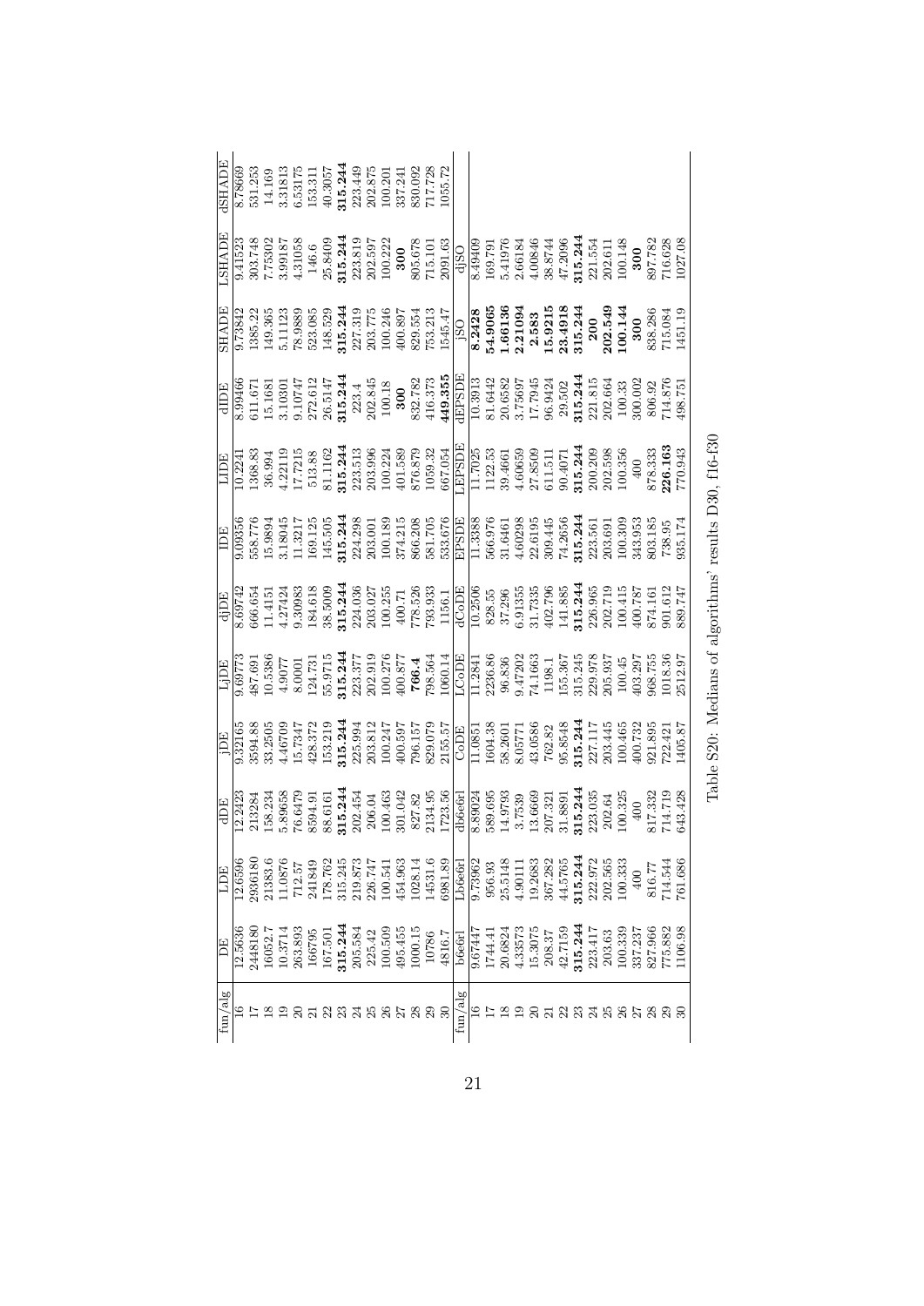| fun/alg | DE | LDE | dDE | jDE | LjDE | djDE | IDE | LIDE | dIDE | SHADE | LSHADE | dSHADE |
|---|---|---|---|---|---|---|---|---|---|---|---|---|
| 16 | 12.5636 | 12.6596 | 12.2423 | 9.32165 | 9.69773 | 8.69742 | 9.09356 | 10.2241 | 8.99466 | 9.73842 | 9.41523 | 8.78669 |
| 17 | 2448180 | 2936180 | 213284 | 3594.88 | 487.691 | 666.654 | 558.776 | 1368.83 | 611.671 | 1385.22 | 303.748 | 531.253 |
| 18 | 16052.7 | 21383.6 | 158.234 | 33.2505 | 10.5386 | 11.4151 | 15.9894 | 36.994 | 15.1681 | 149.365 | 7.75302 | 14.169 |
| 19 | 10.3714 | 11.0876 | 5.89658 | 4.46709 | 4.9077 | 4.27424 | 3.18045 | 4.22119 | 3.10301 | 5.11123 | 3.99187 | 3.31813 |
| 20 | 263.893 | 712.57 | 76.6479 | 15.7347 | 8.0001 | 9.30983 | 11.3217 | 17.7215 | 9.10747 | 78.9889 | 4.31058 | 6.53175 |
| 21 | 166795 | 241849 | 8594.91 | 428.372 | 124.731 | 184.618 | 169.125 | 513.88 | 272.612 | 523.085 | 146.6 | 153.311 |
| 22 | 167.501 | 178.762 | 88.6161 | 153.219 | 55.9715 | 38.5009 | 145.505 | 81.1162 | 26.5147 | 148.529 | 25.8409 | 40.3057 |
| 23 | **315.244** | 315.245 | **315.244** | **315.244** | **315.244** | **315.244** | **315.244** | **315.244** | **315.244** | **315.244** | **315.244** | **315.244** |
| 24 | 205.584 | 219.873 | 202.454 | 225.994 | 223.377 | 224.036 | 224.298 | 223.513 | 223.4 | 227.319 | 223.819 | 223.449 |
| 25 | 225.42 | 226.747 | 206.04 | 203.812 | 202.919 | 203.027 | 203.001 | 203.996 | 202.845 | 203.775 | 202.597 | 202.875 |
| 26 | 100.509 | 100.541 | 100.463 | 100.247 | 100.276 | 100.255 | 100.189 | 100.224 | 100.18 | 100.246 | 100.222 | 100.201 |
| 27 | 495.455 | 454.963 | 301.042 | 400.597 | 400.877 | 400.71 | 374.215 | 401.589 | **300** | 400.897 | **300** | 337.241 |
| 28 | 1000.15 | 1028.14 | 827.82 | 796.157 | **766.4** | 778.526 | 866.208 | 876.879 | 832.782 | 829.554 | 805.678 | 830.092 |
| 29 | 10786 | 14531.6 | 2134.95 | 829.079 | 798.564 | 793.933 | 581.705 | 1059.32 | 416.373 | 753.213 | 715.101 | 717.728 |
| 30 | 4816.7 | 6981.89 | 1723.56 | 2155.57 | 1060.14 | 1156.1 | 533.676 | 667.054 | **449.355** | 1545.47 | 2091.63 | 1055.72 |
| fun/alg | b6e6rl | Lb6e6rl | db6e6rl | CoDE | LCoDE | dCoDE | EPSDE | LEPSDE | dEPSDE | jSO | djSO | |
| 16 | 9.67447 | 9.73962 | 8.89024 | 11.0851 | 11.2841 | 10.2506 | 11.3388 | 11.7025 | 10.3913 | **8.2428** | 8.49409 | |
| 17 | 1744.41 | 956.93 | 589.695 | 1604.38 | 2236.86 | 828.55 | 566.976 | 1122.53 | 81.6442 | **54.9065** | 169.791 | |
| 18 | 20.6824 | 25.5148 | 14.9793 | 58.2601 | 96.836 | 37.296 | 31.6461 | 39.4661 | 20.6582 | **1.66136** | 5.41976 | |
| 19 | 4.33573 | 4.90111 | 3.7539 | 8.05771 | 9.47202 | 6.91355 | 4.60298 | 4.60659 | 3.75697 | **2.21094** | 2.66184 | |
| 20 | 15.3075 | 19.2683 | 13.6669 | 43.0586 | 74.1663 | 31.7335 | 22.6195 | 27.8509 | 17.7945 | **2.583** | 4.00846 | |
| 21 | 208.37 | 367.282 | 207.321 | 762.82 | 1198.1 | 402.796 | 309.445 | 611.511 | 96.9424 | **15.9215** | 38.8744 | |
| 22 | 42.7159 | 44.5765 | 31.8891 | 95.8548 | 155.367 | 141.885 | 74.2656 | 90.4071 | 29.502 | **23.4918** | 47.2096 | |
| 23 | **315.244** | **315.244** | **315.244** | **315.244** | 315.245 | **315.244** | **315.244** | **315.244** | **315.244** | **315.244** | **315.244** | |
| 24 | 223.417 | 222.972 | 223.035 | 227.117 | 229.978 | 226.965 | 223.561 | 200.209 | 221.815 | **200** | 221.554 | |
| 25 | 203.63 | 202.565 | 202.64 | 203.445 | 205.937 | 202.719 | 203.691 | 202.598 | 202.664 | **202.549** | 202.611 | |
| 26 | 100.339 | 100.333 | 100.325 | 100.465 | 100.45 | 100.415 | 100.309 | 100.356 | 100.33 | **100.144** | 100.148 | |
| 27 | 337.237 | 400 | 400 | 400.732 | 403.297 | 400.787 | 343.953 | 400 | 300.002 | **300** | **300** | |
| 28 | 827.966 | 816.77 | 817.332 | 921.895 | 968.755 | 874.161 | 803.185 | 878.333 | 806.92 | 838.286 | 897.782 | |
| 29 | 775.882 | 714.544 | 714.719 | 722.421 | 1018.36 | 901.612 | 738.95 | **226.163** | 714.876 | 715.084 | 716.628 | |
| 30 | 1106.98 | 761.686 | 643.428 | 1405.87 | 2512.97 | 889.747 | 935.174 | 770.943 | 498.751 | 1451.19 | 1027.08 | |

Table S20: Medians of algorithms' results D30, f16-f30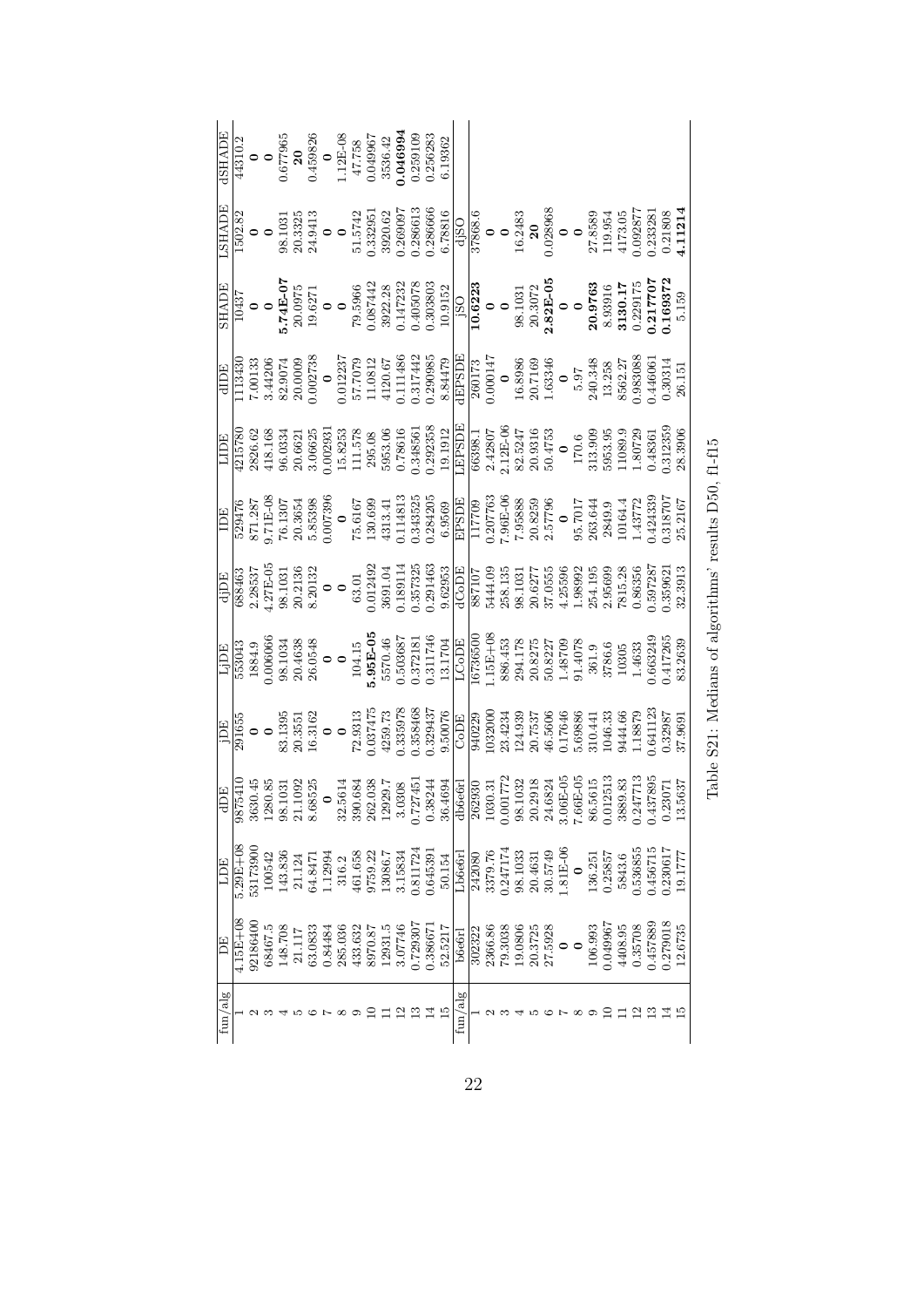| fun/alg | DE | LDE | dDE | jDE | LjDE | djDE | IDE | LIDE | dIDE | SHADE | LSHADE | dSHADE |
|---|---|---|---|---|---|---|---|---|---|---|---|---|
| 1 | 4.15E+08 | 5.29E+08 | 9875410 | 291655 | 553043 | 688463 | 529476 | 4215780 | 1113430 | 10437 | 1502.82 | 44310.2 |
| 2 | 92186400 | 53173900 | 3630.45 | 0 | 1884.9 | 2.28537 | 871.287 | 2826.62 | 7.00133 | 0 | 0 | 0 |
| 3 | 68467.5 | 100542 | 1280.85 | 0 | 0.006066 | 4.27E-05 | 9.71E-08 | 418.168 | 3.44206 | 0 | 0 | 0 |
| 4 | 148.708 | 143.836 | 98.1031 | 83.1395 | 98.1034 | 98.1031 | 76.1307 | 96.0334 | 82.9074 | **5.74E-07** | 98.1031 | 0.677965 |
| 5 | 21.117 | 21.124 | 21.1092 | 20.3551 | 20.4638 | 20.2136 | 20.3654 | 20.6621 | 20.0009 | 20.0975 | 20.3325 | **20** |
| 6 | 63.0833 | 64.8471 | 8.68525 | 16.3162 | 26.0548 | 8.20132 | 5.85398 | 3.06625 | 0.002738 | 19.6271 | 24.9413 | 0.459826 |
| 7 | 0.84484 | 1.12994 | **0** | 0 | 0 | 0 | 0.007396 | 0.002931 | 0 | 0 | 0 | 0 |
| 8 | 285.036 | 316.2 | 32.5614 | 0 | 0 | 0 | 0 | 15.8253 | 0.012237 | 0 | 0 | 1.12E-08 |
| 9 | 433.632 | 461.658 | 390.684 | 72.9313 | 104.15 | 63.01 | 75.6167 | 111.578 | 57.7079 | 79.5966 | 51.5742 | 47.758 |
| 10 | 8970.87 | 9759.22 | 262.038 | 0.037475 | **5.95E-05** | 0.012492 | 130.699 | 295.08 | 11.0812 | 0.087442 | 0.332951 | 0.049967 |
| 11 | 12931.5 | 13086.7 | 12929.7 | 4259.73 | 5570.46 | 3691.04 | 4313.41 | 5953.06 | 4120.67 | 3922.28 | 3920.62 | 3536.42 |
| 12 | 3.07746 | 3.15834 | 3.0308 | 0.335978 | 0.503687 | 0.189114 | 0.114813 | 0.78616 | 0.111486 | 0.147232 | 0.269097 | **0.046994** |
| 13 | 0.729307 | 0.811724 | 0.727451 | 0.358468 | 0.372181 | 0.357325 | 0.343525 | 0.348561 | 0.317442 | 0.405078 | 0.286613 | 0.259109 |
| 14 | 0.386671 | 0.645391 | 0.38244 | 0.329437 | 0.311746 | 0.291463 | 0.284205 | 0.292358 | 0.290985 | 0.303803 | 0.286666 | 0.256283 |
| 15 | 52.5217 | 50.154 | 36.4694 | 9.50076 | 13.1704 | 9.62953 | 6.9569 | 19.1912 | 8.84479 | 10.9152 | 6.78816 | 6.19362 |
| **fun/alg** | **b6e6rl** | **Lb6e6rl** | **db6e6rl** | **CoDE** | **LCoDE** | **dCoDE** | **EPSDE** | **LEPSDE** | **dEPSDE** | **jSO** | **djSO** | |
| 1 | 302322 | 242080 | 262930 | 940229 | 16736500 | 887107 | 117709 | 66398.1 | 260173 | **10.6223** | 37868.6 | |
| 2 | 2366.86 | 3379.76 | 1030.31 | 1032000 | 1.15E+08 | 5444.09 | 0.207763 | 2.42807 | 0.000147 | 0 | 0 | |
| 3 | 79.3038 | 0.247174 | 0.001772 | 23.4234 | 886.453 | 258.135 | 7.96E-06 | 2.12E-06 | 0 | 0 | 0 | |
| 4 | 19.0806 | 98.1033 | 98.1032 | 124.939 | 294.178 | 98.1031 | 7.95888 | 82.5247 | 16.8986 | 98.1031 | 16.2483 | |
| 5 | 20.3725 | 20.4631 | 20.2918 | 20.7537 | 20.8275 | 20.6277 | 20.8259 | 20.9316 | 20.7169 | 20.3072 | **20** | |
| 6 | 27.5928 | 30.5749 | 24.6824 | 46.5606 | 50.8227 | 37.0555 | 2.57796 | 50.4753 | 1.63346 | **2.82E-05** | 0.028968 | |
| 7 | 0 | 1.81E-06 | 3.06E-05 | 0.17646 | 1.48709 | 4.25596 | 0 | 0 | 0 | 0 | 0 | |
| 8 | 0 | 0 | 7.66E-05 | 5.69886 | 91.4078 | 1.98992 | 95.7017 | 170.6 | 5.97 | 0 | 0 | |
| 9 | 106.993 | 136.251 | 86.5615 | 310.441 | 361.9 | 254.195 | 263.644 | 313.909 | 240.348 | **20.9763** | 27.8589 | |
| 10 | 0.049967 | 0.25857 | 0.012513 | 1046.33 | 3786.6 | 2.95699 | 2849.9 | 5953.95 | 13.258 | 8.93916 | 119.954 | |
| 11 | 4408.95 | 5843.6 | 3889.83 | 9444.66 | 10305 | 7815.28 | 10164.4 | 11089.9 | 8562.27 | **3130.17** | 4173.05 | |
| 12 | 0.35708 | 0.536855 | 0.247713 | 1.18879 | 1.4633 | 0.86356 | 1.43772 | 1.80729 | 0.983088 | 0.229175 | 0.092877 | |
| 13 | 0.457889 | 0.456715 | 0.437895 | 0.641123 | 0.663249 | 0.597287 | 0.424339 | 0.48361 | 0.446061 | **0.217707** | 0.233281 | |
| 14 | 0.279018 | 0.230617 | 0.23071 | 0.32987 | 0.417265 | 0.359621 | 0.318707 | 0.312359 | 0.30314 | **0.169372** | 0.21808 | |
| 15 | 12.6735 | 19.1777 | 13.5637 | 37.9691 | 83.2639 | 32.3913 | 25.2167 | 28.3906 | 26.151 | 5.159 | **4.11214** | |

Table S21: Medians of algorithms' results D50, f1-f15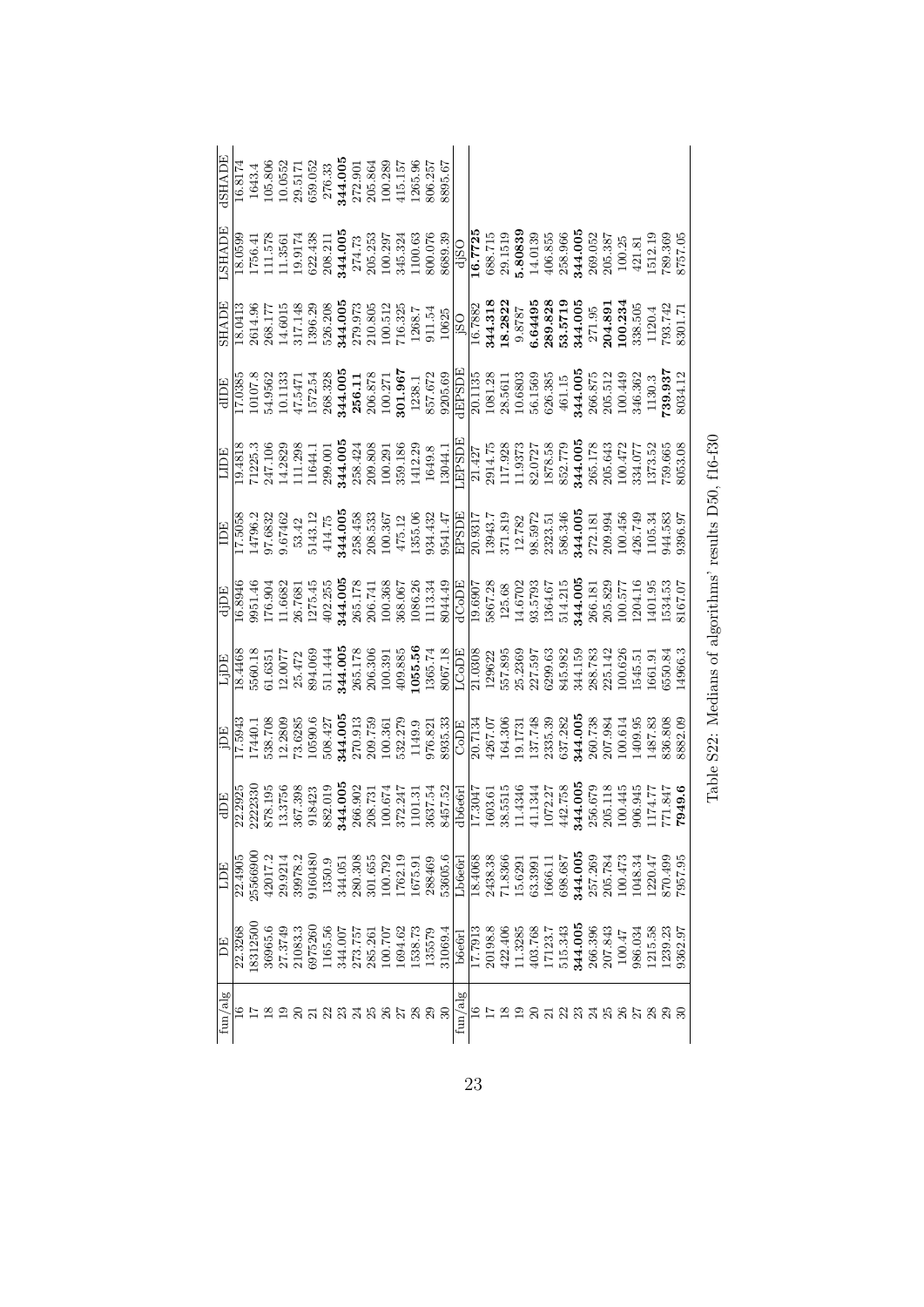| fun/alg | DE | LDE | dDE | jDE | LjDE | djDE | IDE | LIDE | dIDE | SHADE | LSHADE | dSHADE |
|---|---|---|---|---|---|---|---|---|---|---|---|---|
| 16 | 22.3268 | 22.4905 | 22.2925 | 17.5943 | 18.4468 | 16.8946 | 17.5058 | 19.4818 | 17.0385 | 18.0413 | 18.0599 | 16.8174 |
| 17 | 18312500 | 25566900 | 2222330 | 17440.1 | 5560.18 | 9951.46 | 14796.2 | 71225.3 | 10107.8 | 2614.96 | 1756.41 | 1643.4 |
| 18 | 36965.6 | 42017.2 | 878.195 | 538.708 | 61.6351 | 176.904 | 97.6832 | 247.106 | 54.9562 | 268.177 | 111.578 | 105.806 |
| 19 | 27.3749 | 29.9214 | 13.3756 | 12.2809 | 12.0077 | 11.6682 | 9.67462 | 14.2829 | 10.1133 | 14.6015 | 11.3561 | 10.0552 |
| 20 | 21083.3 | 39978.2 | 367.398 | 73.6285 | 25.472 | 26.7681 | 53.42 | 111.298 | 47.5471 | 317.148 | 19.9174 | 29.5171 |
| 21 | 6975260 | 9160480 | 918423 | 10590.6 | 894.069 | 1275.45 | 5143.12 | 11644.1 | 1572.54 | 1396.29 | 622.438 | 659.052 |
| 22 | 1165.56 | 1350.9 | 882.019 | 508.427 | 511.444 | 402.255 | 414.75 | 299.001 | 268.328 | 526.208 | 208.211 | 276.33 |
| 23 | 344.007 | 344.051 | **344.005** | **344.005** | **344.005** | **344.005** | **344.005** | **344.005** | **344.005** | **344.005** | **344.005** | **344.005** |
| 24 | 273.757 | 280.308 | 266.902 | 270.913 | 265.178 | 265.178 | 258.458 | 258.424 | **256.11** | 279.973 | 274.73 | 272.901 |
| 25 | 285.261 | 301.655 | 208.731 | 209.759 | 206.306 | 206.741 | 208.533 | 209.808 | 206.878 | 210.805 | 205.253 | 205.864 |
| 26 | 100.707 | 100.792 | 100.674 | 100.361 | 100.391 | 100.368 | 100.367 | 100.291 | 100.271 | 100.512 | 100.297 | 100.289 |
| 27 | 1694.62 | 1762.19 | 372.247 | 532.279 | 409.885 | 368.067 | 475.12 | 359.186 | **301.967** | 716.325 | 345.324 | 415.157 |
| 28 | 1538.73 | 1675.91 | 1101.31 | 1149.9 | **1055.56** | 1086.26 | 1355.06 | 1412.29 | 1238.1 | 1268.7 | 1100.63 | 1265.96 |
| 29 | 135579 | 288469 | 3637.54 | 976.821 | 1365.74 | 1113.34 | 934.432 | 1649.8 | 857.672 | 911.54 | 800.076 | 806.257 |
| 30 | 31069.4 | 53605.6 | 8457.52 | 8935.33 | 8067.18 | 8044.49 | 9541.47 | 13044.1 | 9205.69 | 10625 | 8689.39 | 8895.67 |
| fun/alg | b6e6rl | Lb6e6rl | db6e6rl | CoDE | LCoDE | dCoDE | EPSDE | LEPSDE | dEPSDE | jSO | LjSO | djSO |
| 16 | 17.7913 | 18.4068 | 17.3047 | 20.7134 | 21.0308 | 19.6907 | 20.9317 | 21.427 | 20.1135 | 16.7882 | **16.7725** | |
| 17 | 20198.8 | 2438.38 | 1603.61 | 4267.07 | 129622 | 5867.28 | 13943.7 | 2914.75 | 1081.28 | **344.318** | 688.715 | |
| 18 | 422.406 | 71.8366 | 38.5515 | 164.306 | 557.895 | 125.68 | 371.819 | 117.928 | 28.5611 | **18.2822** | 29.1519 | |
| 19 | 11.3285 | 15.6291 | 11.4346 | 19.1731 | 25.2369 | 14.6702 | 12.782 | 11.9373 | 10.6803 | 9.8787 | **5.80839** | |
| 20 | 403.768 | 63.3991 | 41.1344 | 137.748 | 227.597 | 93.5793 | 98.5972 | 82.0727 | 56.1569 | **6.64495** | 14.0139 | |
| 21 | 17123.7 | 1666.11 | 1072.27 | 2335.39 | 6299.63 | 1364.67 | 2323.51 | 1878.58 | 626.385 | **289.828** | 406.855 | |
| 22 | 515.343 | 698.687 | 442.758 | 637.282 | 845.982 | 514.215 | 586.346 | 852.779 | 461.15 | **53.5719** | 258.966 | |
| 23 | **344.005** | **344.005** | **344.005** | **344.005** | 344.159 | **344.005** | **344.005** | **344.005** | **344.005** | **344.005** | **344.005** | |
| 24 | 266.396 | 257.269 | 256.679 | 260.738 | 288.783 | 266.181 | 272.181 | 265.178 | 266.875 | 271.95 | 269.052 | |
| 25 | 207.843 | 205.784 | 205.118 | 207.984 | 225.142 | 205.829 | 209.994 | 205.643 | 205.512 | **204.891** | 205.387 | |
| 26 | 100.47 | 100.473 | 100.445 | 100.614 | 100.626 | 100.577 | 100.456 | 100.472 | 100.449 | **100.234** | 100.25 | |
| 27 | 986.034 | 1048.34 | 906.945 | 1409.95 | 1545.51 | 1204.16 | 426.749 | 334.077 | 346.362 | 338.505 | 421.81 | |
| 28 | 1215.58 | 1220.47 | 1174.77 | 1487.83 | 1661.91 | 1401.95 | 1105.34 | 1373.52 | 1130.3 | 1120.4 | 1512.19 | |
| 29 | 1239.23 | 870.499 | 771.847 | 836.808 | 6550.84 | 1534.53 | 944.583 | 759.665 | **739.937** | 793.742 | 789.369 | |
| 30 | 9362.97 | 7957.95 | **7949.6** | 8882.09 | 14966.3 | 8167.07 | 9396.97 | 8053.08 | 8034.12 | 8301.71 | 8757.05 | |

Table S22: Medians of algorithms' results D50, f16-f30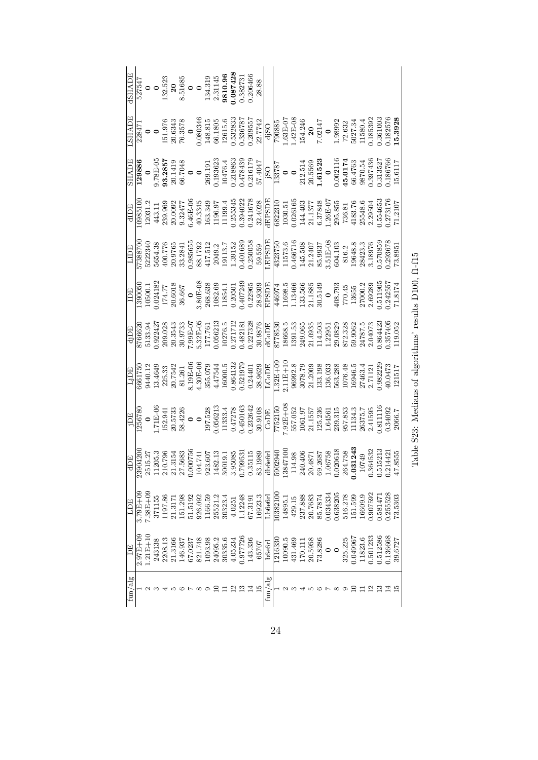| fun/alg | DE | LDE | dDE | jDE | LjDE | djDE | IDE | LIDE | dIDE | SHADE | LSHADE | dSHADE |
|---|---|---|---|---|---|---|---|---|---|---|---|---|
| 1 | 2.97E+09 | 3.79E+09 | 23904200 | 1256780 | 6661750 | 8766620 | 1390050 | 57388700 | 10985100 | **129886** | 228471 | 527547 |
| 2 | 1.21E+10 | 7.38E+09 | 2515.27 | **0** | 9440.12 | 5133.94 | 10500.1 | 5222340 | 12031.2 | **0** | **0** | **0** |
| 3 | 243138 | 371155 | 11205.3 | 1.71E-06 | 13.4649 | 0.922427 | 0.024182 | 5654.38 | 443.11 | 9.78E-05 | **0** | **0** |
| 4 | 2208.13 | 1197.86 | 210.796 | 152.941 | 225.33 | 209.028 | 174.77 | 400.776 | 239.969 | **93.2857** | 151.976 | 132.523 |
| 5 | 21.3166 | 21.3171 | 21.3154 | 20.5733 | 20.7542 | 20.3543 | 20.6018 | 20.9765 | 20.0092 | 20.1419 | 20.6343 | **20** |
| 6 | 146.937 | 151.298 | 27.5683 | 58.4226 | 81.261 | 30.9733 | 36.667 | 33.2841 | 9.32477 | 66.7048 | 76.3578 | 8.51685 |
| 7 | 67.0237 | 51.5192 | 0.000756 | **0** | 8.19E-06 | 7.99E-07 | **0** | 0.985655 | 6.46E-06 | **0** | **0** | **0** |
| 8 | 821.748 | 926.092 | 104.741 | **0** | 4.30E-06 | 5.32E-05 | 3.80E-08 | 88.1792 | 40.3345 | **0** | 0.080346 | **0** |
| 9 | 1093.98 | 1166.59 | 923.607 | 197.528 | 355.079 | 177.761 | 268.638 | 417.512 | 163.349 | 269.191 | 148.815 | 134.319 |
| 10 | 24095.2 | 25521.2 | 1482.13 | 0.056213 | 4.47544 | 0.056213 | 1082.69 | 2049.2 | 1196.97 | 0.193623 | 66.1805 | 2.31145 |
| 11 | 30335.6 | 30323.4 | 30019.1 | 11333.4 | 16000.5 | 10276.5 | 11854.1 | 19113.7 | 11199.4 | 10476.4 | 12615.6 | **9810.96** |
| 12 | 4.05234 | 4.0251 | 3.95085 | 0.47278 | 0.864132 | 0.271712 | 0.20501 | 1.39152 | 0.255345 | 0.218863 | 0.532833 | **0.087428** |
| 13 | 0.977726 | 1.12248 | 0.799531 | 0.450163 | 0.521979 | 0.482181 | 0.407249 | 0.401689 | 0.394022 | 0.478439 | 0.336787 | 0.382731 |
| 14 | 143.336 | 67.3191 | 0.35115 | 0.232642 | 0.24401 | 0.227328 | 0.22965 | 0.250058 | 0.241678 | 0.216179 | 0.209557 | 0.206466 |
| 15 | 65707 | 16923.3 | 83.1989 | 30.9108 | 38.9629 | 30.9876 | 28.9309 | 59.559 | 32.4028 | 57.4047 | 22.7742 | 28.88 |
| fun/alg | b6e6rl | Lb6e6rl | db6e6rl | CoDE | LCoDE | dCoDE | EPSDE | LEPSDE | dEPSDE | jSO | djSO | |
| 1 | 1216330 | 10382100 | 5902940 | 7752150 | 1.32E+09 | 8778530 | 446974 | 4323750 | 6822310 | 133787 | 790885 | |
| 2 | 10090.5 | 14895.1 | 13847100 | 7.92E+08 | 2.11E+10 | 18668.5 | 11698.5 | 11573.6 | 1030.51 | **0** | 1.63E-07 | |
| 3 | 431.469 | 429.15 | 114.98 | 557.052 | 96992.8 | 1391.53 | 1.13466 | 0.466716 | 0.026165 | **0** | 1.42E-08 | |
| 4 | 170.111 | 237.888 | 240.406 | 1061.97 | 3078.79 | 249.065 | 133.566 | 145.508 | 144.403 | 212.514 | 154.246 | |
| 5 | 20.5958 | 20.7683 | 20.4871 | 21.1557 | 21.2009 | 21.0935 | 21.1885 | 21.2407 | 21.1377 | 20.5569 | **20** | |
| 6 | 73.8286 | 85.7874 | 69.2687 | 125.236 | 133.198 | 114.503 | 30.5149 | 85.9937 | 6.37848 | **1.61523** | 7.02147 | |
| 7 | **0** | 0.034334 | 1.06758 | 1.64561 | 136.033 | 1.22951 | **0** | 3.51E-08 | 1.26E-07 | **0** | **0** | |
| 8 | **0** | 0.638205 | 0.020618 | 239.315 | 563.288 | 29.0829 | 408.793 | 604.103 | 295.855 | 0.002116 | 1.98992 | |
| 9 | 325.225 | 516.278 | 264.758 | 957.853 | 1076.48 | 872.328 | 770.45 | 816.2 | 736.81 | **45.0174** | 72.632 | |
| 10 | 0.049967 | 151.599 | **0.031243** | 11134.3 | 16946.5 | 59.9062 | 13655 | 19648.8 | 4183.76 | 66.4763 | 5027.34 | |
| 11 | 11823.6 | 16609.9 | 10749 | 26375.7 | 27463.4 | 24787.5 | 27000.2 | 28423.3 | 25548.6 | 9870.54 | 11580.4 | |
| 12 | 0.501233 | 0.907592 | 0.364532 | 2.41595 | 2.71121 | 2.04073 | 2.69289 | 3.18976 | 2.29504 | 0.397436 | 0.185392 | |
| 13 | 0.512586 | 0.581471 | 0.515213 | 0.811116 | 0.982229 | 0.864423 | 0.511905 | 0.570859 | 0.554653 | 0.313527 | 0.361003 | |
| 14 | 0.136668 | 0.255528 | 0.214421 | 0.34092 | 40.0473 | 0.357405 | 0.242557 | 0.293678 | 0.273176 | 0.186766 | 0.182576 | |
| 15 | 39.6727 | 73.5303 | 47.8555 | 2066.7 | 121517 | 119.052 | 71.8174 | 73.8951 | 71.2107 | 15.6117 | **15.3928** | |

Table S23: Medians of algorithms' results D100, f1-f15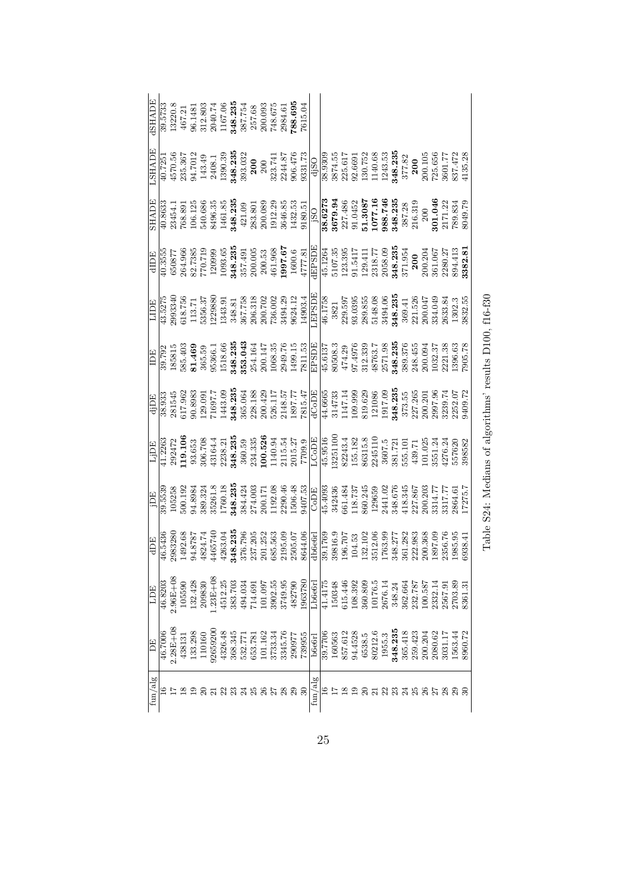| fun/alg | DE | LDE | dDE | jDE | LjDE | djDE | IDE | LIDE | dIDE | SHADE | LSHADE | dSHADE |
|---|---|---|---|---|---|---|---|---|---|---|---|---|
| 16 | 46.7006 | 46.8203 | 46.5436 | 39.5539 | 41.2263 | 38.933 | 39.792 | 43.5275 | 40.3555 | 40.8633 | 40.7251 | 39.5733 |
| 17 | 2.28E+08 | 2.96E+08 | 2983280 | 105258 | 292472 | 281545 | 185815 | 2993340 | 650877 | 23454.1 | 4570.56 | 13220.8 |
| 18 | 438131 | 105590 | 1492.68 | 500.192 | **119.106** | 617.962 | 585.403 | 618.756 | 264.966 | 768.891 | 235.367 | 467.21 |
| 19 | 133.298 | 132.428 | 94.8787 | 94.8984 | 93.653 | 90.8983 | **81.469** | 113.71 | 82.7385 | 106.125 | 94.7012 | 96.1481 |
| 20 | 110160 | 209830 | 4824.74 | 389.324 | 306.708 | 129.091 | 365.59 | 5356.37 | 770.719 | 540.686 | 143.49 | 312.803 |
| 21 | 92659200 | 1.23E+08 | 4465740 | 35261.8 | 43164.4 | 71697.7 | 95366.1 | 1229880 | 120999 | 8496.35 | 2408.1 | 2040.74 |
| 22 | 4326.48 | 4512.25 | 4263.04 | 1760.18 | 2238.21 | 1443.09 | 1518.66 | 1343.91 | 1093.65 | 1461.85 | 1390.39 | 1167.06 |
| 23 | 368.345 | 383.703 | **348.235** | **348.235** | **348.235** | **348.235** | **348.235** | 348.81 | **348.235** | **348.235** | **348.235** | **348.235** |
| 24 | 532.771 | 494.034 | 376.796 | 384.424 | 360.59 | 365.064 | **353.043** | 367.758 | 357.491 | 421.09 | 393.032 | 387.754 |
| 25 | 653.781 | 714.691 | 237.205 | 274.003 | 234.335 | 228.188 | 254.164 | 206.318 | 200.005 | 283.801 | **200** | 257.68 |
| 26 | 101.162 | 101.097 | 201.252 | 200.171 | **100.526** | 200.429 | 200.147 | 200.702 | 200.53 | 200.089 | 200 | 200.093 |
| 27 | 3733.34 | 3902.55 | 685.563 | 1192.08 | 1140.94 | 526.117 | 1068.35 | 736.002 | 461.968 | 1912.29 | 323.741 | 748.675 |
| 28 | 3345.76 | 3749.95 | 2195.09 | 2290.46 | 2115.54 | 2148.57 | 2949.76 | 3494.29 | **1997.67** | 3646.85 | 2244.87 | 2984.61 |
| 29 | 290977 | 482790 | 2505.07 | 1506.48 | 2015.27 | 1897.77 | 1499.15 | 9624.12 | 1600.6 | 1432.53 | 906.476 | **788.695** |
| 30 | 739955 | 1963780 | 8644.06 | 9407.53 | 7709.9 | 7815.47 | 7811.53 | 14903.4 | 4777.81 | 9180.51 | 9331.73 | 7615.04 |
| fun/alg | b6e6rl | Lb6e6rl | db6e6rl | CoDE | LCoDE | dCoDE | EPSDE | LEPSDE | dEPSDE | jSO | djSO | |
| 16 | 39.7706 | 41.4175 | 39.1769 | 45.4093 | 45.9516 | 44.6665 | 45.6137 | 46.1758 | 45.1264 | **38.6273** | 38.9309 | |
| 17 | 160563 | 150348 | 39816.9 | 342436 | 13251100 | 314733 | 80508.3 | 3821 | 5107.35 | **3679.94** | 3874.55 | |
| 18 | 857.612 | 615.446 | 196.707 | 661.484 | 82243.4 | 1147.14 | 474.29 | 229.597 | 123.395 | 227.486 | 225.617 | |
| 19 | 94.4528 | 108.392 | 104.53 | 118.737 | 155.182 | 109.999 | 97.4976 | 93.0395 | 91.5417 | 91.0452 | 92.6691 | |
| 20 | 6538.5 | 360.809 | 132.102 | 860.245 | 86315.8 | 819.629 | 312.339 | 289.855 | 129.411 | **51.3087** | 130.752 | |
| 21 | 80212.6 | 10176.5 | 3512.06 | 129659 | 2245110 | 121086 | 48763.7 | 5148.08 | 2318.77 | **1077.16** | 1140.68 | |
| 22 | 1955.3 | 2676.14 | 1763.99 | 2441.02 | 3607.5 | 1917.09 | 2571.98 | 3494.06 | 2058.09 | **988.746** | 1243.53 | |
| 23 | **348.235** | 348.24 | 348.277 | 348.676 | 381.721 | **348.235** | **348.235** | **348.235** | **348.235** | **348.235** | **348.235** | |
| 24 | 365.418 | 362.664 | 361.282 | 418.345 | 555.101 | 373.55 | 389.376 | 369.41 | 371.954 | 387.28 | 377.82 | |
| 25 | 259.423 | 232.787 | 222.983 | 227.867 | 439.71 | 227.265 | 248.455 | 221.526 | **200** | 216.319 | **200** | |
| 26 | 200.204 | 100.587 | 200.368 | 200.203 | 101.025 | 200.201 | 200.094 | 200.047 | 200.204 | 200 | 200.105 | |
| 27 | 2080.62 | 2332.14 | 1897.09 | 3314.77 | 3551.24 | 2997.96 | 1032.37 | 334.049 | 361.067 | **301.046** | 725.656 | |
| 28 | 3031.17 | 2567.91 | 2356.76 | 3317.77 | 4276.24 | 3239.74 | 2221.38 | 2633.84 | 2280.27 | 2171.22 | 3601.77 | |
| 29 | 1563.44 | 2703.89 | 1985.95 | 2864.61 | 557620 | 2252.07 | 1396.63 | 1302.3 | 894.413 | 789.834 | 837.472 | |
| 30 | 8960.72 | 8361.31 | 6938.41 | 17275.7 | 398582 | 9409.72 | 7905.78 | 3832.55 | **3382.81** | 8049.79 | 4135.28 | |

Table S24: Medians of algorithms' results D100, f16-f30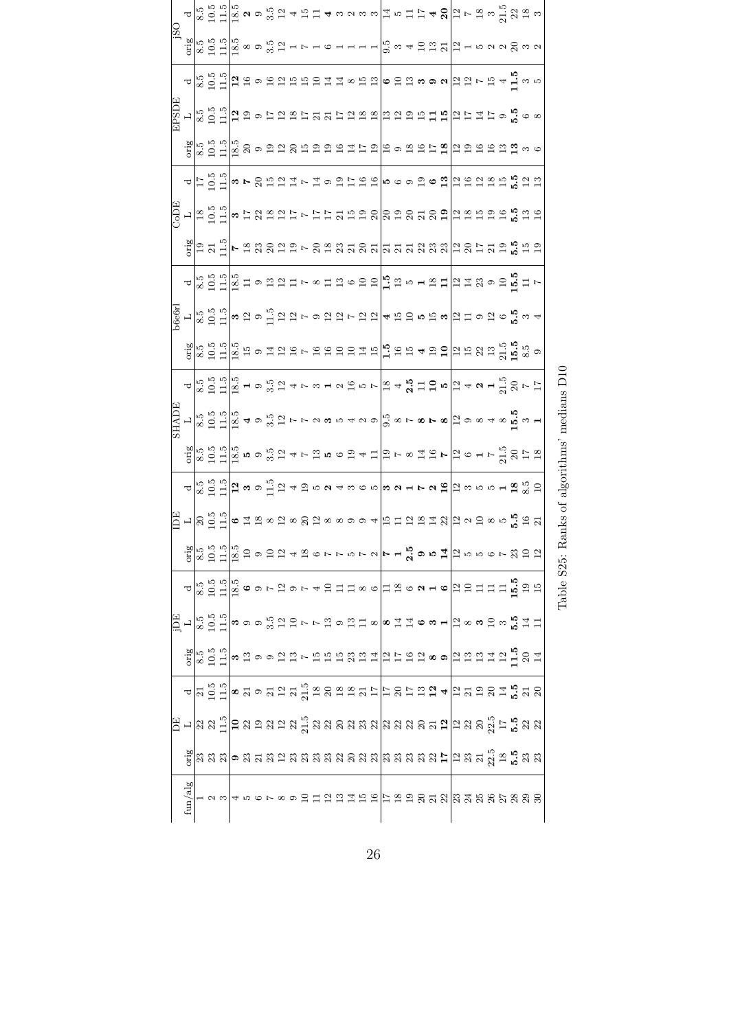| fun/alg | DE | | | jDE | | | IDE | | | SHADE | | | b6e6rl | | | CoDE | | | EPSDE | | | jSO | |
|---|---|---|---|---|---|---|---|---|---|---|---|---|---|---|---|---|---|---|---|---|---|---|---|
| | orig | L | d | orig | L | d | orig | L | d | orig | L | d | orig | L | d | orig | L | d | orig | L | d | orig | d |
| 1 | 23 | 22 | 21 | 8.5 | 8.5 | 8.5 | 8.5 | 20 | 8.5 | 8.5 | 8.5 | 8.5 | 8.5 | 8.5 | 8.5 | 19 | 18 | 17 | 8.5 | 8.5 | 8.5 | 8.5 | 8.5 |
| 2 | 23 | 22 | 10.5 | 10.5 | 10.5 | 10.5 | 10.5 | 10.5 | 10.5 | 10.5 | 10.5 | 10.5 | 10.5 | 10.5 | 10.5 | 21 | 10.5 | 10.5 | 10.5 | 10.5 | 10.5 | 10.5 | 10.5 |
| 3 | 23 | 11.5 | 11.5 | 11.5 | 11.5 | 11.5 | 11.5 | 11.5 | 11.5 | 11.5 | 11.5 | 11.5 | 11.5 | 11.5 | 11.5 | 11.5 | 11.5 | 11.5 | 11.5 | 11.5 | 11.5 | 11.5 | 11.5 |
| 4 | 9 | 10 | 8 | 3 | 3 | 18.5 | 18.5 | 6 | 12 | 18.5 | 18.5 | 18.5 | 18.5 | 3 | 18.5 | 7 | 3 | 3 | 18.5 | 12 | 12 | 18.5 | 18.5 |
| 5 | 23 | 22 | 21 | 13 | 9 | 6 | 10 | 14 | 3 | 5 | 4 | 1 | 15 | 12 | 11 | 18 | 17 | 7 | 20 | 19 | 16 | 8 | 2 |
| 6 | 21 | 19 | 9 | 9 | 9 | 9 | 9 | 18 | 9 | 9 | 9 | 9 | 9 | 9 | 9 | 23 | 22 | 20 | 9 | 9 | 9 | 9 | 9 |
| 7 | 23 | 22 | 21 | 9 | 3.5 | 7 | 10 | 8 | 11.5 | 3.5 | 3.5 | 3.5 | 14 | 11.5 | 13 | 20 | 18 | 15 | 19 | 17 | 16 | 3.5 | 3.5 |
| 8 | 12 | 22 | 12 | 12 | 12 | 12 | 12 | 12 | 12 | 12 | 12 | 12 | 12 | 12 | 12 | 12 | 12 | 12 | 12 | 12 | 12 | 12 | 12 |
| 9 | 23 | 22 | 21 | 13 | 10 | 9 | 4 | 8 | 4 | 4 | 7 | 4 | 16 | 12 | 11 | 19 | 17 | 14 | 20 | 18 | 15 | 1 | 4 |
| 10 | 23 | 21.5 | 21.5 | 7 | 7 | 7 | 18 | 20 | 19 | 7 | 7 | 7 | 7 | 7 | 7 | 7 | 7 | 7 | 15 | 17 | 15 | 7 | 15 |
| 11 | 23 | 22 | 18 | 15 | 7 | 4 | 6 | 12 | 5 | 13 | 2 | 3 | 16 | 9 | 8 | 20 | 17 | 14 | 19 | 21 | 10 | 1 | 11 |
| 12 | 23 | 22 | 20 | 15 | 13 | 10 | 7 | 8 | 2 | 5 | 3 | 1 | 16 | 12 | 11 | 18 | 17 | 9 | 19 | 21 | 14 | 6 | 4 |
| 13 | 22 | 20 | 18 | 15 | 9 | 11 | 7 | 8 | 4 | 6 | 5 | 2 | 10 | 12 | 13 | 23 | 21 | 19 | 16 | 17 | 14 | 1 | 3 |
| 14 | 20 | 22 | 18 | 23 | 13 | 11 | 5 | 9 | 3 | 19 | 4 | 16 | 10 | 7 | 6 | 23 | 15 | 17 | 14 | 12 | 8 | 1 | 2 |
| 15 | 23 | 23 | 21 | 13 | 11 | 8 | 7 | 9 | 6 | 4 | 2 | 5 | 14 | 12 | 10 | 20 | 19 | 16 | 17 | 18 | 15 | 1 | 3 |
| 16 | 23 | 22 | 17 | 14 | 8 | 6 | 2 | 4 | 5 | 11 | 9 | 7 | 15 | 12 | 10 | 21 | 20 | 16 | 19 | 18 | 13 | 1 | 3 |
| 17 | 23 | 22 | 17 | 12 | 8 | 11 | 7 | 15 | 3 | 19 | 9.5 | 18 | 1.5 | 4 | 1.5 | 21 | 20 | 5 | 16 | 13 | 6 | 9.5 | 14 |
| 18 | 23 | 22 | 20 | 17 | 14 | 18 | 1 | 11 | 2 | 7 | 8 | 4 | 16 | 15 | 13 | 21 | 19 | 6 | 9 | 12 | 10 | 3 | 5 |
| 19 | 23 | 22 | 17 | 16 | 14 | 6 | 2.5 | 12 | 1 | 8 | 7 | 2.5 | 15 | 10 | 5 | 21 | 20 | 9 | 18 | 19 | 13 | 4 | 11 |
| 20 | 23 | 20 | 13 | 12 | 6 | 2 | 9 | 18 | 7 | 14 | 8 | 11 | 4 | 5 | 1 | 22 | 21 | 19 | 16 | 15 | 3 | 10 | 17 |
| 21 | 22 | 21 | 12 | 8 | 3 | 1 | 5 | 14 | 2 | 16 | 7 | 10 | 19 | 15 | 18 | 23 | 20 | 6 | 17 | 11 | 9 | 13 | 4 |
| 22 | 17 | 12 | 4 | 9 | 1 | 6 | 14 | 22 | 16 | 7 | 8 | 5 | 10 | 3 | 11 | 23 | 19 | 13 | 18 | 15 | 2 | 21 | 20 |
| 23 | 12 | 12 | 12 | 12 | 12 | 12 | 12 | 12 | 12 | 12 | 12 | 12 | 12 | 12 | 12 | 12 | 12 | 12 | 12 | 12 | 12 | 12 | 12 |
| 24 | 23 | 22 | 21 | 13 | 8 | 10 | 5 | 2 | 3 | 6 | 9 | 4 | 15 | 11 | 14 | 20 | 18 | 16 | 19 | 17 | 12 | 1 | 7 |
| 25 | 21 | 20 | 19 | 13 | 3 | 11 | 5 | 10 | 5 | 1 | 8 | 2 | 22 | 9 | 23 | 17 | 15 | 12 | 16 | 14 | 7 | 5 | 18 |
| 26 | 22.5 | 22.5 | 20 | 14 | 10 | 11 | 6 | 8 | 5 | 7 | 4 | 1 | 13 | 12 | 9 | 21 | 19 | 18 | 16 | 17 | 15 | 2 | 3 |
| 27 | 18 | 17 | 14 | 12 | 3 | 11 | 7 | 5 | 1 | 21.5 | 8 | 21.5 | 21.5 | 6 | 10 | 19 | 16 | 15 | 13 | 9 | 4 | 2 | 21.5 |
| 28 | 5.5 | 5.5 | 5.5 | 11.5 | 5.5 | 15.5 | 23 | 5.5 | 18 | 20 | 15.5 | 20 | 15.5 | 5.5 | 15.5 | 5.5 | 5.5 | 5.5 | 13 | 5.5 | 11.5 | 20 | 22 |
| 29 | 23 | 22 | 21 | 20 | 14 | 19 | 10 | 16 | 8.5 | 17 | 3 | 7 | 8.5 | 3 | 11 | 15 | 13 | 12 | 3 | 6 | 3 | 3 | 18 |
| 30 | 23 | 22 | 20 | 14 | 11 | 15 | 12 | 21 | 10 | 18 | 1 | 17 | 9 | 4 | 7 | 19 | 16 | 13 | 6 | 8 | 5 | 2 | 3 |

Table S25: Ranks of algorithms' medians D10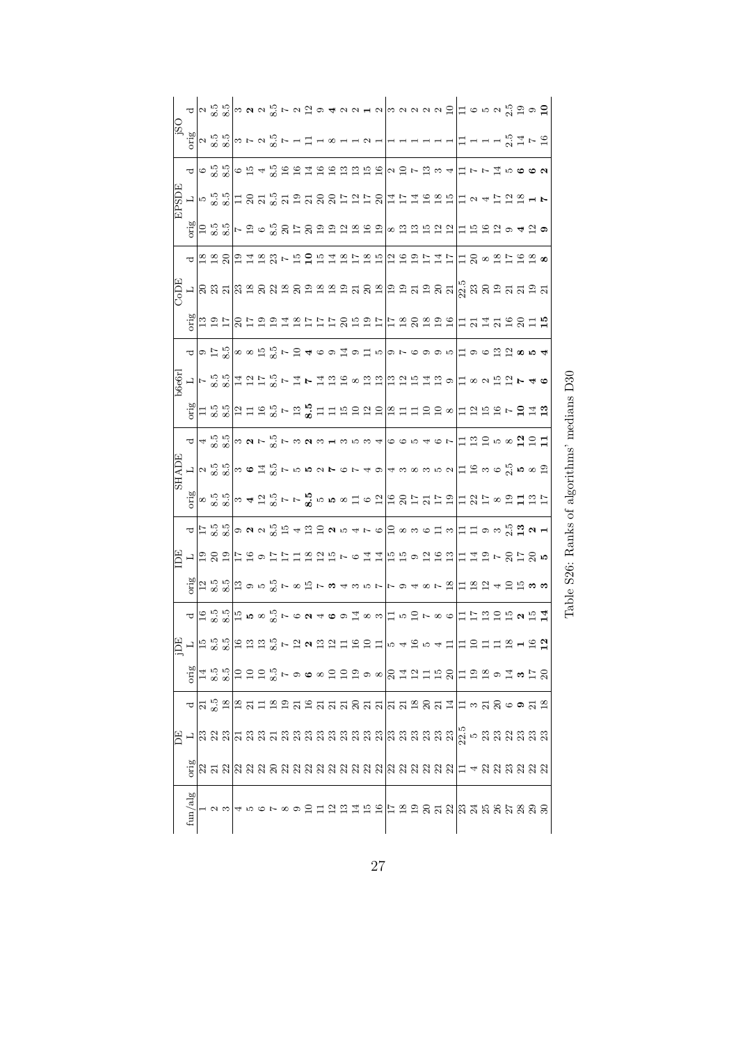| fun/alg | DE | | | jDE | | | IDE | | | SHADE | | | b6e6rl | | | CoDE | | | EPSDE | | | jSO | |
|---|---|---|---|---|---|---|---|---|---|---|---|---|---|---|---|---|---|---|---|---|---|---|---|
| | orig | L | d | orig | L | d | orig | L | d | orig | L | d | orig | L | d | orig | L | d | orig | L | d | orig | d |
| 1 | 22 | 23 | 21 | 14 | 15 | 16 | 12 | 19 | 17 | 8 | 2 | 4 | 11 | 7 | 9 | 13 | 20 | 18 | 10 | 5 | 6 | 2 | 2 |
| 2 | 21 | 22 | 8.5 | 8.5 | 8.5 | 8.5 | 8.5 | 20 | 8.5 | 8.5 | 8.5 | 8.5 | 8.5 | 8.5 | 17 | 19 | 23 | 18 | 8.5 | 8.5 | 8.5 | 8.5 | 8.5 |
| 3 | 22 | 23 | 18 | 8.5 | 8.5 | 8.5 | 8.5 | 19 | 8.5 | 8.5 | 8.5 | 8.5 | 8.5 | 8.5 | 8.5 | 17 | 21 | 20 | 8.5 | 8.5 | 8.5 | 8.5 | 8.5 |
| 4 | 22 | 21 | 18 | 10 | 16 | 15 | 13 | 17 | 9 | 3 | 3 | 3 | 12 | 14 | 8 | 20 | 23 | 19 | 7 | 11 | 6 | 3 | 3 |
| 5 | 22 | 23 | 21 | 10 | 13 | **5** | 9 | 16 | **2** | **4** | **6** | **2** | 11 | 12 | 8 | 17 | 18 | 14 | 19 | 20 | 15 | 7 | **2** |
| 6 | 22 | 23 | 11 | 10 | 13 | 8 | 5 | 9 | 2 | 12 | 14 | 7 | 16 | 17 | 15 | 19 | 20 | 18 | 6 | 21 | 4 | 2 | 2 |
| 7 | 20 | 21 | 18 | 8.5 | 8.5 | 8.5 | 8.5 | 17 | 8.5 | 8.5 | 8.5 | 8.5 | 8.5 | 8.5 | 8.5 | 19 | 22 | 23 | 8.5 | 8.5 | 8.5 | 8.5 | 8.5 |
| 8 | 22 | 23 | 19 | 7 | 7 | 7 | 7 | 17 | 15 | 7 | 7 | 7 | 7 | 7 | 7 | 14 | 18 | 7 | 20 | 21 | 16 | 7 | 7 |
| 9 | 22 | 23 | 21 | 9 | 12 | 6 | 8 | 11 | 4 | 7 | 5 | 3 | 13 | 14 | 10 | 18 | 20 | 15 | 17 | 19 | 16 | 1 | 2 |
| 10 | 22 | 23 | 16 | **6** | **2** | **2** | 15 | 18 | 13 | **8.5** | **5** | **2** | **8.5** | **7** | **4** | 20 | 19 | **10** | 20 | 21 | 14 | 11 | 12 |
| 11 | 22 | 23 | 21 | 8 | 13 | 4 | 7 | 12 | 10 | 5 | 2 | 3 | 11 | 14 | 6 | 17 | 18 | 15 | 19 | 20 | 16 | 1 | 9 |
| 12 | 22 | 23 | 21 | 10 | 12 | **6** | **3** | 15 | **2** | **5** | **7** | **1** | 11 | 13 | 9 | 17 | 18 | 14 | 19 | 20 | 16 | 8 | **4** |
| 13 | 22 | 23 | 21 | 10 | 11 | 9 | 4 | 7 | 5 | 8 | 6 | 3 | 15 | 16 | 14 | 20 | 19 | 18 | 12 | 17 | 13 | 1 | 2 |
| 14 | 22 | 23 | 20 | 19 | 16 | 14 | 3 | 6 | 4 | 11 | 7 | 5 | 10 | 8 | 9 | 15 | 21 | 17 | 18 | 12 | 13 | 1 | 2 |
| 15 | 22 | 23 | 21 | 9 | 10 | 8 | 5 | 14 | 7 | 6 | 4 | 3 | 12 | 13 | 11 | 16 | 20 | 18 | 16 | 17 | 15 | 2 | **1** |
| 16 | 22 | 23 | 21 | 8 | 11 | 3 | 7 | 14 | 6 | 12 | 9 | 4 | 10 | 13 | 5 | 17 | 18 | 15 | 19 | 20 | 16 | 1 | 2 |
| 17 | 22 | 23 | 21 | 20 | 5 | 11 | 7 | 15 | 10 | 16 | 4 | 6 | 18 | 13 | 9 | 17 | 19 | 12 | 8 | 14 | 2 | 1 | 3 |
| 18 | 22 | 23 | 21 | 14 | 4 | 5 | 9 | 15 | 8 | 20 | 3 | 6 | 11 | 12 | 7 | 18 | 19 | 16 | 13 | 17 | 10 | 1 | 2 |
| 19 | 22 | 23 | 18 | 12 | 16 | 10 | 4 | 9 | 3 | 17 | 8 | 5 | 11 | 15 | 6 | 20 | 21 | 19 | 13 | 14 | 7 | 1 | 2 |
| 20 | 22 | 23 | 20 | 11 | 5 | 7 | 8 | 12 | 6 | 21 | 3 | 4 | 10 | 14 | 9 | 18 | 19 | 17 | 15 | 16 | 13 | 1 | 2 |
| 21 | 22 | 23 | 21 | 15 | 4 | 8 | 7 | 16 | 11 | 17 | 5 | 6 | 10 | 13 | 9 | 19 | 20 | 14 | 12 | 18 | 3 | 1 | 2 |
| 22 | 22 | 23 | 14 | 20 | 11 | 6 | 18 | 13 | 3 | 19 | 2 | 7 | 8 | 9 | 5 | 16 | 21 | 17 | 12 | 15 | 4 | 1 | 10 |
| 23 | 11 | 22.5 | 11 | 11 | 11 | 11 | 11 | 11 | 11 | 11 | 11 | 11 | 11 | 11 | 11 | 11 | 22.5 | 11 | 11 | 11 | 11 | 11 | 11 |
| 24 | 4 | 5 | 3 | 19 | 10 | 17 | 18 | 14 | 11 | 22 | 16 | 13 | 12 | 8 | 9 | 21 | 23 | 20 | 15 | 2 | 7 | 1 | 6 |
| 25 | 22 | 23 | 21 | 18 | 11 | 13 | 12 | 19 | 9 | 17 | 3 | 10 | 15 | 2 | 6 | 14 | 20 | 8 | 16 | 4 | 7 | 1 | 5 |
| 26 | 22 | 23 | 20 | 9 | 11 | 10 | 4 | 7 | 3 | 8 | 6 | 5 | 16 | 15 | 13 | 21 | 19 | 18 | 12 | 17 | 14 | 1 | 2 |
| 27 | 23 | 22 | 6 | 14 | 18 | 15 | 10 | 20 | 2.5 | 19 | 2.5 | 8 | 7 | 12 | 12 | 16 | 21 | 17 | 9 | 12 | 5 | 2.5 | 2.5 |
| 28 | 22 | 23 | **9** | **3** | **1** | **2** | 15 | 17 | **13** | **11** | **5** | **12** | **10** | **7** | **8** | 20 | 21 | 16 | **4** | 18 | **6** | 14 | 19 |
| 29 | 22 | 23 | 21 | 17 | 16 | 15 | **3** | 20 | **2** | 13 | 8 | 10 | 14 | **4** | **5** | 11 | 19 | 18 | 12 | **1** | **6** | 7 | 9 |
| 30 | 22 | 23 | 18 | 20 | **12** | **14** | **3** | **5** | **1** | 17 | 19 | **11** | **13** | **6** | **4** | **15** | 21 | **8** | **9** | **7** | **2** | 16 | **10** |

Table S26: Ranks of algorithms' medians D30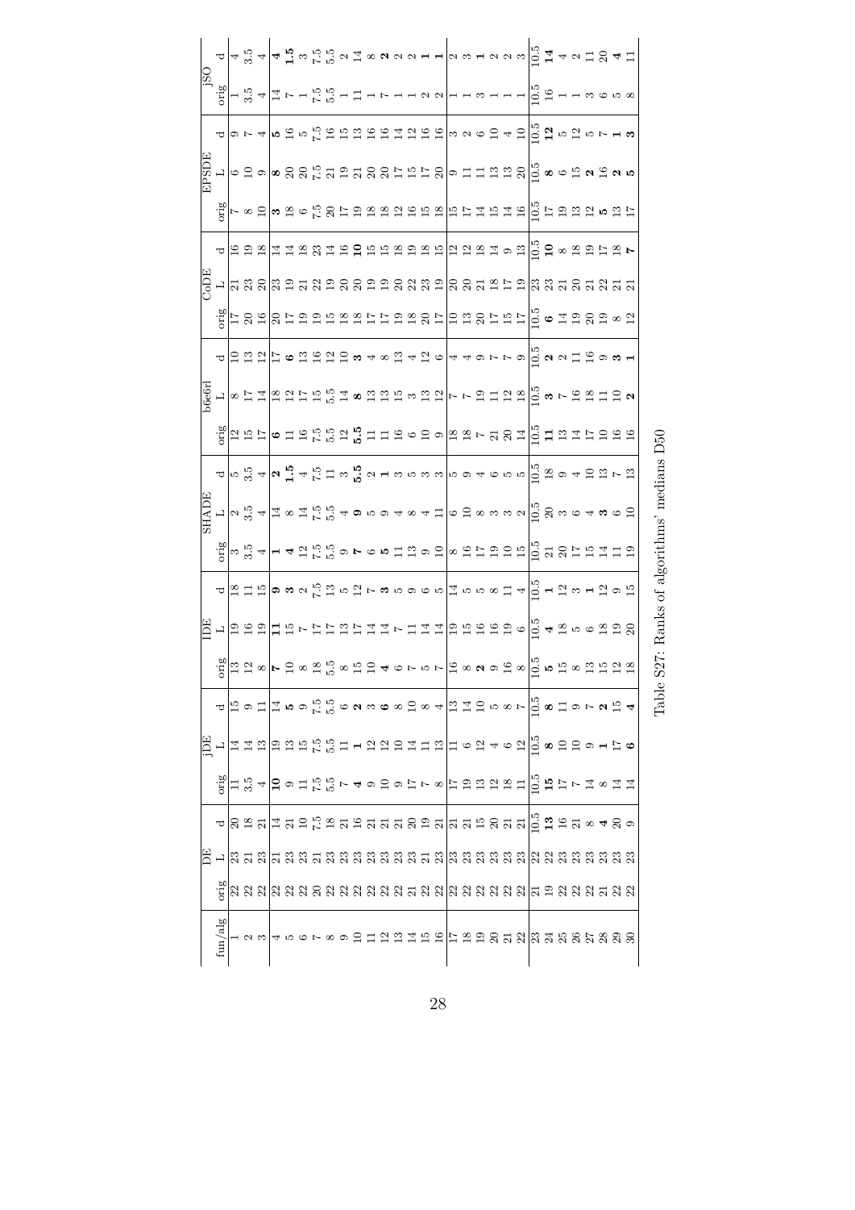| fun/alg | DE | | | jDE | | | IDE | | | SHADE | | | b6e6rl | | | CoDE | | | EPSDE | | | jSO | |
|---|---|---|---|---|---|---|---|---|---|---|---|---|---|---|---|---|---|---|---|---|---|---|---|
| | orig | L | d | orig | L | d | orig | L | d | orig | L | d | orig | L | d | orig | L | d | orig | L | d | orig | d |
| 1 | 22 | 23 | 20 | 11 | 14 | 15 | 13 | 19 | 18 | 3 | 2 | 5 | 12 | 8 | 10 | 17 | 21 | 16 | 7 | 6 | 9 | 1 | 4 |
| 2 | 22 | 21 | 18 | 3.5 | 14 | 9 | 12 | 16 | 11 | 3.5 | 3.5 | 3.5 | 15 | 17 | 13 | 20 | 23 | 19 | 8 | 10 | 7 | 3.5 | 3.5 |
| 3 | 22 | 23 | 21 | 4 | 13 | 11 | 8 | 19 | 15 | 4 | 4 | 4 | 17 | 14 | 12 | 16 | 20 | 18 | 10 | 9 | 4 | 4 | 4 |
| 4 | 22 | 21 | 14 | **10** | 19 | 14 | **7** | **11** | **9** | **1** | 14 | **2** | **6** | 18 | 17 | 20 | 23 | 14 | **3** | **8** | **5** | 14 | **4** |
| 5 | 22 | 23 | 21 | 9 | 13 | **5** | 10 | 15 | **3** | **4** | 8 | **1.5** | 11 | 12 | **6** | 17 | 19 | 14 | 18 | 20 | 16 | 7 | **1.5** |
| 6 | 22 | 23 | 10 | 11 | 15 | 9 | 8 | 7 | 2 | 12 | 14 | 4 | 16 | 17 | 13 | 19 | 21 | 18 | 6 | 20 | 5 | 1 | 3 |
| 7 | 20 | 21 | 7.5 | 7.5 | 7.5 | 7.5 | 18 | 17 | 7.5 | 7.5 | 7.5 | 7.5 | 7.5 | 15 | 16 | 19 | 22 | 23 | 7.5 | 7.5 | 7.5 | 7.5 | 7.5 |
| 8 | 22 | 23 | 18 | 5.5 | 5.5 | 5.5 | 5.5 | 17 | 13 | 5.5 | 5.5 | 11 | 5.5 | 5.5 | 12 | 15 | 19 | 14 | 20 | 21 | 16 | 5.5 | 5.5 |
| 9 | 22 | 23 | 21 | 7 | 11 | 6 | 8 | 13 | 5 | 9 | 4 | 3 | 12 | 14 | 10 | 18 | 20 | 16 | 17 | 19 | 15 | 1 | 2 |
| 10 | 22 | 23 | 16 | **4** | **1** | **2** | 15 | 17 | 12 | **7** | **9** | **5.5** | **5.5** | **8** | **3** | 18 | 20 | **10** | 19 | 21 | 13 | 11 | 14 |
| 11 | 22 | 23 | 21 | 9 | 12 | 3 | 10 | 14 | 7 | 6 | 5 | 2 | 11 | 13 | 4 | 17 | 19 | 15 | 18 | 20 | 16 | 1 | 8 |
| 12 | 22 | 23 | 21 | 10 | 12 | **6** | **4** | 14 | **3** | **5** | 9 | **1** | 11 | 13 | 8 | 17 | 19 | 15 | 18 | 20 | 16 | 7 | **2** |
| 13 | 22 | 23 | 21 | 9 | 10 | 8 | 6 | 7 | 5 | 11 | 4 | 3 | 16 | 15 | 13 | 19 | 20 | 18 | 12 | 17 | 14 | 1 | 2 |
| 14 | 21 | 23 | 20 | 17 | 14 | 10 | 7 | 11 | 9 | 13 | 8 | 5 | 6 | 3 | 4 | 18 | 22 | 19 | 16 | 15 | 12 | 1 | 2 |
| 15 | 21 | 21 | 19 | 7 | 11 | 8 | 5 | 14 | 6 | 9 | 4 | 3 | 10 | 13 | 12 | 20 | 23 | 18 | 15 | 17 | 16 | 2 | **1** |
| 16 | 22 | 23 | 21 | 8 | 13 | 4 | 7 | 14 | 5 | 10 | 11 | 3 | 9 | 12 | 6 | 17 | 19 | 15 | 18 | 20 | 16 | 2 | **1** |
| 17 | 22 | 23 | 21 | 17 | 11 | 13 | 16 | 19 | 14 | 8 | 6 | 5 | 18 | 7 | 4 | 10 | 20 | 12 | 15 | 9 | 3 | 1 | 2 |
| 18 | 22 | 23 | 21 | 19 | 6 | 14 | 8 | 15 | 5 | 16 | 10 | 9 | 18 | 7 | 4 | 13 | 20 | 12 | 17 | 11 | 2 | 1 | 3 |
| 19 | 22 | 23 | 15 | 13 | 12 | 10 | **2** | 16 | 5 | 17 | 8 | 4 | 7 | 19 | 9 | 20 | 21 | 18 | 14 | 11 | 6 | 3 | **1** |
| 20 | 22 | 23 | 20 | 12 | 4 | 5 | 9 | 16 | 8 | 19 | 3 | 6 | 21 | 11 | 7 | 17 | 18 | 14 | 15 | 13 | 10 | 1 | 2 |
| 21 | 22 | 23 | 21 | 18 | 6 | 8 | 16 | 19 | 11 | 10 | 3 | 5 | 20 | 12 | 7 | 15 | 17 | 9 | 14 | 13 | 4 | 1 | 2 |
| 22 | 22 | 23 | 21 | 11 | 12 | 7 | 8 | 6 | 4 | 15 | 2 | 5 | 14 | 18 | 9 | 17 | 19 | 13 | 16 | 20 | 10 | 1 | 3 |
| 23 | 21 | 22 | 10.5 | 10.5 | 10.5 | 10.5 | 10.5 | 10.5 | 10.5 | 10.5 | 10.5 | 10.5 | 10.5 | 10.5 | 10.5 | 10.5 | 23 | 10.5 | 10.5 | 10.5 | 10.5 | 10.5 | 10.5 |
| 24 | 19 | 22 | **13** | **15** | **8** | **8** | **5** | **4** | **1** | 21 | 20 | 18 | **11** | **3** | **2** | **6** | 23 | **10** | 17 | **8** | **12** | 16 | **14** |
| 25 | 22 | 23 | 16 | 17 | 10 | 11 | 15 | 18 | 12 | 20 | 3 | 9 | 13 | 7 | 2 | 14 | 21 | 8 | 19 | 6 | 5 | 1 | 4 |
| 26 | 22 | 23 | 21 | 7 | 10 | 9 | 8 | 5 | 3 | 17 | 6 | 4 | 14 | 16 | 11 | 19 | 20 | 18 | 13 | 15 | 12 | 1 | 2 |
| 27 | 22 | 23 | 8 | 14 | 9 | 7 | 13 | 6 | **1** | 15 | 4 | 10 | 17 | 18 | 16 | 20 | 21 | 19 | 12 | **2** | 5 | 3 | 11 |
| 28 | 21 | 23 | **4** | 8 | **1** | **2** | 15 | 18 | 12 | 14 | **3** | 13 | 10 | 11 | 9 | 19 | 22 | 17 | **5** | 16 | 7 | 6 | 20 |
| 29 | 22 | 23 | 20 | 14 | 17 | 15 | 12 | 19 | 9 | 11 | 6 | 7 | 16 | 10 | **3** | 8 | 21 | 18 | 13 | **2** | **1** | 5 | **4** |
| 30 | 22 | 23 | 9 | 14 | **6** | **4** | 18 | 20 | 15 | 19 | 10 | 13 | 16 | **2** | **1** | 12 | 21 | **7** | 17 | **5** | **3** | 8 | 11 |

Table S27: Ranks of algorithms' medians D50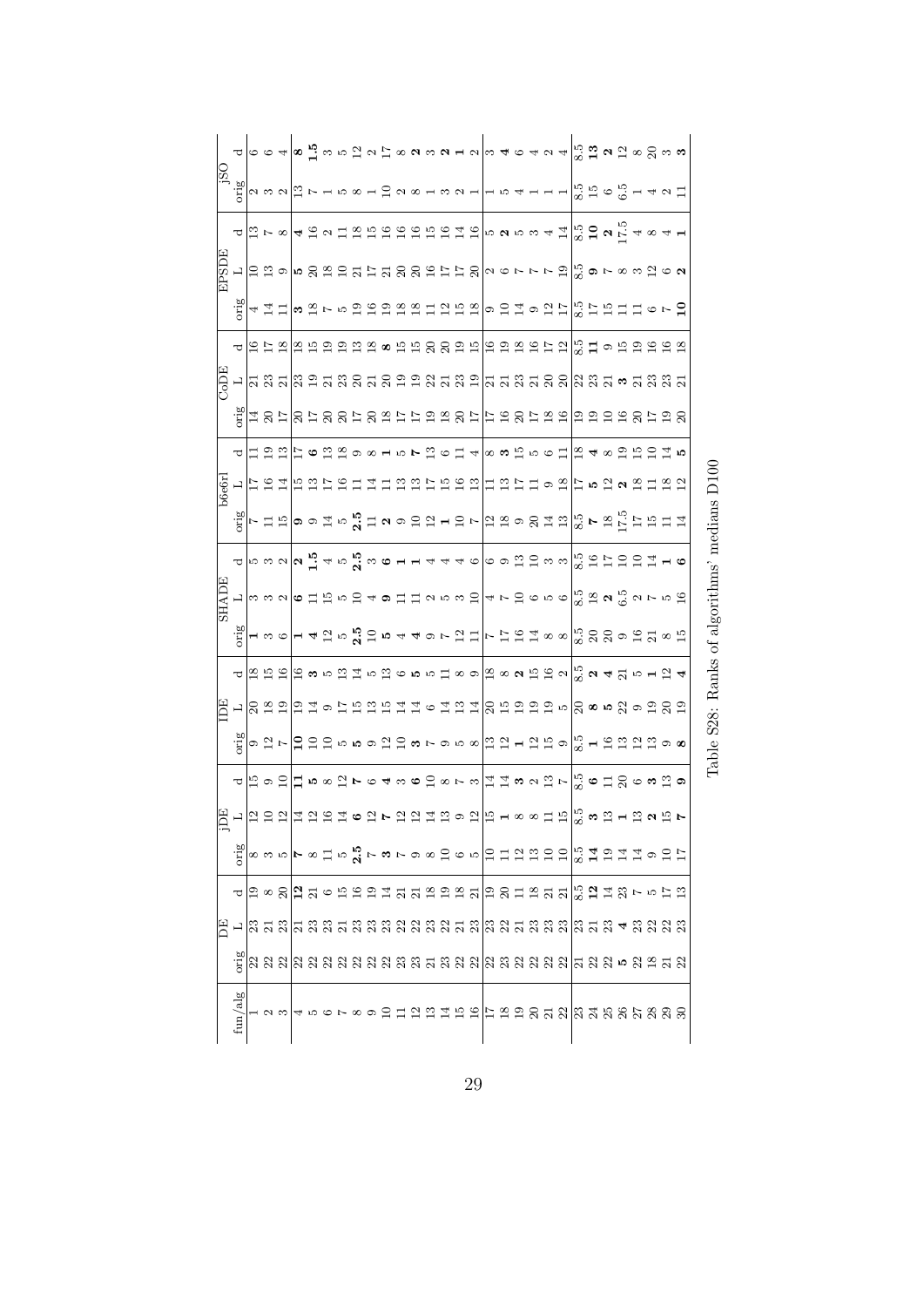| fun/alg | DE | | | jDE | | | IDE | | | SHADE | | | b6e6rl | | | CoDE | | | EPSDE | | | jSO | |
|---|---|---|---|---|---|---|---|---|---|---|---|---|---|---|---|---|---|---|---|---|---|---|---|
| | orig | L | d | orig | L | d | orig | L | d | orig | L | d | orig | L | d | orig | L | d | orig | L | d | orig | d |
| 1 | 22 | 23 | 19 | 8 | 12 | 15 | 9 | 20 | 18 | **1** | 3 | 5 | 7 | 17 | 11 | 14 | 21 | 16 | 4 | 10 | 13 | 2 | 6 |
| 2 | 22 | 21 | 8 | 3 | 10 | 9 | 12 | 18 | 15 | 3 | 3 | 3 | 11 | 16 | 19 | 20 | 23 | 17 | 14 | 13 | 7 | 3 | 6 |
| 3 | 22 | 23 | 20 | 5 | 12 | 10 | 7 | 19 | 16 | 6 | 2 | 2 | 15 | 14 | 13 | 17 | 21 | 18 | 11 | 9 | 8 | 2 | 4 |
| 4 | 22 | 21 | **12** | **7** | 14 | **11** | **10** | 19 | 16 | **1** | **6** | **2** | **9** | 15 | 17 | 20 | 23 | 18 | **3** | **5** | **4** | 13 | **8** |
| 5 | 22 | 23 | 21 | 8 | 12 | **5** | 10 | 14 | **3** | **4** | 11 | **1.5** | 9 | 13 | **6** | 17 | 19 | 15 | 18 | 20 | 16 | 7 | **1.5** |
| 6 | 22 | 23 | 6 | 11 | 16 | 8 | 10 | 9 | 5 | 12 | 15 | 4 | 14 | 17 | 13 | 20 | 21 | 19 | 7 | 18 | 2 | 1 | 3 |
| 7 | 22 | 21 | 15 | 5 | 14 | 12 | 5 | 17 | 13 | 5 | 5 | 5 | 5 | 16 | 18 | 20 | 23 | 19 | 5 | 10 | 11 | 5 | 5 |
| 8 | 22 | 23 | 16 | **2.5** | **6** | **7** | **5** | 15 | 14 | **2.5** | 10 | **2.5** | **2.5** | 11 | 9 | 17 | 20 | 13 | 19 | 21 | 18 | 8 | 12 |
| 9 | 22 | 23 | 19 | 7 | 12 | 6 | 9 | 13 | 5 | 10 | 4 | 3 | 11 | 14 | 8 | 20 | 21 | 18 | 16 | 17 | 15 | 1 | 2 |
| 10 | 22 | 23 | 14 | **3** | **7** | **4** | 12 | 15 | 13 | **5** | **9** | **6** | **2** | 11 | **1** | 18 | 20 | **8** | 19 | 21 | 16 | 10 | 17 |
| 11 | 23 | 22 | 21 | 7 | 12 | 3 | 10 | 14 | 6 | 4 | 11 | **1** | 9 | 13 | 5 | 17 | 19 | 15 | 18 | 20 | 16 | 2 | 8 |
| 12 | 23 | 22 | 21 | 9 | 12 | **6** | **3** | 14 | **5** | **4** | 11 | **1** | 10 | 13 | **7** | 17 | 19 | 15 | 18 | 20 | 16 | 8 | **2** |
| 13 | 21 | 23 | 18 | 8 | 14 | 10 | 7 | 6 | 5 | 9 | 2 | 4 | 12 | 17 | 13 | 19 | 22 | 20 | 11 | 16 | 15 | 1 | 3 |
| 14 | 23 | 22 | 19 | 10 | 13 | 8 | 9 | 14 | 11 | 7 | 5 | 4 | **1** | 15 | 6 | 18 | 21 | 20 | 12 | 17 | 16 | 3 | **2** |
| 15 | 22 | 21 | 18 | 6 | 9 | 7 | 6 | 13 | 8 | 12 | 3 | 4 | 10 | 16 | 11 | 20 | 23 | 19 | 15 | 17 | 14 | 2 | **1** |
| 16 | 22 | 23 | 21 | 5 | 12 | 3 | 8 | 14 | 9 | 11 | 10 | 6 | 7 | 13 | 4 | 17 | 19 | 15 | 18 | 20 | 16 | 1 | 2 |
| 17 | 22 | 23 | 19 | 10 | 15 | 14 | 13 | 20 | 18 | 7 | 4 | 6 | 12 | 11 | 8 | 17 | 21 | 16 | 9 | 2 | 5 | 1 | 3 |
| 18 | 23 | 22 | 20 | 11 | **1** | 14 | 12 | 15 | 8 | 17 | 7 | 9 | 18 | 13 | **3** | 16 | 21 | 19 | 10 | 6 | **2** | 5 | **4** |
| 19 | 22 | 21 | 11 | 12 | 8 | **3** | **1** | 19 | **2** | 16 | 10 | 13 | 9 | 17 | 15 | 20 | 23 | 18 | 14 | 7 | 5 | 4 | 6 |
| 20 | 22 | 23 | 18 | 13 | 8 | 2 | 12 | 19 | 15 | 14 | 6 | 10 | 20 | 11 | 5 | 17 | 21 | 16 | 9 | 7 | 3 | 1 | 4 |
| 21 | 22 | 23 | 21 | 10 | 11 | 13 | 15 | 19 | 16 | 8 | 5 | 3 | 14 | 9 | 6 | 18 | 20 | 17 | 12 | 7 | 4 | 1 | 2 |
| 22 | 22 | 23 | 21 | 10 | 15 | 7 | 9 | 5 | 2 | 8 | 6 | 3 | 13 | 18 | 11 | 16 | 20 | 12 | 17 | 19 | 14 | 1 | 4 |
| 23 | 21 | 23 | 8.5 | 8.5 | 8.5 | 8.5 | 8.5 | 20 | 8.5 | 8.5 | 8.5 | 8.5 | 8.5 | 17 | 18 | 19 | 22 | 8.5 | 8.5 | 8.5 | 8.5 | 8.5 | 8.5 |
| 24 | 22 | 21 | **12** | **14** | **3** | **6** | **1** | **8** | **2** | 20 | 18 | 16 | **7** | **5** | **4** | 19 | 23 | **11** | 17 | **9** | **10** | 15 | **13** |
| 25 | 22 | 23 | 14 | 19 | 13 | 11 | 16 | **5** | **4** | 20 | **2** | 17 | 18 | 12 | 8 | 10 | 21 | 9 | 15 | 7 | **2** | 6 | **2** |
| 26 | **5** | **4** | 23 | 14 | **1** | 20 | 13 | 22 | 21 | 9 | 6.5 | 10 | 17.5 | **2** | 19 | 16 | **3** | 15 | 11 | 8 | 17.5 | 6.5 | 12 |
| 27 | 22 | 23 | 7 | 14 | 13 | 6 | 12 | 9 | 5 | 16 | 2 | 10 | 17 | 18 | 15 | 20 | 21 | 19 | 11 | 3 | 4 | 1 | 8 |
| 28 | 18 | 22 | 5 | 9 | **2** | **3** | 13 | 19 | **1** | 21 | 7 | 14 | 15 | 11 | 10 | 17 | 23 | 16 | 6 | 12 | 8 | 4 | 20 |
| 29 | 21 | 22 | 17 | 10 | 15 | 13 | 9 | 20 | 12 | 8 | 5 | **1** | 11 | 18 | 14 | 19 | 23 | 16 | 7 | 6 | 4 | 2 | 3 |
| 30 | 22 | 23 | 13 | 17 | **7** | **9** | **8** | 19 | **4** | 15 | 16 | **6** | 14 | 12 | **5** | 20 | 21 | 18 | **10** | **2** | **1** | 11 | **3** |

Table S28: Ranks of algorithms' medians D100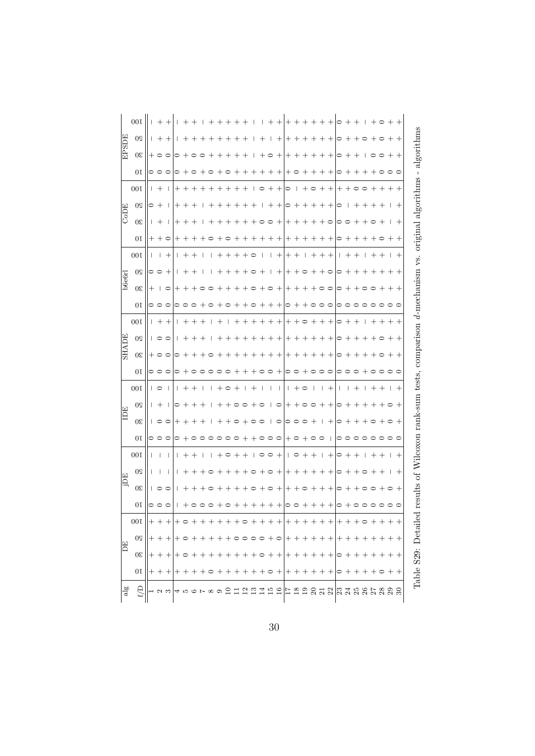| alg | DE | | | | jDE | | | | IDE | | | | SHADE | | | | b6e6rl | | | | CoDE | | | | EPSDE | | | |
|---|---|---|---|---|---|---|---|---|---|---|---|---|---|---|---|---|---|---|---|---|---|---|---|---|---|---|---|---|
| f/D | 10 | 30 | 50 | 100 | 10 | 30 | 50 | 100 | 10 | 30 | 50 | 100 | 10 | 30 | 50 | 100 | 10 | 30 | 50 | 100 | 10 | 30 | 50 | 100 | 10 | 30 | 50 | 100 |
| 1 | + | + | + | + | o | − | − | − | o | − | − | − | o | + | − | − | o | + | o | − | + | − | o | − | o | + | − | − |
| 2 | + | + | + | + | o | o | − | − | o | o | + | o | o | o | o | + | o | − | o | − | + | + | + | + | o | o | + | + |
| 3 | + | + | + | + | o | o | − | − | o | o | − | − | o | o | o | + | o | o | + | + | o | − | − | − | o | o | + | + |
| 4 | + | + | + | + | − | − | − | − | o | + | o | − | o | o | − | − | o | + | − | − | + | + | + | + | o | o | − | − |
| 5 | + | o | o | o | + | + | + | + | + | + | + | + | + | + | + | + | o | + | + | + | + | + | + | + | + | + | + | + |
| 6 | + | + | + | + | o | + | + | + | o | + | + | + | o | + | + | + | o | + | + | + | + | + | + | + | o | o | + | + |
| 7 | + | + | + | + | o | + | + | − | o | + | + | − | o | + | + | + | + | o | − | − | + | − | − | + | + | o | + | − |
| 8 | o | + | + | + | o | o | o | − | o | − | − | − | o | o | − | − | o | o | − | − | o | + | + | + | o | + | + | + |
| 9 | + | + | + | + | + | + | + | + | o | + | + | + | o | + | + | + | + | + | + | + | + | + | + | + | + | + | + | + |
| 10 | + | + | + | + | o | + | + | o | o | + | + | o | o | + | + | − | o | + | + | + | o | + | + | + | o | + | + | + |
| 11 | + | + | o | + | + | + | + | + | o | o | o | + | + | + | + | + | + | + | + | + | + | + | + | + | + | + | + | + |
| 12 | + | + | o | o | + | + | + | + | + | + | o | − | + | + | + | + | + | + | + | + | + | + | + | + | o | + | + | + |
| 13 | + | + | o | + | + | o | o | − | + | o | + | + | + | + | + | + | o | o | o | o | + | + | + | + | + | − | − | − |
| 14 | + | o | o | + | + | + | + | o | o | o | o | − | o | + | + | + | + | + | + | − | + | o | − | − | + | + | + | − |
| 15 | o | + | + | + | + | o | o | o | o | − | − | − | o | + | + | + | + | o | − | − | + | o | + | o | + | o | − | + |
| 16 | + | + | o | + | + | + | + | + | o | o | o | − | + | + | + | + | + | + | + | + | + | + | + | + | + | + | + | + |
| 17 | + | + | + | + | o | + | + | − | + | o | + | − | o | + | + | + | o | + | + | + | + | + | o | o | + | + | + | + |
| 18 | + | + | + | + | o | + | + | o | o | o | + | + | o | + | + | + | + | + | + | + | + | + | + | − | o | + | + | + |
| 19 | + | + | + | + | + | o | + | + | + | o | o | o | + | + | + | o | + | + | o | − | + | + | + | + | + | + | + | + |
| 20 | + | + | + | + | + | + | + | + | o | + | o | − | o | + | + | + | o | + | + | + | + | + | + | o | + | + | + | + |
| 21 | + | + | + | + | + | + | + | − | o | − | + | − | o | + | + | + | o | o | + | + | + | + | + | + | + | + | + | + |
| 22 | + | + | + | + | + | + | + | + | − | + | + | + | o | + | + | + | o | o | o | + | + | o | + | + | + | + | + | + |
| 23 | o | o | + | + | o | o | o | o | o | o | o | − | o | o | o | o | o | o | o | − | o | o | o | + | o | o | o | o |
| 24 | + | + | + | + | + | + | + | + | o | + | + | − | o | + | + | + | o | + | + | + | + | o | − | + | + | + | + | + |
| 25 | + | + | + | + | o | + | + | + | o | + | + | + | o | + | + | + | o | + | + | + | + | + | + | o | + | + | + | + |
| 26 | + | + | + | o | o | o | o | − | o | + | + | − | + | + | + | − | o | o | + | − | + | + | + | o | + | − | o | − |
| 27 | + | + | + | + | o | o | + | + | o | o | + | + | o | + | + | + | o | o | + | + | + | o | + | + | + | o | + | + |
| 28 | o | + | + | + | o | + | + | + | o | + | + | + | o | o | o | + | o | + | + | + | o | + | + | + | o | o | o | o |
| 29 | + | + | + | + | o | o | − | − | o | o | o | − | o | + | + | + | o | + | + | − | + | − | − | + | o | + | + | + |
| 30 | + | + | + | + | o | + | + | + | o | + | + | + | o | + | + | + | o | + | + | + | + | + | + | + | o | + | + | + |

Table S29: Detailed results of Wilcoxon rank-sum tests, comparison $d$-mechanism vs. original algorithms - algorithms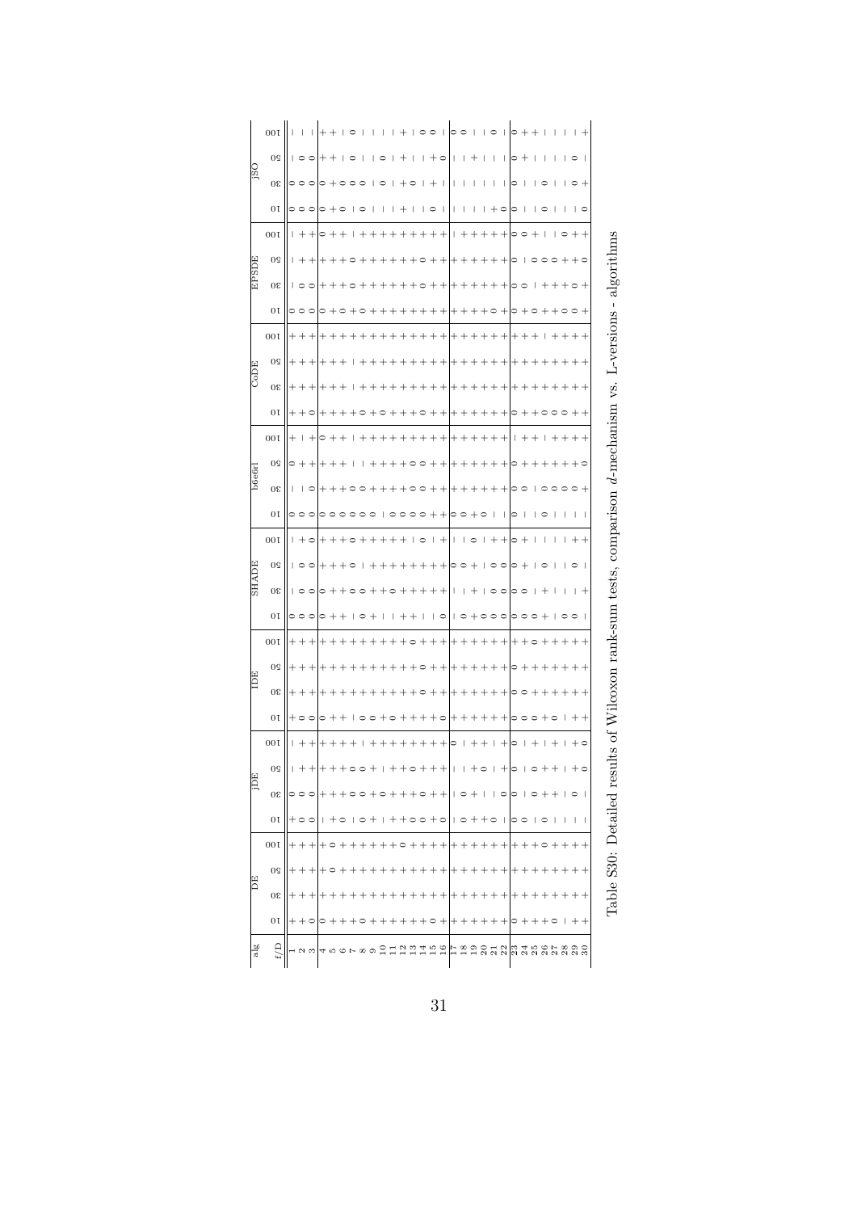| alg | DE | | | | jDE | | | | IDE | | | | SHADE | | | | b6e6rl | | | | CoDE | | | | EPSDE | | | | jSO | | | |
|---|---|---|---|---|---|---|---|---|---|---|---|---|---|---|---|---|---|---|---|---|---|---|---|---|---|---|---|---|---|---|---|---|
| f/D | 10 | 30 | 50 | 100 | 10 | 30 | 50 | 100 | 10 | 30 | 50 | 100 | 10 | 30 | 50 | 100 | 10 | 30 | 50 | 100 | 10 | 30 | 50 | 100 | 10 | 30 | 50 | 100 | 10 | 30 | 50 | 100 |
| 1 | + | + | + | + | + | ∘ | − | − | + | + | + | + | ∘ | − | − | − | ∘ | − | ∘ | + | + | + | + | + | ∘ | − | − | − | ∘ | ∘ | − | − |
| 2 | + | + | + | + | ∘ | ∘ | + | + | ∘ | + | + | + | ∘ | ∘ | ∘ | + | ∘ | − | + | − | + | + | + | + | ∘ | ∘ | + | + | ∘ | ∘ | ∘ | − |
| 3 | ∘ | + | + | + | ∘ | ∘ | + | + | ∘ | + | + | + | ∘ | ∘ | ∘ | ∘ | ∘ | ∘ | + | + | ∘ | + | + | + | ∘ | ∘ | + | + | ∘ | ∘ | ∘ | − |
| 4 | ∘ | + | + | + | − | + | + | + | ∘ | + | + | + | ∘ | ∘ | + | + | ∘ | + | + | ∘ | + | + | + | + | ∘ | + | + | ∘ | ∘ | ∘ | + | + |
| 5 | + | + | ∘ | ∘ | + | + | + | + | + | + | + | + | + | + | + | + | ∘ | + | + | + | + | + | + | + | + | + | + | + | + | + | + | + |
| 6 | + | + | + | + | ∘ | + | + | + | + | + | + | + | + | + | + | + | ∘ | + | + | + | + | + | + | + | ∘ | + | + | + | ∘ | ∘ | − | − |
| 7 | + | + | + | + | − | ∘ | ∘ | + | − | + | + | + | − | ∘ | ∘ | ∘ | ∘ | ∘ | − | − | + | − | − | + | + | ∘ | ∘ | − | − | ∘ | ∘ | ∘ |
| 8 | ∘ | + | + | + | ∘ | ∘ | ∘ | − | ∘ | + | + | + | ∘ | ∘ | − | + | ∘ | ∘ | − | + | ∘ | + | + | + | ∘ | + | + | + | ∘ | ∘ | − | − |
| 9 | + | + | + | + | + | + | + | + | ∘ | + | + | + | + | + | + | + | ∘ | + | + | + | + | + | + | + | + | + | + | + | − | − | − | − |
| 10 | + | + | + | + | − | ∘ | − | + | + | + | + | + | − | + | + | + | − | + | + | + | ∘ | + | + | + | + | + | + | + | − | ∘ | ∘ | − |
| 11 | + | + | + | + | + | + | + | + | ∘ | + | + | + | − | ∘ | + | + | ∘ | + | + | + | + | + | + | + | + | + | + | + | − | − | − | − |
| 12 | + | + | + | + | + | + | + | + | + | + | + | + | + | + | + | + | ∘ | + | + | + | + | + | + | + | + | + | + | + | + | + | + | + |
| 13 | + | + | + | ∘ | ∘ | + | ∘ | + | + | + | + | + | + | + | + | − | ∘ | ∘ | ∘ | + | + | + | + | + | + | + | + | + | − | ∘ | − | − |
| 14 | + | + | + | + | ∘ | ∘ | + | + | + | ∘ | ∘ | ∘ | − | + | + | ∘ | ∘ | ∘ | ∘ | + | ∘ | + | + | + | + | ∘ | ∘ | + | − | − | − | ∘ |
| 15 | ∘ | + | + | + | + | + | + | + | + | + | + | + | − | + | + | − | + | + | + | + | + | + | + | + | + | + | + | + | ∘ | + | + | ∘ |
| 16 | + | + | + | + | ∘ | + | + | + | ∘ | + | + | + | ∘ | + | + | + | + | + | + | + | + | + | + | + | + | + | + | + | − | − | ∘ | − |
| 17 | + | + | + | + | − | − | − | ∘ | + | + | + | + | − | − | ∘ | − | ∘ | + | + | + | + | + | + | + | + | + | + | − | − | − | − | ∘ |
| 18 | + | + | + | + | ∘ | ∘ | − | − | + | + | + | + | ∘ | − | ∘ | − | ∘ | + | + | + | + | + | + | + | + | + | + | + | − | − | − | ∘ |
| 19 | + | + | + | + | + | + | + | + | + | + | + | + | + | + | + | ∘ | + | + | + | + | + | + | + | + | + | + | + | + | − | − | + | − |
| 20 | + | + | + | + | + | − | ∘ | + | + | + | + | + | ∘ | − | − | − | ∘ | + | + | + | + | + | + | + | + | + | + | + | − | − | − | − |
| 21 | + | + | + | + | ∘ | − | − | − | + | + | + | + | ∘ | ∘ | ∘ | + | − | + | + | + | + | + | + | + | ∘ | + | + | + | + | − | − | ∘ |
| 22 | + | + | + | + | − | ∘ | + | + | + | + | + | + | ∘ | ∘ | ∘ | + | − | + | + | + | + | + | + | + | + | + | + | + | ∘ | − | − | − |
| 23 | ∘ | + | + | + | ∘ | ∘ | ∘ | ∘ | ∘ | ∘ | ∘ | + | ∘ | ∘ | ∘ | ∘ | ∘ | ∘ | ∘ | − | ∘ | + | + | + | ∘ | ∘ | ∘ | ∘ | ∘ | ∘ | ∘ | ∘ |
| 24 | + | + | + | + | ∘ | − | − | − | ∘ | ∘ | + | + | ∘ | ∘ | + | + | − | ∘ | + | + | + | + | + | + | + | ∘ | − | ∘ | − | − | + | + |
| 25 | + | + | + | + | − | ∘ | ∘ | + | ∘ | + | + | ∘ | ∘ | − | − | − | − | − | + | + | + | + | + | + | ∘ | − | ∘ | + | − | − | − | + |
| 26 | + | + | + | ∘ | ∘ | + | + | − | + | + | + | + | + | + | ∘ | − | ∘ | ∘ | + | − | ∘ | + | + | − | + | + | ∘ | − | ∘ | ∘ | − | − |
| 27 | ∘ | + | + | + | − | + | + | + | ∘ | + | + | + | − | − | − | − | − | ∘ | + | + | ∘ | + | + | + | + | + | ∘ | − | − | − | − | − |
| 28 | − | + | + | + | − | − | − | − | − | + | + | + | ∘ | − | − | − | − | ∘ | + | + | ∘ | + | + | + | ∘ | + | + | ∘ | − | − | − | − |
| 29 | + | + | + | + | − | ∘ | + | + | + | + | + | + | ∘ | − | ∘ | + | − | ∘ | + | + | + | + | + | + | ∘ | ∘ | + | + | − | ∘ | ∘ | − |
| 30 | + | + | + | + | − | − | ∘ | ∘ | + | + | + | + | − | + | − | + | − | + | ∘ | + | + | + | + | + | + | + | ∘ | + | ∘ | + | − | + |

Table S30: Detailed results of Wilcoxon rank-sum tests, comparison $d$-mechanism vs. L-versions - algorithms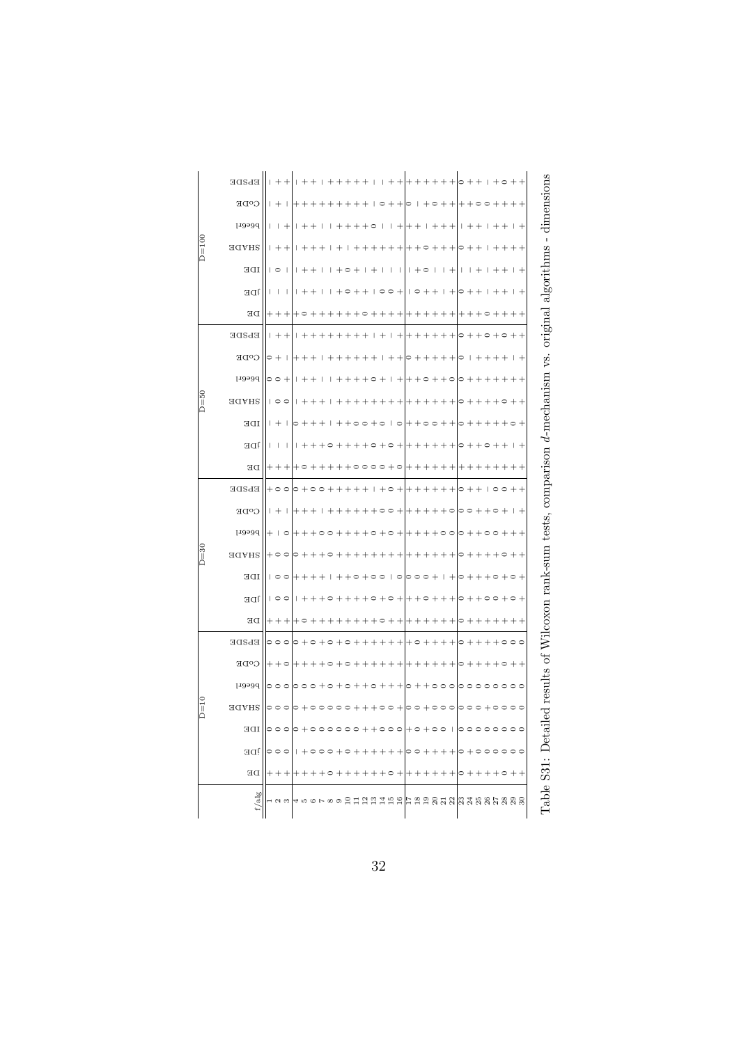| f/alg | D=10 | | | | | | | D=30 | | | | | | | D=50 | | | | | | | D=100 | | | | | | |
|---|---|---|---|---|---|---|---|---|---|---|---|---|---|---|---|---|---|---|---|---|---|---|---|---|---|---|---|---|
| | DE | jDE | IDE | SHADE | pbest1 | CoDE | EPSDE | DE | jDE | IDE | SHADE | pbest1 | CoDE | EPSDE | DE | jDE | IDE | SHADE | pbest1 | CoDE | EPSDE | DE | jDE | IDE | SHADE | pbest1 | CoDE | EPSDE |
| 1 | + | o | o | o | o | + | o | + | − | − | + | + | − | + | + | − | − | − | o | o | − | + | − | − | − | − | − | − |
| 2 | + | o | o | o | o | + | o | + | o | o | o | − | + | o | + | − | + | o | o | + | + | + | − | o | + | − | + | + |
| 3 | + | o | o | o | o | o | o | + | o | o | o | o | − | o | + | − | − | o | + | − | + | + | − | − | + | + | − | + |
| 4 | + | − | o | o | o | + | o | + | − | + | o | + | + | o | + | − | o | − | − | + | − | + | − | − | − | − | + | − |
| 5 | + | + | + | + | o | + | + | o | + | + | + | + | + | + | o | + | + | + | + | + | + | o | + | + | + | + | + | + |
| 6 | + | o | o | o | o | + | o | + | + | + | + | + | + | o | + | + | + | + | + | + | + | + | + | + | + | + | + | + |
| 7 | + | o | o | o | + | + | + | + | + | + | + | o | − | o | + | + | + | + | − | − | + | + | − | − | + | − | + | − |
| 8 | o | o | o | o | o | o | o | + | o | − | o | o | + | + | + | o | − | − | − | + | + | + | − | − | − | − | + | + |
| 9 | + | + | o | o | + | + | + | + | + | + | + | + | + | + | + | + | + | + | + | + | + | + | + | + | + | + | + | + |
| 10 | + | o | o | o | o | o | o | + | + | + | + | + | + | + | + | + | + | + | + | + | + | + | o | o | − | + | + | + |
| 11 | + | + | o | + | + | + | + | + | + | o | + | + | + | + | o | + | o | + | + | + | + | + | + | + | + | + | + | + |
| 12 | + | + | + | + | + | + | + | + | + | + | + | + | + | + | o | + | o | + | + | + | + | + | + | − | + | + | + | + |
| 13 | + | + | + | o | o | + | + | + | o | o | + | o | + | − | o | o | + | + | o | + | − | o | − | + | + | o | − | − |
| 14 | + | + | o | o | + | + | + | o | + | o | + | + | o | + | o | + | o | + | + | − | + | + | o | − | + | − | o | − |
| 15 | o | + | o | o | + | + | + | + | o | − | + | o | o | o | + | o | − | + | − | + | − | + | o | − | + | − | + | + |
| 16 | + | + | o | + | + | + | + | + | + | o | + | + | + | + | o | + | o | + | + | + | + | + | + | − | + | + | + | + |
| 17 | + | o | + | o | o | + | + | + | + | o | + | + | + | + | + | + | + | + | + | o | + | + | − | − | + | + | o | + |
| 18 | + | o | o | o | + | + | o | + | + | o | + | + | + | + | + | + | + | + | + | + | + | + | o | + | + | + | − | + |
| 19 | + | + | + | + | + | + | + | + | o | o | + | + | + | + | + | + | o | + | o | + | + | + | + | o | o | − | + | + |
| 20 | + | + | o | o | o | + | + | + | + | + | + | + | + | + | + | + | o | + | + | + | + | + | + | − | + | + | o | + |
| 21 | + | + | o | o | o | + | + | + | + | − | + | o | + | + | + | + | + | + | + | + | + | + | − | − | + | + | + | + |
| 22 | + | + | − | o | o | + | + | + | + | + | + | o | o | + | + | + | + | + | o | + | + | + | + | + | + | + | + | + |
| 23 | o | o | o | o | o | o | o | o | o | o | o | o | o | o | + | o | o | o | o | o | o | + | o | − | o | − | + | o |
| 24 | + | + | o | o | o | + | + | + | + | + | + | + | o | + | + | + | + | + | + | − | + | + | + | − | + | + | + | + |
| 25 | + | o | o | o | o | + | + | + | + | + | + | + | + | + | + | + | + | + | + | + | + | + | + | + | + | + | o | + |
| 26 | + | o | o | + | o | + | + | + | o | + | + | o | + | − | + | o | + | + | + | + | o | o | − | − | − | − | o | − |
| 27 | + | o | o | o | o | + | + | + | o | o | + | o | o | o | + | + | + | + | + | + | + | + | + | + | + | + | + | + |
| 28 | o | o | o | o | o | o | o | + | + | + | o | + | + | o | + | + | + | o | + | + | o | + | + | + | + | + | + | o |
| 29 | + | o | o | o | o | + | o | + | o | o | + | + | − | + | + | − | o | + | + | − | + | + | − | − | + | − | + | + |
| 30 | + | o | o | o | o | + | o | + | + | + | + | + | + | + | + | + | + | + | + | + | + | + | + | + | + | + | + | + |

Table S31: Detailed results of Wilcoxon rank-sum tests, comparison $d$-mechanism vs. original algorithms - dimensions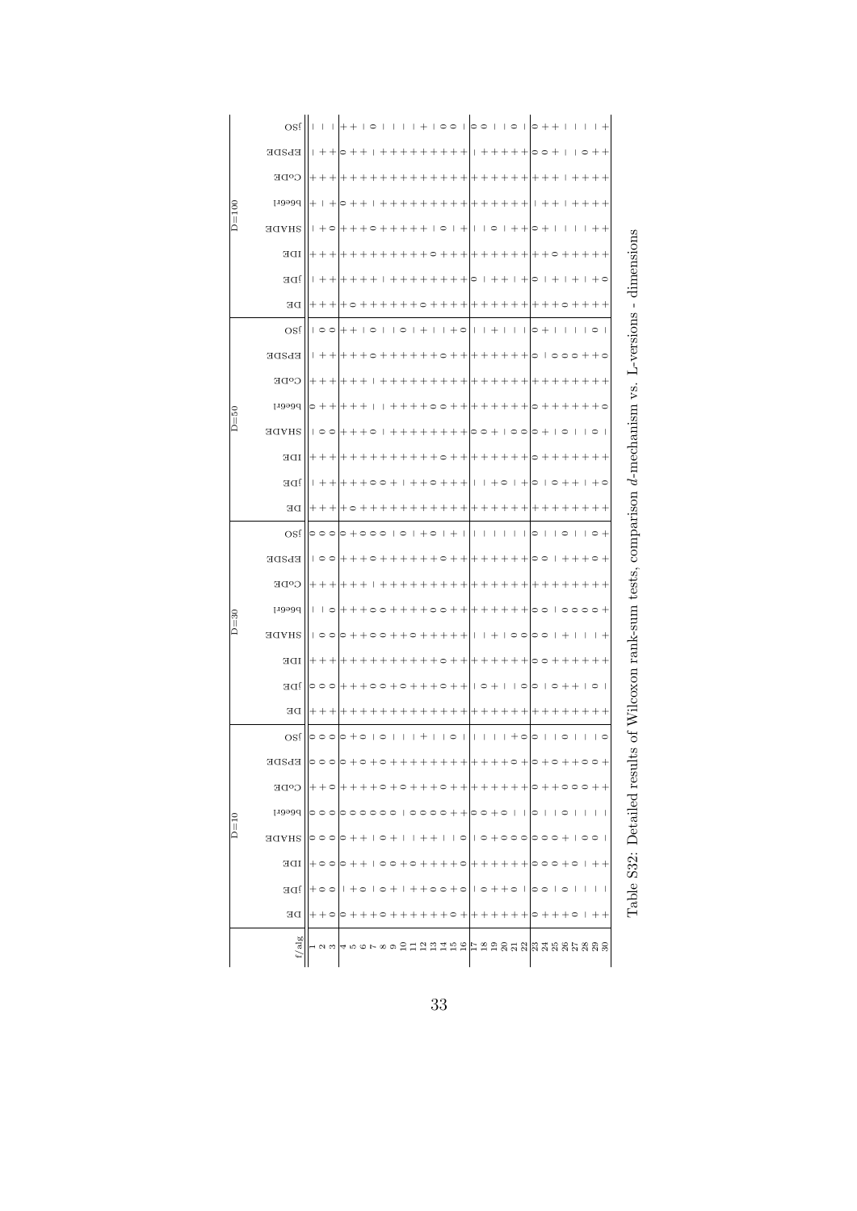| | D=10 | | | | | | | | D=30 | | | | | | | | D=50 | | | | | | | | D=100 | | | | | | | |
|---|---|---|---|---|---|---|---|---|---|---|---|---|---|---|---|---|---|---|---|---|---|---|---|---|---|---|---|---|---|---|---|---|
| f/alg | DE | jDE | IDE | SHADE | pbest1 | CoDE | EPSDE | jSO | DE | jDE | IDE | SHADE | pbest1 | CoDE | EPSDE | jSO | DE | jDE | IDE | SHADE | pbest1 | CoDE | EPSDE | jSO | DE | jDE | IDE | SHADE | pbest1 | CoDE | EPSDE | jSO |
| 1 | + | + | + | o | o | + | o | o | + | o | + | - | - | + | - | o | + | - | + | - | o | + | - | - | + | - | + | - | + | + | - | - |
| 2 | + | o | o | o | o | + | o | o | + | o | + | o | - | + | o | o | + | + | + | o | + | + | + | o | + | + | + | + | - | + | + | - |
| 3 | o | o | o | o | o | o | o | o | + | o | + | o | o | + | o | o | + | + | + | o | + | + | + | o | + | + | + | o | + | + | + | - |
| 4 | o | - | o | o | o | + | o | o | + | + | + | o | + | + | + | o | + | + | + | + | + | + | + | + | + | + | + | + | o | + | o | + |
| 5 | + | + | + | + | o | + | + | + | + | + | + | + | + | + | + | + | o | + | + | + | + | + | + | + | o | + | + | + | + | + | + | + |
| 6 | + | o | + | + | o | + | o | o | + | + | + | + | + | + | + | o | + | + | + | + | + | + | + | - | + | + | + | + | + | + | + | - |
| 7 | + | - | - | - | o | + | + | - | + | o | + | o | o | + | o | o | + | o | + | o | - | - | o | o | + | + | + | o | - | + | - | o |
| 8 | o | o | o | o | o | o | o | o | + | o | + | o | o | - | + | o | + | o | + | - | - | + | + | - | + | - | + | + | + | + | + | - |
| 9 | + | + | o | + | o | + | + | - | + | + | + | + | + | + | + | - | + | + | + | + | + | + | + | - | + | + | + | + | + | + | + | - |
| 10 | + | - | + | - | - | o | + | - | + | o | + | + | + | + | + | o | + | - | + | + | + | + | + | o | + | + | + | + | + | + | + | - |
| 11 | + | + | o | - | o | + | + | - | + | + | + | o | + | + | + | - | + | + | + | + | + | + | + | - | + | + | + | + | + | + | + | - |
| 12 | + | + | + | + | o | + | + | + | + | + | + | + | + | + | + | + | + | + | + | + | + | + | + | + | + | + | + | + | + | + | + | + |
| 13 | + | o | + | + | o | + | + | - | + | + | + | + | o | + | + | o | + | o | + | + | o | + | + | - | + | + | + | - | + | + | + | - |
| 14 | + | o | + | - | o | o | + | - | + | o | o | + | o | + | o | - | + | + | o | + | o | + | o | - | o | + | o | o | + | + | + | o |
| 15 | o | + | + | - | + | + | + | o | + | + | + | + | + | + | + | + | + | + | + | + | + | + | + | + | + | + | + | - | + | + | + | o |
| 16 | + | o | o | o | + | + | + | - | + | + | + | + | + | + | + | - | + | + | + | + | + | + | + | o | + | + | + | + | + | + | + | - |
| 17 | + | - | + | - | o | + | + | - | + | - | + | - | + | + | + | - | + | - | + | o | + | + | + | - | + | o | + | - | + | + | - | o |
| 18 | + | o | + | o | o | + | + | - | + | o | + | - | + | + | + | - | + | - | + | o | + | + | + | - | + | - | + | - | + | + | + | o |
| 19 | + | + | + | + | + | + | + | - | + | + | + | + | + | + | + | - | + | + | + | + | + | + | + | + | + | + | + | o | + | + | + | - |
| 20 | + | + | + | o | o | + | + | - | + | - | + | - | + | + | + | - | + | o | + | - | + | + | + | - | + | + | + | - | + | + | + | - |
| 21 | + | o | + | o | - | + | o | + | + | - | + | o | + | + | + | - | + | - | + | o | + | + | + | - | + | - | + | + | + | + | + | o |
| 22 | + | - | + | o | - | + | + | o | + | o | + | o | + | + | + | - | + | + | + | o | + | + | + | - | + | + | + | + | + | + | + | - |
| 23 | o | o | o | o | o | o | o | o | + | o | o | o | o | + | o | o | + | o | o | o | o | + | o | o | + | o | + | o | - | + | o | o |
| 24 | + | o | o | o | - | + | + | - | + | - | o | o | o | + | o | - | + | - | + | + | + | + | - | + | + | - | + | + | + | + | o | + |
| 25 | + | - | o | o | - | + | o | - | + | o | + | - | - | + | - | - | + | o | + | - | + | + | o | - | + | + | o | - | + | + | + | + |
| 26 | + | o | + | + | o | o | + | o | + | + | + | + | o | + | + | o | + | + | + | o | + | + | o | - | o | - | + | - | - | - | - | - |
| 27 | o | - | o | - | - | o | + | - | + | + | + | - | o | + | + | - | + | + | + | - | + | + | o | - | + | + | + | - | + | + | - | - |
| 28 | - | - | - | o | - | o | o | - | + | - | + | - | o | + | + | - | + | - | + | - | + | + | + | - | + | - | + | - | + | + | o | - |
| 29 | + | - | + | o | - | + | o | - | + | o | + | - | o | + | o | o | + | + | + | o | + | + | + | o | + | + | + | + | + | + | + | - |
| 30 | + | - | + | - | - | + | + | o | + | - | + | + | + | + | + | + | + | o | + | - | o | + | o | - | + | o | + | + | + | + | + | + |

Table S32: Detailed results of Wilcoxon rank-sum tests, comparison $d$-mechanism vs. L-versions - dimensions